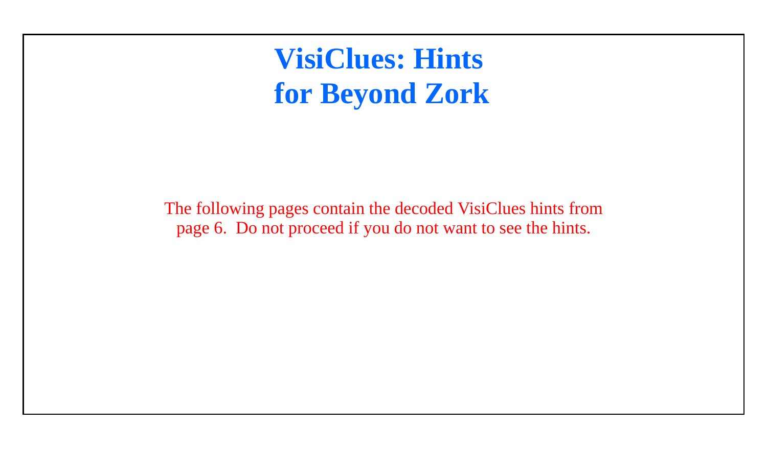# VisiClues: Hints for Beyond Zork

The following pages contain the decoded VisiClues hints from page 6. Do not proceed if you do not want to see the hints.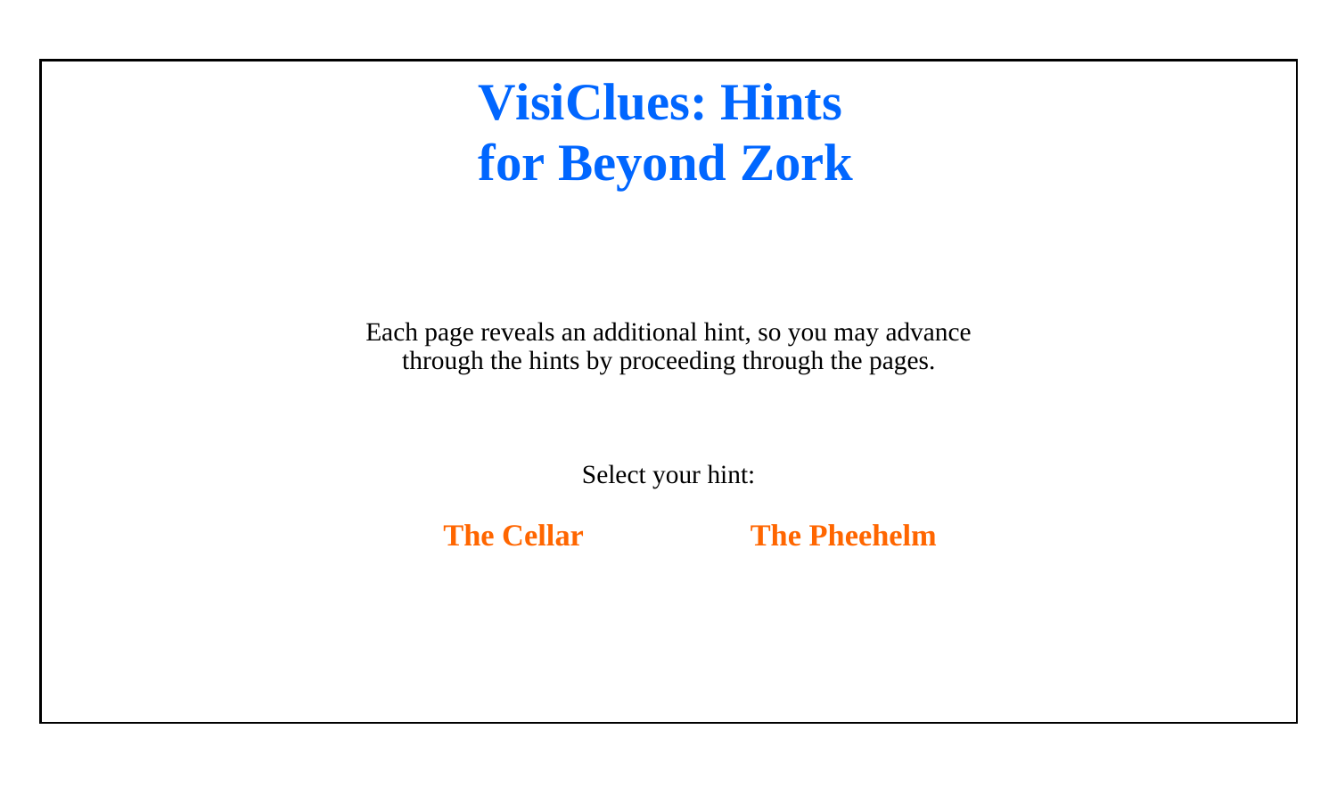# VisiClues: Hints for Beyond Zork

Each page reveals an additional hint, so you may advance through the hints by proceeding through the pages.

Select your hint:

**The Cellar** **The Pheehelm**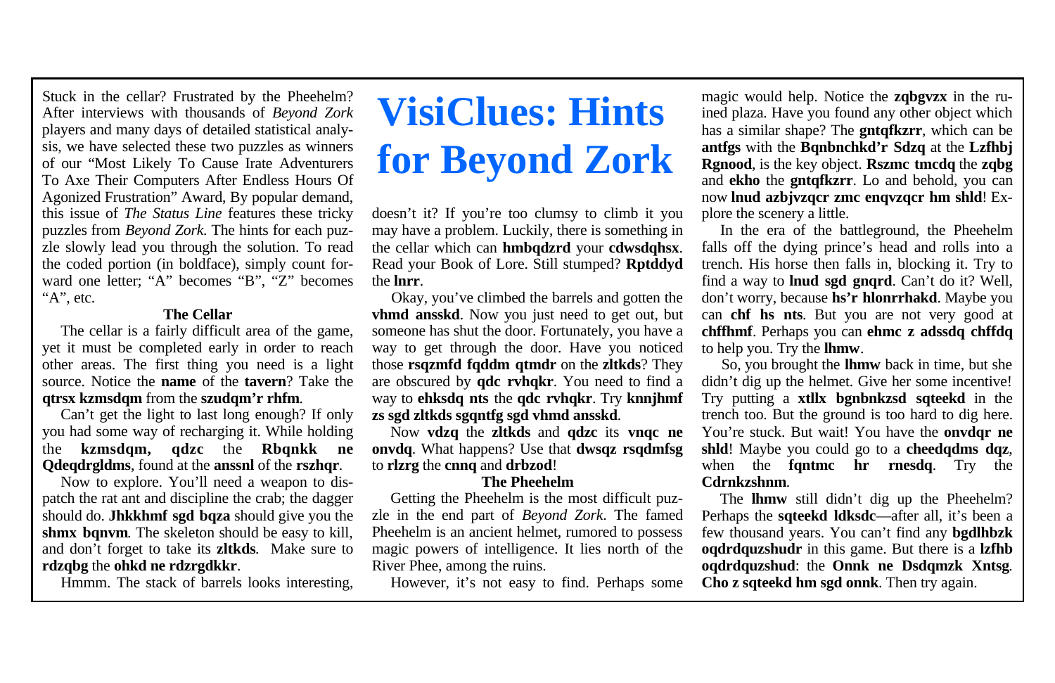# VisiClues: Hints for Beyond Zork

Stuck in the cellar? Frustrated by the Pheehelm? After interviews with thousands of *Beyond Zork* players and many days of detailed statistical analysis, we have selected these two puzzles as winners of our "Most Likely To Cause Irate Adventurers To Axe Their Computers After Endless Hours Of Agonized Frustration" Award, By popular demand, this issue of *The Status Line* features these tricky puzzles from *Beyond Zork*. The hints for each puzzle slowly lead you through the solution. To read the coded portion (in boldface), simply count forward one letter; "A" becomes "B", "Z" becomes "A", etc.

### The Cellar

The cellar is a fairly difficult area of the game, yet it must be completed early in order to reach other areas. The first thing you need is a light source. Notice the **name** of the **tavern**? Take the **qtrsx kzmsdqm** from the **szudqm'r rhfm**.

Can't get the light to last long enough? If only you had some way of recharging it. While holding the **kzmsdqm, qdzc** the **Rbqnkk ne Qdeqdrgldms**, found at the **anssnl** of the **rszhqr**.

Now to explore. You'll need a weapon to dispatch the rat ant and discipline the crab; the dagger should do. **Jhkkhmf sgd bqza** should give you the **shmx bqnvm**. The skeleton should be easy to kill, and don't forget to take its **zltkds**. Make sure to **rdzqbg** the **ohkd ne rdzrgdkkr**.

Hmmm. The stack of barrels looks interesting, doesn't it? If you're too clumsy to climb it you may have a problem. Luckily, there is something in the cellar which can **hmbqdzrd** your **cdwsdqhsx**. Read your Book of Lore. Still stumped? **Rptddyd** the **lnrr**.

Okay, you've climbed the barrels and gotten the **vhmd ansskd**. Now you just need to get out, but someone has shut the door. Fortunately, you have a way to get through the door. Have you noticed those **rsqzmfd fqddm qtmdr** on the **zltkds**? They are obscured by **qdc rvhqkr**. You need to find a way to **ehksdq nts** the **qdc rvhqkr**. Try **knnjhmf zs sgd zltkds sgqntfg sgd vhmd ansskd**.

Now **vdzq** the **zltkds** and **qdzc** its **vnqc ne onvdq**. What happens? Use that **dwsqz rsqdmfsg** to **rlzrg** the **cnnq** and **drbzod**!

### The Pheehelm

Getting the Pheehelm is the most difficult puzzle in the end part of *Beyond Zork*. The famed Pheehelm is an ancient helmet, rumored to possess magic powers of intelligence. It lies north of the River Phee, among the ruins.

However, it's not easy to find. Perhaps some magic would help. Notice the **zqbgvzx** in the ruined plaza. Have you found any other object which has a similar shape? The **gntqfkzrr**, which can be **antfgs** with the **Bqnbnchkd'r Sdzq** at the **Lzfhbj Rgnood**, is the key object. **Rszmc tmcdq** the **zqbg** and **ekho** the **gntqfkzrr**. Lo and behold, you can now **lnud azbjvzqcr zmc enqvzqcr hm shld**! Explore the scenery a little.

In the era of the battleground, the Pheehelm falls off the dying prince's head and rolls into a trench. His horse then falls in, blocking it. Try to find a way to **lnud sgd gnqrd**. Can't do it? Well, don't worry, because **hs'r hlonrrhakd**. Maybe you can **chf hs nts**. But you are not very good at **chffhmf**. Perhaps you can **ehmc z adssdq chffdq** to help you. Try the **lhmw**.

So, you brought the **lhmw** back in time, but she didn't dig up the helmet. Give her some incentive! Try putting a **xtllx bgnbnkzsd sqteekd** in the trench too. But the ground is too hard to dig here. You're stuck. But wait! You have the **onvdqr ne shld**! Maybe you could go to a **cheedqdms dqz**, when the **fqntmc hr rnesdq**. Try the **Cdrnkzshnm**.

The **lhmw** still didn't dig up the Pheehelm? Perhaps the **sqteekd ldksdc**—after all, it's been a few thousand years. You can't find any **bgdlhbzk oqdrdquzshudr** in this game. But there is a **lzfhb oqdrdquzshud**: the **Onnk ne Dsdqmzk Xntsg**. **Cho z sqteekd hm sgd onnk**. Then try again.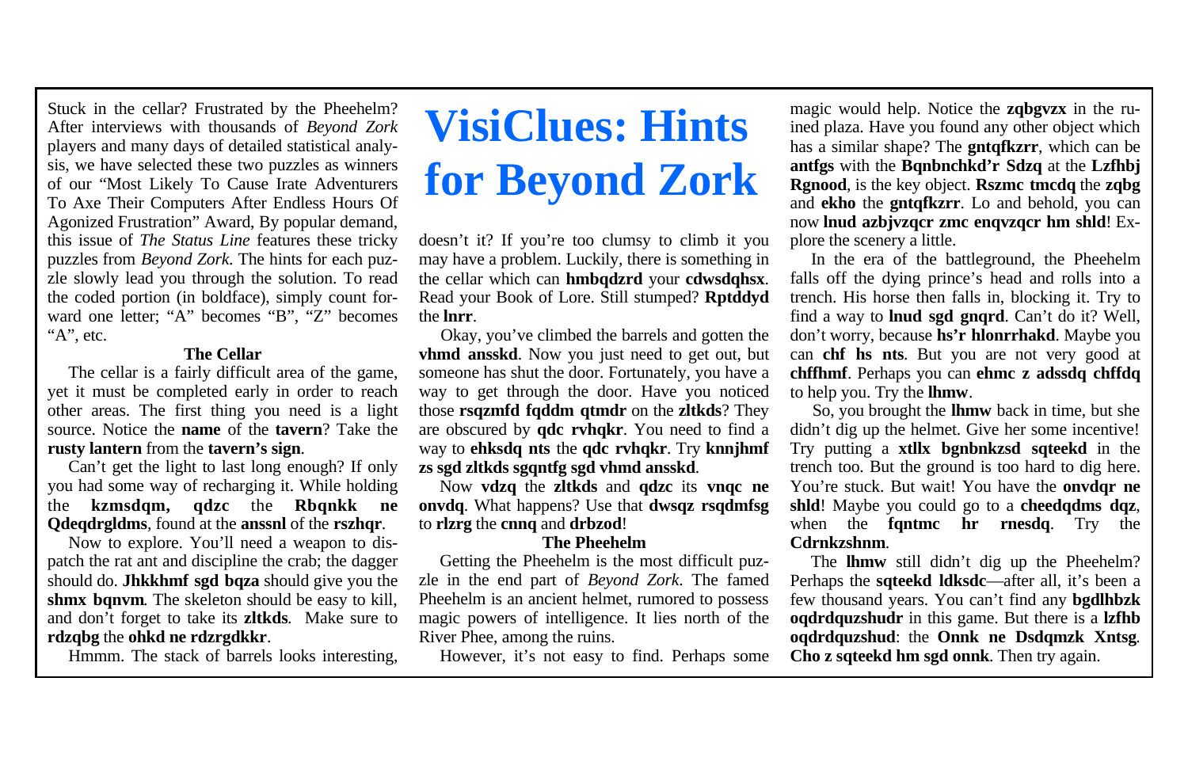# VisiClues: Hints for Beyond Zork

Stuck in the cellar? Frustrated by the Pheehelm? After interviews with thousands of *Beyond Zork* players and many days of detailed statistical analysis, we have selected these two puzzles as winners of our "Most Likely To Cause Irate Adventurers To Axe Their Computers After Endless Hours Of Agonized Frustration" Award, By popular demand, this issue of *The Status Line* features these tricky puzzles from *Beyond Zork*. The hints for each puzzle slowly lead you through the solution. To read the coded portion (in boldface), simply count forward one letter; "A" becomes "B", "Z" becomes "A", etc.

### The Cellar

The cellar is a fairly difficult area of the game, yet it must be completed early in order to reach other areas. The first thing you need is a light source. Notice the **name** of the **tavern**? Take the **rusty lantern** from the **tavern's sign**.

Can't get the light to last long enough? If only you had some way of recharging it. While holding the **kzmsdqm, qdzc** the **Rbqnkk ne Qdeqdrgldms**, found at the **anssnl** of the **rszhqr**.

Now to explore. You'll need a weapon to dispatch the rat ant and discipline the crab; the dagger should do. **Jhkkhmf sgd bqza** should give you the **shmx bqnvm**. The skeleton should be easy to kill, and don't forget to take its **zltkds**. Make sure to **rdzqbg** the **ohkd ne rdzrgdkkr**.

Hmmm. The stack of barrels looks interesting, doesn't it? If you're too clumsy to climb it you may have a problem. Luckily, there is something in the cellar which can **hmbqdzrd** your **cdwsdqhsx**. Read your Book of Lore. Still stumped? **Rptddyd** the **lnrr**.

Okay, you've climbed the barrels and gotten the **vhmd ansskd**. Now you just need to get out, but someone has shut the door. Fortunately, you have a way to get through the door. Have you noticed those **rsqzmfd fqddm qtmdr** on the **zltkds**? They are obscured by **qdc rvhqkr**. You need to find a way to **ehksdq nts** the **qdc rvhqkr**. Try **knnjhmf zs sgd zltkds sgqntfg sgd vhmd ansskd**.

Now **vdzq** the **zltkds** and **qdzc** its **vnqc ne onvdq**. What happens? Use that **dwsqz rsqdmfsg** to **rlzrg** the **cnnq** and **drbzod**!

### The Pheehelm

Getting the Pheehelm is the most difficult puzzle in the end part of *Beyond Zork*. The famed Pheehelm is an ancient helmet, rumored to possess magic powers of intelligence. It lies north of the River Phee, among the ruins.

However, it's not easy to find. Perhaps some magic would help. Notice the **zqbgvzx** in the ruined plaza. Have you found any other object which has a similar shape? The **gntqfkzrr**, which can be **antfgs** with the **Bqnbnchkd'r Sdzq** at the **Lzfhbj Rgnood**, is the key object. **Rszmc tmcdq** the **zqbg** and **ekho** the **gntqfkzrr**. Lo and behold, you can now **lnud azbjvzqcr zmc enqvzqcr hm shld**! Explore the scenery a little.

In the era of the battleground, the Pheehelm falls off the dying prince's head and rolls into a trench. His horse then falls in, blocking it. Try to find a way to **lnud sgd gnqrd**. Can't do it? Well, don't worry, because **hs'r hlonrrhakd**. Maybe you can **chf hs nts**. But you are not very good at **chffhmf**. Perhaps you can **ehmc z adssdq chffdq** to help you. Try the **lhmw**.

So, you brought the **lhmw** back in time, but she didn't dig up the helmet. Give her some incentive! Try putting a **xtllx bgnbnkzsd sqteekd** in the trench too. But the ground is too hard to dig here. You're stuck. But wait! You have the **onvdqr ne shld**! Maybe you could go to a **cheedqdms dqz**, when the **fqntmc hr rnesdq**. Try the **Cdrnkzshnm**.

The **lhmw** still didn't dig up the Pheehelm? Perhaps the **sqteekd ldksdc**—after all, it's been a few thousand years. You can't find any **bgdlhbzk oqdrdquzshudr** in this game. But there is a **lzfhb oqdrdquzshud**: the **Onnk ne Dsdqmzk Xntsg**. **Cho z sqteekd hm sgd onnk**. Then try again.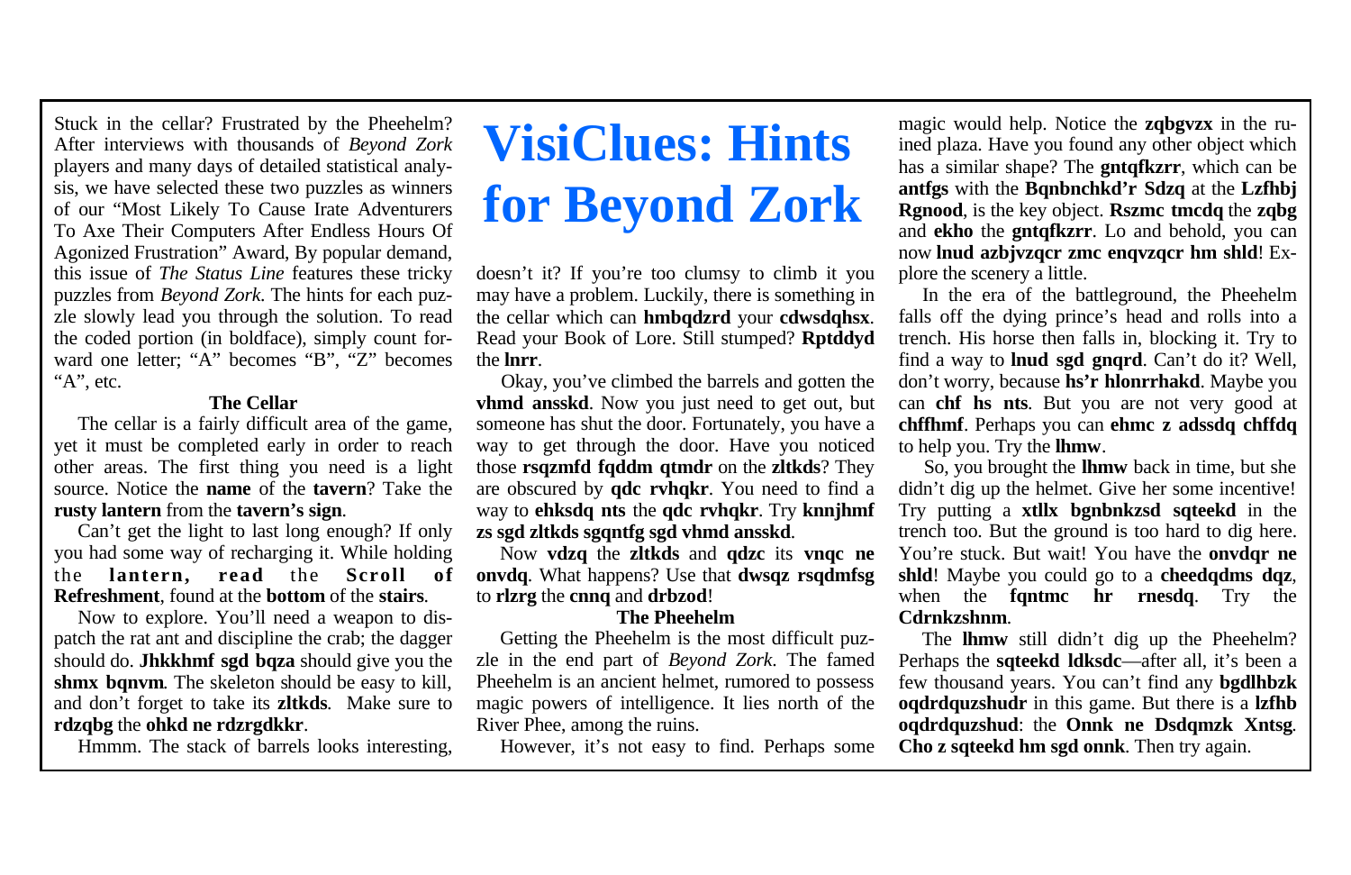# VisiClues: Hints for Beyond Zork

Stuck in the cellar? Frustrated by the Pheehelm? After interviews with thousands of *Beyond Zork* players and many days of detailed statistical analysis, we have selected these two puzzles as winners of our "Most Likely To Cause Irate Adventurers To Axe Their Computers After Endless Hours Of Agonized Frustration" Award, By popular demand, this issue of *The Status Line* features these tricky puzzles from *Beyond Zork*. The hints for each puzzle slowly lead you through the solution. To read the coded portion (in boldface), simply count forward one letter; "A" becomes "B", "Z" becomes "A", etc.

### The Cellar

The cellar is a fairly difficult area of the game, yet it must be completed early in order to reach other areas. The first thing you need is a light source. Notice the **name** of the **tavern**? Take the **rusty lantern** from the **tavern's sign**.

Can't get the light to last long enough? If only you had some way of recharging it. While holding the **lantern, read** the **Scroll of Refreshment**, found at the **bottom** of the **stairs**.

Now to explore. You'll need a weapon to dispatch the rat ant and discipline the crab; the dagger should do. **Jhkkhmf sgd bqza** should give you the **shmx bqnvm**. The skeleton should be easy to kill, and don't forget to take its **zltkds**. Make sure to **rdzqbg** the **ohkd ne rdzrgdkkr**.

Hmmm. The stack of barrels looks interesting, doesn't it? If you're too clumsy to climb it you may have a problem. Luckily, there is something in the cellar which can **hmbqdzrd** your **cdwsdqhsx**. Read your Book of Lore. Still stumped? **Rptddyd** the **lnrr**.

Okay, you've climbed the barrels and gotten the **vhmd ansskd**. Now you just need to get out, but someone has shut the door. Fortunately, you have a way to get through the door. Have you noticed those **rsqzmfd fqddm qtmdr** on the **zltkds**? They are obscured by **qdc rvhqkr**. You need to find a way to **ehksdq nts** the **qdc rvhqkr**. Try **knnjhmf zs sgd zltkds sgqntfg sgd vhmd ansskd**.

Now **vdzq** the **zltkds** and **qdzc** its **vnqc ne onvdq**. What happens? Use that **dwsqz rsqdmfsg** to **rlzrg** the **cnnq** and **drbzod**!

### The Pheehelm

Getting the Pheehelm is the most difficult puzzle in the end part of *Beyond Zork*. The famed Pheehelm is an ancient helmet, rumored to possess magic powers of intelligence. It lies north of the River Phee, among the ruins.

However, it's not easy to find. Perhaps some magic would help. Notice the **zqbgvzx** in the ruined plaza. Have you found any other object which has a similar shape? The **gntqfkzrr**, which can be **antfgs** with the **Bqnbnchkd'r Sdzq** at the **Lzfhbj Rgnood**, is the key object. **Rszmc tmcdq** the **zqbg** and **ekho** the **gntqfkzrr**. Lo and behold, you can now **lnud azbjvzqcr zmc enqvzqcr hm shld**! Explore the scenery a little.

In the era of the battleground, the Pheehelm falls off the dying prince's head and rolls into a trench. His horse then falls in, blocking it. Try to find a way to **lnud sgd gnqrd**. Can't do it? Well, don't worry, because **hs'r hlonrrhakd**. Maybe you can **chf hs nts**. But you are not very good at **chffhmf**. Perhaps you can **ehmc z adssdq chffdq** to help you. Try the **lhmw**.

So, you brought the **lhmw** back in time, but she didn't dig up the helmet. Give her some incentive! Try putting a **xtllx bgnbnkzsd sqteekd** in the trench too. But the ground is too hard to dig here. You're stuck. But wait! You have the **onvdqr ne shld**! Maybe you could go to a **cheedqdms dqz**, when the **fqntmc hr rnesdq**. Try the **Cdrnkzshnm**.

The **lhmw** still didn't dig up the Pheehelm? Perhaps the **sqteekd ldksdc**—after all, it's been a few thousand years. You can't find any **bgdlhbzk oqdrdquzshudr** in this game. But there is a **lzfhb oqdrdquzshud**: the **Onnk ne Dsdqmzk Xntsg**. **Cho z sqteekd hm sgd onnk**. Then try again.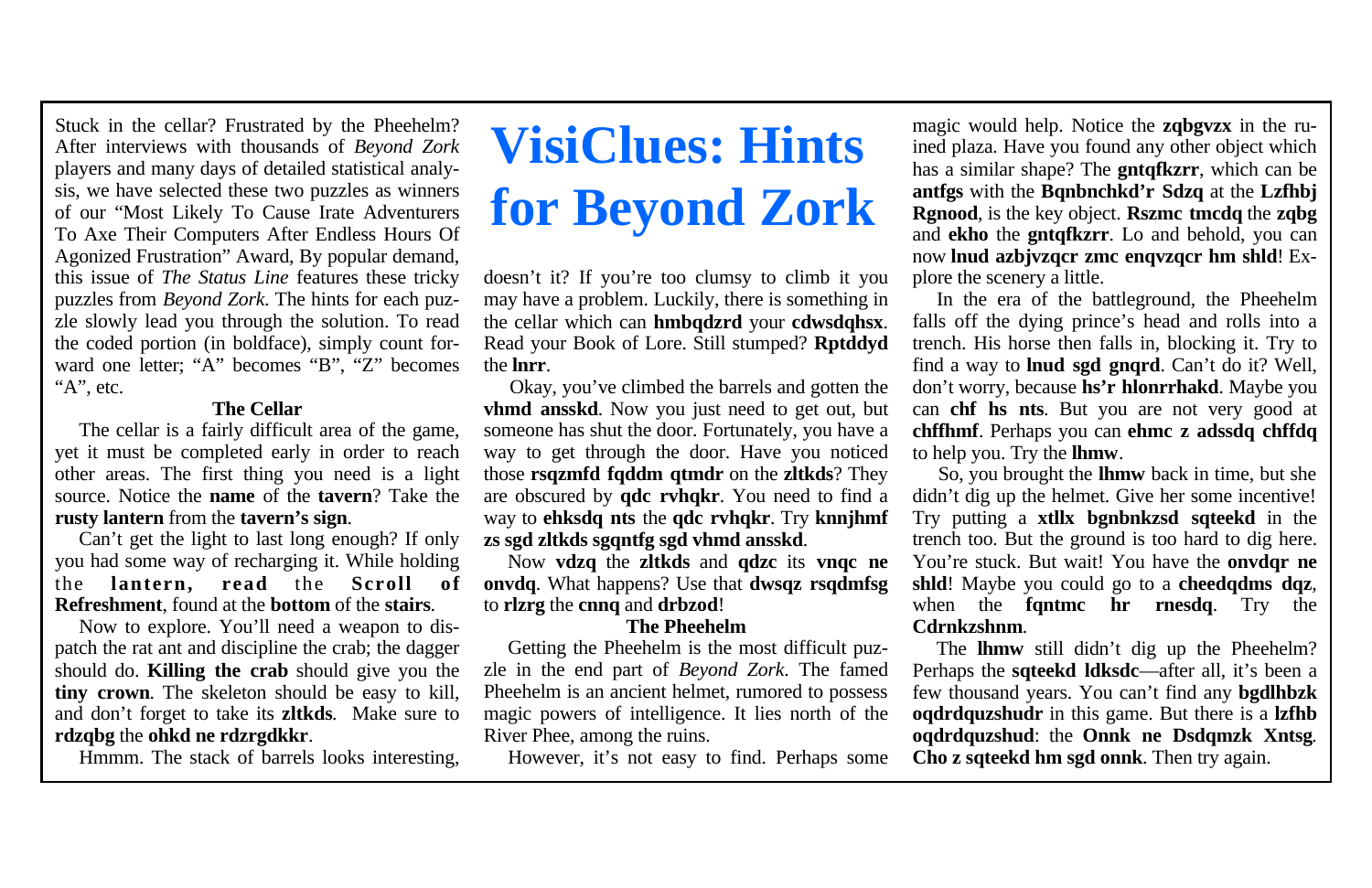# VisiClues: Hints for Beyond Zork

Stuck in the cellar? Frustrated by the Pheehelm? After interviews with thousands of *Beyond Zork* players and many days of detailed statistical analysis, we have selected these two puzzles as winners of our "Most Likely To Cause Irate Adventurers To Axe Their Computers After Endless Hours Of Agonized Frustration" Award, By popular demand, this issue of *The Status Line* features these tricky puzzles from *Beyond Zork*. The hints for each puzzle slowly lead you through the solution. To read the coded portion (in boldface), simply count forward one letter; "A" becomes "B", "Z" becomes "A", etc.

### The Cellar

The cellar is a fairly difficult area of the game, yet it must be completed early in order to reach other areas. The first thing you need is a light source. Notice the **name** of the **tavern**? Take the **rusty lantern** from the **tavern's sign**.

Can't get the light to last long enough? If only you had some way of recharging it. While holding the **lantern, read** the **Scroll of Refreshment**, found at the **bottom** of the **stairs**.

Now to explore. You'll need a weapon to dispatch the rat ant and discipline the crab; the dagger should do. **Killing the crab** should give you the **tiny crown**. The skeleton should be easy to kill, and don't forget to take its **zltkds**. Make sure to **rdzqbg** the **ohkd ne rdzrgdkkr**.

Hmmm. The stack of barrels looks interesting, doesn't it? If you're too clumsy to climb it you may have a problem. Luckily, there is something in the cellar which can **hmbqdzrd** your **cdwsdqhsx**. Read your Book of Lore. Still stumped? **Rptddyd** the **lnrr**.

Okay, you've climbed the barrels and gotten the **vhmd ansskd**. Now you just need to get out, but someone has shut the door. Fortunately, you have a way to get through the door. Have you noticed those **rsqzmfd fqddm qtmdr** on the **zltkds**? They are obscured by **qdc rvhqkr**. You need to find a way to **ehksdq nts** the **qdc rvhqkr**. Try **knnjhmf zs sgd zltkds sgqntfg sgd vhmd ansskd**.

Now **vdzq** the **zltkds** and **qdzc** its **vnqc ne onvdq**. What happens? Use that **dwsqz rsqdmfsg** to **rlzrg** the **cnnq** and **drbzod**!

### The Pheehelm

Getting the Pheehelm is the most difficult puzzle in the end part of *Beyond Zork*. The famed Pheehelm is an ancient helmet, rumored to possess magic powers of intelligence. It lies north of the River Phee, among the ruins.

However, it's not easy to find. Perhaps some magic would help. Notice the **zqbgvzx** in the ruined plaza. Have you found any other object which has a similar shape? The **gntqfkzrr**, which can be **antfgs** with the **Bqnbnchkd'r Sdzq** at the **Lzfhbj Rgnood**, is the key object. **Rszmc tmcdq** the **zqbg** and **ekho** the **gntqfkzrr**. Lo and behold, you can now **lnud azbjvzqcr zmc enqvzqcr hm shld**! Explore the scenery a little.

In the era of the battleground, the Pheehelm falls off the dying prince's head and rolls into a trench. His horse then falls in, blocking it. Try to find a way to **lnud sgd gnqrd**. Can't do it? Well, don't worry, because **hs'r hlonrrhakd**. Maybe you can **chf hs nts**. But you are not very good at **chffhmf**. Perhaps you can **ehmc z adssdq chffdq** to help you. Try the **lhmw**.

So, you brought the **lhmw** back in time, but she didn't dig up the helmet. Give her some incentive! Try putting a **xtllx bgnbnkzsd sqteekd** in the trench too. But the ground is too hard to dig here. You're stuck. But wait! You have the **onvdqr ne shld**! Maybe you could go to a **cheedqdms dqz**, when the **fqntmc hr rnesdq**. Try the **Cdrnkzshnm**.

The **lhmw** still didn't dig up the Pheehelm? Perhaps the **sqteekd ldksdc**—after all, it's been a few thousand years. You can't find any **bgdlhbzk oqdrdquzshudr** in this game. But there is a **lzfhb oqdrdquzshud**: the **Onnk ne Dsdqmzk Xntsg**. **Cho z sqteekd hm sgd onnk**. Then try again.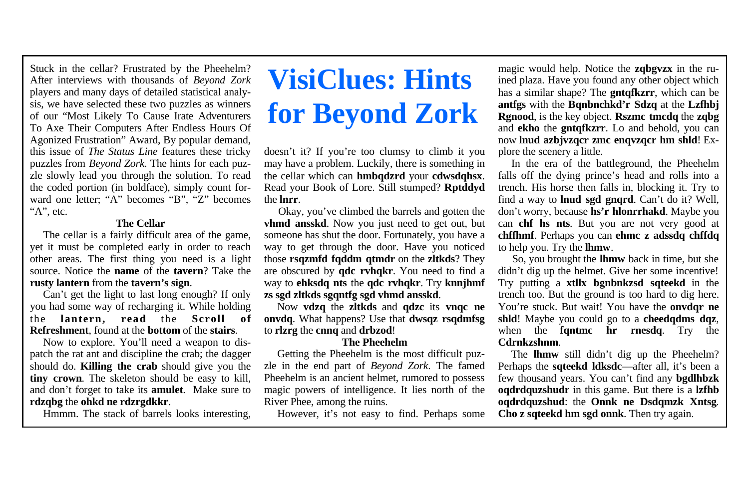# VisiClues: Hints for Beyond Zork

Stuck in the cellar? Frustrated by the Pheehelm? After interviews with thousands of *Beyond Zork* players and many days of detailed statistical analysis, we have selected these two puzzles as winners of our "Most Likely To Cause Irate Adventurers To Axe Their Computers After Endless Hours Of Agonized Frustration" Award, By popular demand, this issue of *The Status Line* features these tricky puzzles from *Beyond Zork*. The hints for each puzzle slowly lead you through the solution. To read the coded portion (in boldface), simply count forward one letter; "A" becomes "B", "Z" becomes "A", etc.

### The Cellar

The cellar is a fairly difficult area of the game, yet it must be completed early in order to reach other areas. The first thing you need is a light source. Notice the **name** of the **tavern**? Take the **rusty lantern** from the **tavern's sign**.

Can't get the light to last long enough? If only you had some way of recharging it. While holding the **lantern, read** the **Scroll of Refreshment**, found at the **bottom** of the **stairs**.

Now to explore. You'll need a weapon to dispatch the rat ant and discipline the crab; the dagger should do. **Killing the crab** should give you the **tiny crown**. The skeleton should be easy to kill, and don't forget to take its **amulet**. Make sure to **rdzqbg** the **ohkd ne rdzrgdkkr**.

Hmmm. The stack of barrels looks interesting, doesn't it? If you're too clumsy to climb it you may have a problem. Luckily, there is something in the cellar which can **hmbqdzrd** your **cdwsdqhsx**. Read your Book of Lore. Still stumped? **Rptddyd** the **lnrr**.

Okay, you've climbed the barrels and gotten the **vhmd ansskd**. Now you just need to get out, but someone has shut the door. Fortunately, you have a way to get through the door. Have you noticed those **rsqzmfd fqddm qtmdr** on the **zltkds**? They are obscured by **qdc rvhqkr**. You need to find a way to **ehksdq nts** the **qdc rvhqkr**. Try **knnjhmf zs sgd zltkds sgqntfg sgd vhmd ansskd**.

Now **vdzq** the **zltkds** and **qdzc** its **vnqc ne onvdq**. What happens? Use that **dwsqz rsqdmfsg** to **rlzrg** the **cnnq** and **drbzod**!

### The Pheehelm

Getting the Pheehelm is the most difficult puzzle in the end part of *Beyond Zork*. The famed Pheehelm is an ancient helmet, rumored to possess magic powers of intelligence. It lies north of the River Phee, among the ruins.

However, it's not easy to find. Perhaps some magic would help. Notice the **zqbgvzx** in the ruined plaza. Have you found any other object which has a similar shape? The **gntqfkzrr**, which can be **antfgs** with the **Bqnbnchkd'r Sdzq** at the **Lzfhbj Rgnood**, is the key object. **Rszmc tmcdq** the **zqbg** and **ekho** the **gntqfkzrr**. Lo and behold, you can now **lnud azbjvzqcr zmc enqvzqcr hm shld**! Explore the scenery a little.

In the era of the battleground, the Pheehelm falls off the dying prince's head and rolls into a trench. His horse then falls in, blocking it. Try to find a way to **lnud sgd gnqrd**. Can't do it? Well, don't worry, because **hs'r hlonrrhakd**. Maybe you can **chf hs nts**. But you are not very good at **chffhmf**. Perhaps you can **ehmc z adssdq chffdq** to help you. Try the **lhmw**.

So, you brought the **lhmw** back in time, but she didn't dig up the helmet. Give her some incentive! Try putting a **xtllx bgnbnkzsd sqteekd** in the trench too. But the ground is too hard to dig here. You're stuck. But wait! You have the **onvdqr ne shld**! Maybe you could go to a **cheedqdms dqz**, when the **fqntmc hr rnesdq**. Try the **Cdrnkzshnm**.

The **lhmw** still didn't dig up the Pheehelm? Perhaps the **sqteekd ldksdc**—after all, it's been a few thousand years. You can't find any **bgdlhbzk oqdrdquzshudr** in this game. But there is a **lzfhb oqdrdquzshud**: the **Onnk ne Dsdqmzk Xntsg**. **Cho z sqteekd hm sgd onnk**. Then try again.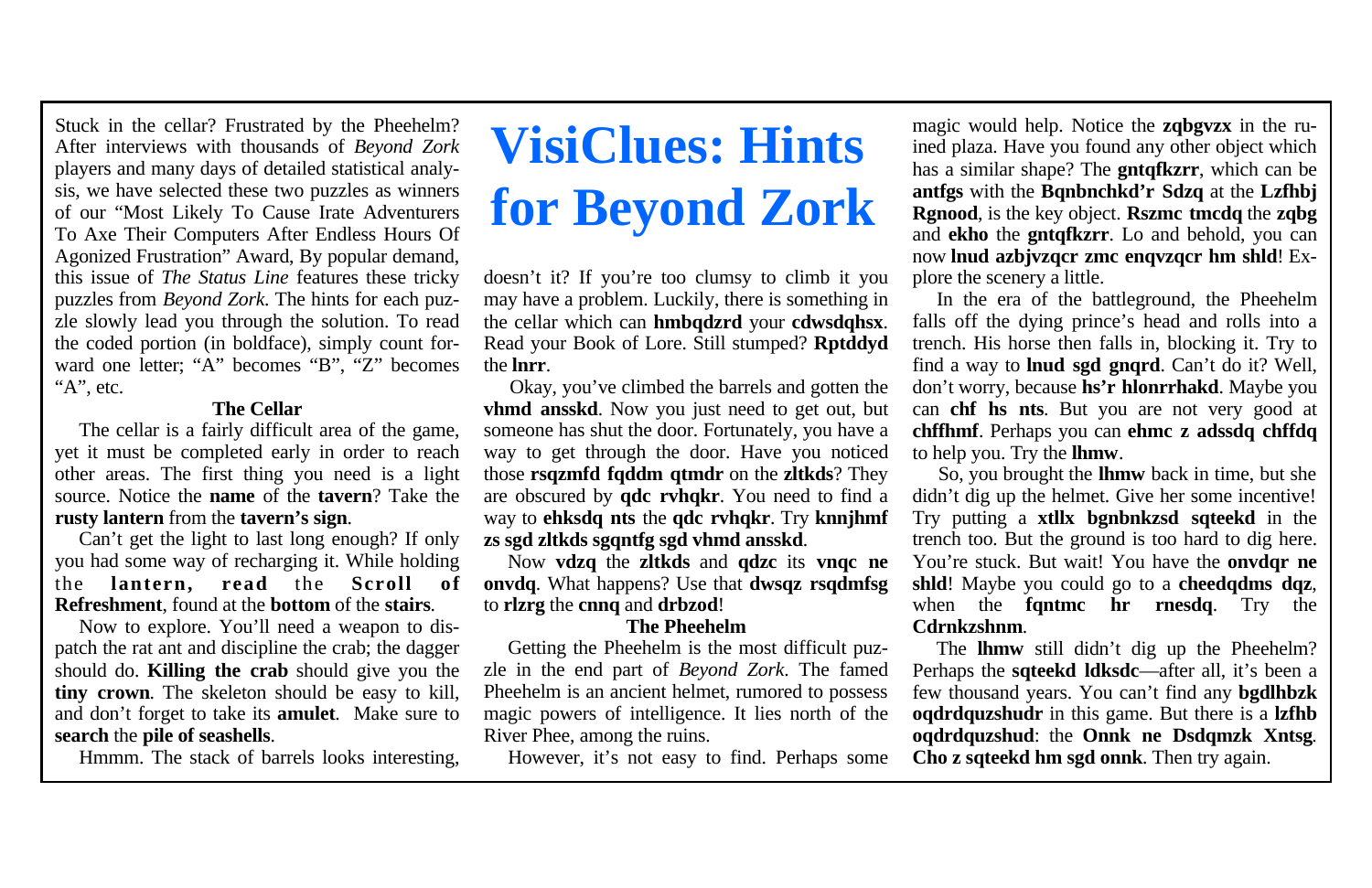# VisiClues: Hints for Beyond Zork

Stuck in the cellar? Frustrated by the Pheehelm? After interviews with thousands of *Beyond Zork* players and many days of detailed statistical analysis, we have selected these two puzzles as winners of our "Most Likely To Cause Irate Adventurers To Axe Their Computers After Endless Hours Of Agonized Frustration" Award, By popular demand, this issue of *The Status Line* features these tricky puzzles from *Beyond Zork*. The hints for each puzzle slowly lead you through the solution. To read the coded portion (in boldface), simply count forward one letter; "A" becomes "B", "Z" becomes "A", etc.

### The Cellar

The cellar is a fairly difficult area of the game, yet it must be completed early in order to reach other areas. The first thing you need is a light source. Notice the **name** of the **tavern**? Take the **rusty lantern** from the **tavern's sign**.

Can't get the light to last long enough? If only you had some way of recharging it. While holding the **lantern, read** the **Scroll of Refreshment**, found at the **bottom** of the **stairs**.

Now to explore. You'll need a weapon to dispatch the rat ant and discipline the crab; the dagger should do. **Killing the crab** should give you the **tiny crown**. The skeleton should be easy to kill, and don't forget to take its **amulet**. Make sure to **search** the **pile of seashells**.

Hmmm. The stack of barrels looks interesting, doesn't it? If you're too clumsy to climb it you may have a problem. Luckily, there is something in the cellar which can **hmbqdzrd** your **cdwsdqhsx**. Read your Book of Lore. Still stumped? **Rptddyd** the **lnrr**.

Okay, you've climbed the barrels and gotten the **vhmd ansskd**. Now you just need to get out, but someone has shut the door. Fortunately, you have a way to get through the door. Have you noticed those **rsqzmfd fqddm qtmdr** on the **zltkds**? They are obscured by **qdc rvhqkr**. You need to find a way to **ehksdq nts** the **qdc rvhqkr**. Try **knnjhmf zs sgd zltkds sgqntfg sgd vhmd ansskd**.

Now **vdzq** the **zltkds** and **qdzc** its **vnqc ne onvdq**. What happens? Use that **dwsqz rsqdmfsg** to **rlzrg** the **cnnq** and **drbzod**!

### The Pheehelm

Getting the Pheehelm is the most difficult puzzle in the end part of *Beyond Zork*. The famed Pheehelm is an ancient helmet, rumored to possess magic powers of intelligence. It lies north of the River Phee, among the ruins.

However, it's not easy to find. Perhaps some magic would help. Notice the **zqbgvzx** in the ruined plaza. Have you found any other object which has a similar shape? The **gntqfkzrr**, which can be **antfgs** with the **Bqnbnchkd'r Sdzq** at the **Lzfhbj Rgnood**, is the key object. **Rszmc tmcdq** the **zqbg** and **ekho** the **gntqfkzrr**. Lo and behold, you can now **lnud azbjvzqcr zmc enqvzqcr hm shld**! Explore the scenery a little.

In the era of the battleground, the Pheehelm falls off the dying prince's head and rolls into a trench. His horse then falls in, blocking it. Try to find a way to **lnud sgd gnqrd**. Can't do it? Well, don't worry, because **hs'r hlonrrhakd**. Maybe you can **chf hs nts**. But you are not very good at **chffhmf**. Perhaps you can **ehmc z adssdq chffdq** to help you. Try the **lhmw**.

So, you brought the **lhmw** back in time, but she didn't dig up the helmet. Give her some incentive! Try putting a **xtllx bgnbnkzsd sqteekd** in the trench too. But the ground is too hard to dig here. You're stuck. But wait! You have the **onvdqr ne shld**! Maybe you could go to a **cheedqdms dqz**, when the **fqntmc hr rnesdq**. Try the **Cdrnkzshnm**.

The **lhmw** still didn't dig up the Pheehelm? Perhaps the **sqteekd ldksdc**—after all, it's been a few thousand years. You can't find any **bgdlhbzk oqdrdquzshudr** in this game. But there is a **lzfhb oqdrdquzshud**: the **Onnk ne Dsdqmzk Xntsg**. **Cho z sqteekd hm sgd onnk**. Then try again.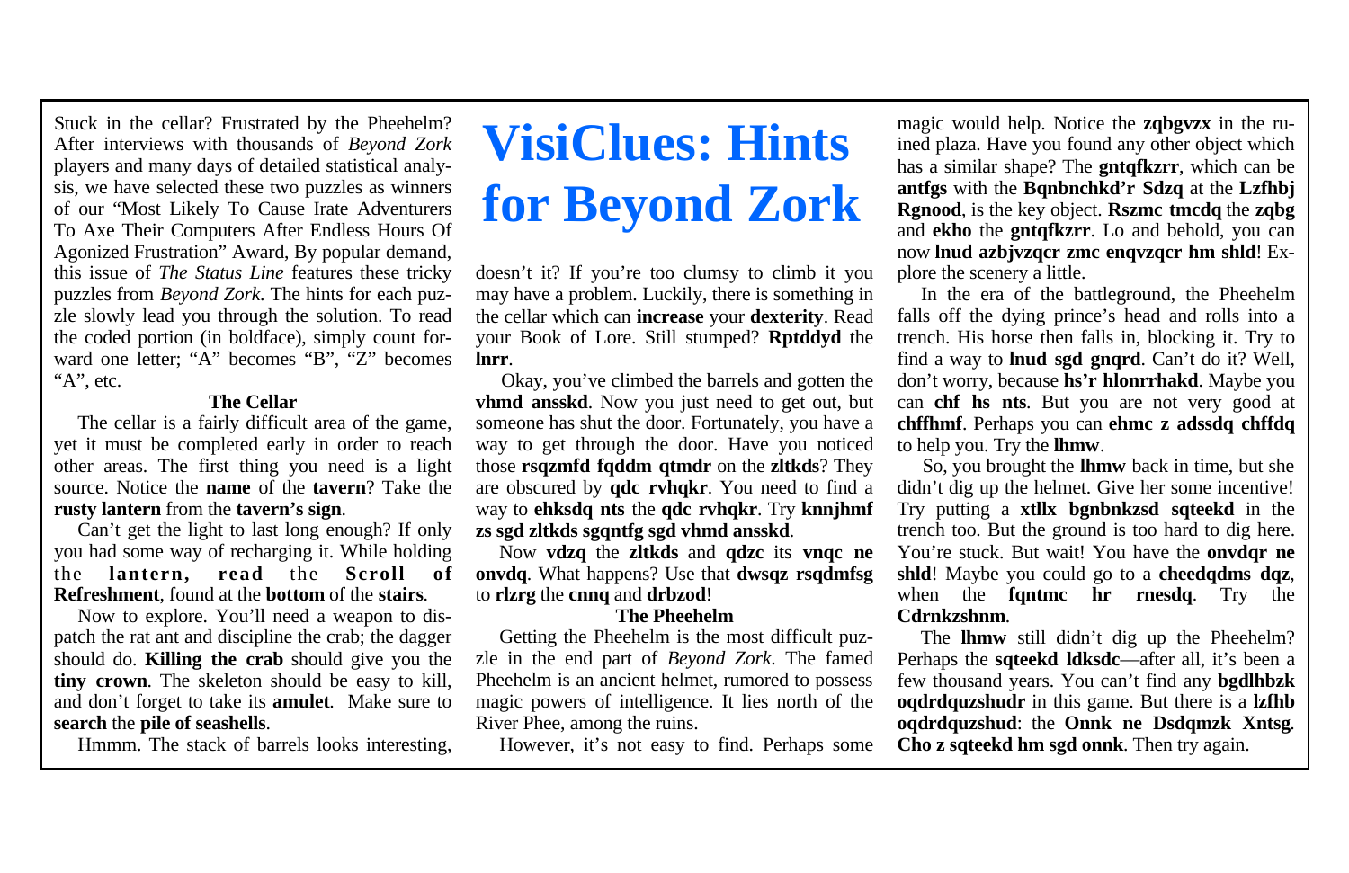# VisiClues: Hints for Beyond Zork

Stuck in the cellar? Frustrated by the Pheehelm? After interviews with thousands of *Beyond Zork* players and many days of detailed statistical analysis, we have selected these two puzzles as winners of our "Most Likely To Cause Irate Adventurers To Axe Their Computers After Endless Hours Of Agonized Frustration" Award, By popular demand, this issue of *The Status Line* features these tricky puzzles from *Beyond Zork*. The hints for each puzzle slowly lead you through the solution. To read the coded portion (in boldface), simply count forward one letter; "A" becomes "B", "Z" becomes "A", etc.

### The Cellar

The cellar is a fairly difficult area of the game, yet it must be completed early in order to reach other areas. The first thing you need is a light source. Notice the **name** of the **tavern**? Take the **rusty lantern** from the **tavern's sign**.

Can't get the light to last long enough? If only you had some way of recharging it. While holding the **lantern, read** the **Scroll of Refreshment**, found at the **bottom** of the **stairs**.

Now to explore. You'll need a weapon to dispatch the rat ant and discipline the crab; the dagger should do. **Killing the crab** should give you the **tiny crown**. The skeleton should be easy to kill, and don't forget to take its **amulet**. Make sure to **search** the **pile of seashells**.

Hmmm. The stack of barrels looks interesting, doesn't it? If you're too clumsy to climb it you may have a problem. Luckily, there is something in the cellar which can **increase** your **dexterity**. Read your Book of Lore. Still stumped? **Rptddyd** the **lnrr**.

Okay, you've climbed the barrels and gotten the **vhmd ansskd**. Now you just need to get out, but someone has shut the door. Fortunately, you have a way to get through the door. Have you noticed those **rsqzmfd fqddm qtmdr** on the **zltkds**? They are obscured by **qdc rvhqkr**. You need to find a way to **ehksdq nts** the **qdc rvhqkr**. Try **knnjhmf zs sgd zltkds sgqntfg sgd vhmd ansskd**.

Now **vdzq** the **zltkds** and **qdzc** its **vnqc ne onvdq**. What happens? Use that **dwsqz rsqdmfsg** to **rlzrg** the **cnnq** and **drbzod**!

### The Pheehelm

Getting the Pheehelm is the most difficult puzzle in the end part of *Beyond Zork*. The famed Pheehelm is an ancient helmet, rumored to possess magic powers of intelligence. It lies north of the River Phee, among the ruins.

However, it's not easy to find. Perhaps some magic would help. Notice the **zqbgvzx** in the ruined plaza. Have you found any other object which has a similar shape? The **gntqfkzrr**, which can be **antfgs** with the **Bqnbnchkd'r Sdzq** at the **Lzfhbj Rgnood**, is the key object. **Rszmc tmcdq** the **zqbg** and **ekho** the **gntqfkzrr**. Lo and behold, you can now **lnud azbjvzqcr zmc enqvzqcr hm shld**! Explore the scenery a little.

In the era of the battleground, the Pheehelm falls off the dying prince's head and rolls into a trench. His horse then falls in, blocking it. Try to find a way to **lnud sgd gnqrd**. Can't do it? Well, don't worry, because **hs'r hlonrrhakd**. Maybe you can **chf hs nts**. But you are not very good at **chffhmf**. Perhaps you can **ehmc z adssdq chffdq** to help you. Try the **lhmw**.

So, you brought the **lhmw** back in time, but she didn't dig up the helmet. Give her some incentive! Try putting a **xtllx bgnbnkzsd sqteekd** in the trench too. But the ground is too hard to dig here. You're stuck. But wait! You have the **onvdqr ne shld**! Maybe you could go to a **cheedqdms dqz**, when the **fqntmc hr rnesdq**. Try the **Cdrnkzshnm**.

The **lhmw** still didn't dig up the Pheehelm? Perhaps the **sqteekd ldksdc**—after all, it's been a few thousand years. You can't find any **bgdlhbzk oqdrdquzshudr** in this game. But there is a **lzfhb oqdrdquzshud**: the **Onnk ne Dsdqmzk Xntsg**. **Cho z sqteekd hm sgd onnk**. Then try again.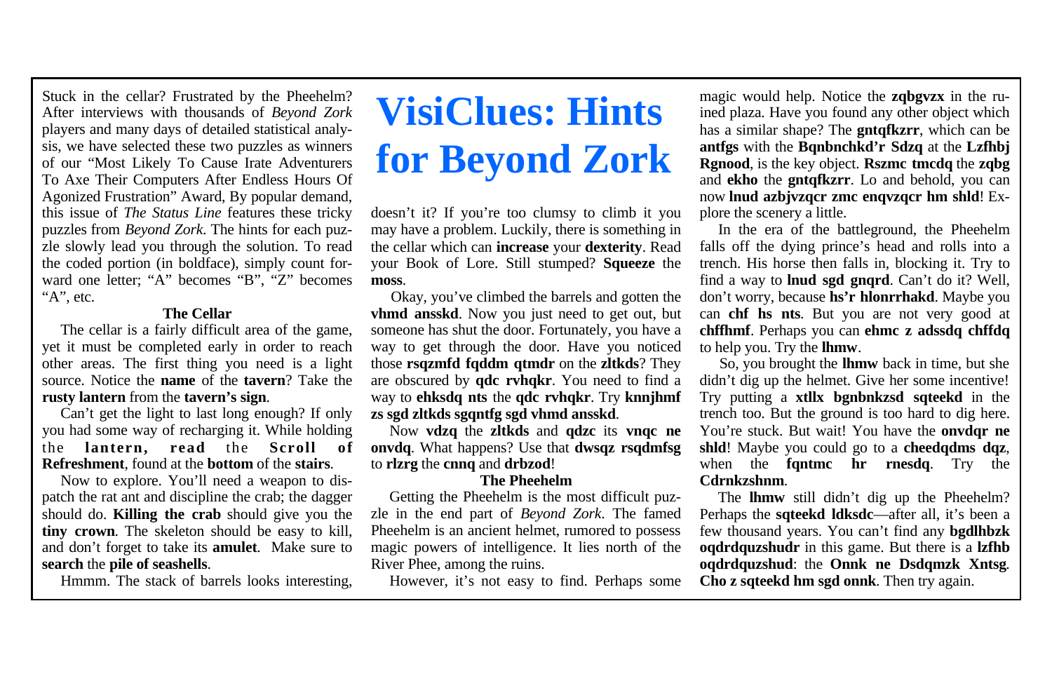# VisiClues: Hints for Beyond Zork

Stuck in the cellar? Frustrated by the Pheehelm? After interviews with thousands of *Beyond Zork* players and many days of detailed statistical analysis, we have selected these two puzzles as winners of our "Most Likely To Cause Irate Adventurers To Axe Their Computers After Endless Hours Of Agonized Frustration" Award, By popular demand, this issue of *The Status Line* features these tricky puzzles from *Beyond Zork*. The hints for each puzzle slowly lead you through the solution. To read the coded portion (in boldface), simply count forward one letter; "A" becomes "B", "Z" becomes "A", etc.

### The Cellar

The cellar is a fairly difficult area of the game, yet it must be completed early in order to reach other areas. The first thing you need is a light source. Notice the **name** of the **tavern**? Take the **rusty lantern** from the **tavern's sign**.

Can't get the light to last long enough? If only you had some way of recharging it. While holding the **lantern, read** the **Scroll of Refreshment**, found at the **bottom** of the **stairs**.

Now to explore. You'll need a weapon to dispatch the rat ant and discipline the crab; the dagger should do. **Killing the crab** should give you the **tiny crown**. The skeleton should be easy to kill, and don't forget to take its **amulet**. Make sure to **search** the **pile of seashells**.

Hmmm. The stack of barrels looks interesting, doesn't it? If you're too clumsy to climb it you may have a problem. Luckily, there is something in the cellar which can **increase** your **dexterity**. Read your Book of Lore. Still stumped? **Squeeze** the **moss**.

Okay, you've climbed the barrels and gotten the **vhmd ansskd**. Now you just need to get out, but someone has shut the door. Fortunately, you have a way to get through the door. Have you noticed those **rsqzmfd fqddm qtmdr** on the **zltkds**? They are obscured by **qdc rvhqkr**. You need to find a way to **ehksdq nts** the **qdc rvhqkr**. Try **knnjhmf zs sgd zltkds sgqntfg sgd vhmd ansskd**.

Now **vdzq** the **zltkds** and **qdzc** its **vnqc ne onvdq**. What happens? Use that **dwsqz rsqdmfsg** to **rlzrg** the **cnnq** and **drbzod**!

### The Pheehelm

Getting the Pheehelm is the most difficult puzzle in the end part of *Beyond Zork*. The famed Pheehelm is an ancient helmet, rumored to possess magic powers of intelligence. It lies north of the River Phee, among the ruins.

However, it's not easy to find. Perhaps some magic would help. Notice the **zqbgvzx** in the ruined plaza. Have you found any other object which has a similar shape? The **gntqfkzrr**, which can be **antfgs** with the **Bqnbnchkd'r Sdzq** at the **Lzfhbj Rgnood**, is the key object. **Rszmc tmcdq** the **zqbg** and **ekho** the **gntqfkzrr**. Lo and behold, you can now **lnud azbjvzqcr zmc enqvzqcr hm shld**! Explore the scenery a little.

In the era of the battleground, the Pheehelm falls off the dying prince's head and rolls into a trench. His horse then falls in, blocking it. Try to find a way to **lnud sgd gnqrd**. Can't do it? Well, don't worry, because **hs'r hlonrrhakd**. Maybe you can **chf hs nts**. But you are not very good at **chffhmf**. Perhaps you can **ehmc z adssdq chffdq** to help you. Try the **lhmw**.

So, you brought the **lhmw** back in time, but she didn't dig up the helmet. Give her some incentive! Try putting a **xtllx bgnbnkzsd sqteekd** in the trench too. But the ground is too hard to dig here. You're stuck. But wait! You have the **onvdqr ne shld**! Maybe you could go to a **cheedqdms dqz**, when the **fqntmc hr rnesdq**. Try the **Cdrnkzshnm**.

The **lhmw** still didn't dig up the Pheehelm? Perhaps the **sqteekd ldksdc**—after all, it's been a few thousand years. You can't find any **bgdlhbzk oqdrdquzshudr** in this game. But there is a **lzfhb oqdrdquzshud**: the **Onnk ne Dsdqmzk Xntsg**. **Cho z sqteekd hm sgd onnk**. Then try again.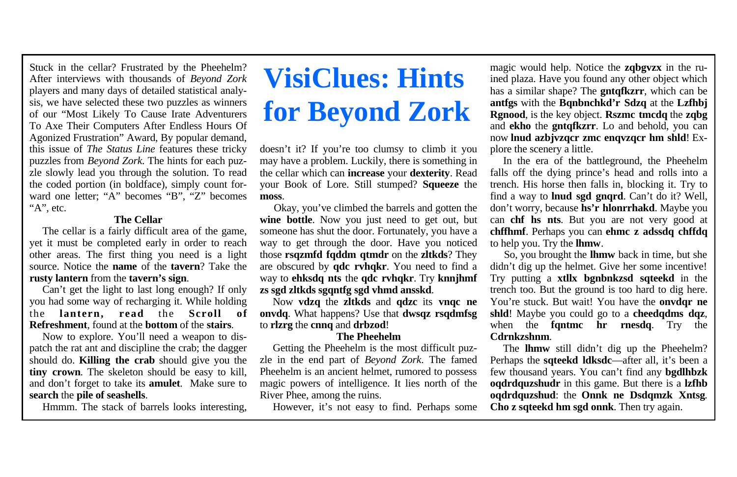# VisiClues: Hints for Beyond Zork

Stuck in the cellar? Frustrated by the Pheehelm? After interviews with thousands of *Beyond Zork* players and many days of detailed statistical analysis, we have selected these two puzzles as winners of our "Most Likely To Cause Irate Adventurers To Axe Their Computers After Endless Hours Of Agonized Frustration" Award, By popular demand, this issue of *The Status Line* features these tricky puzzles from *Beyond Zork*. The hints for each puzzle slowly lead you through the solution. To read the coded portion (in boldface), simply count forward one letter; "A" becomes "B", "Z" becomes "A", etc.

### The Cellar

The cellar is a fairly difficult area of the game, yet it must be completed early in order to reach other areas. The first thing you need is a light source. Notice the **name** of the **tavern**? Take the **rusty lantern** from the **tavern's sign**.

Can't get the light to last long enough? If only you had some way of recharging it. While holding the **lantern, read** the **Scroll of Refreshment**, found at the **bottom** of the **stairs**.

Now to explore. You'll need a weapon to dispatch the rat ant and discipline the crab; the dagger should do. **Killing the crab** should give you the **tiny crown**. The skeleton should be easy to kill, and don't forget to take its **amulet**. Make sure to **search** the **pile of seashells**.

Hmmm. The stack of barrels looks interesting, doesn't it? If you're too clumsy to climb it you may have a problem. Luckily, there is something in the cellar which can **increase** your **dexterity**. Read your Book of Lore. Still stumped? **Squeeze** the **moss**.

Okay, you've climbed the barrels and gotten the **wine bottle**. Now you just need to get out, but someone has shut the door. Fortunately, you have a way to get through the door. Have you noticed those **rsqzmfd fqddm qtmdr** on the **zltkds**? They are obscured by **qdc rvhqkr**. You need to find a way to **ehksdq nts** the **qdc rvhqkr**. Try **knnjhmf zs sgd zltkds sgqntfg sgd vhmd ansskd**.

Now **vdzq** the **zltkds** and **qdzc** its **vnqc ne onvdq**. What happens? Use that **dwsqz rsqdmfsg** to **rlzrg** the **cnnq** and **drbzod**!

### The Pheehelm

Getting the Pheehelm is the most difficult puzzle in the end part of *Beyond Zork*. The famed Pheehelm is an ancient helmet, rumored to possess magic powers of intelligence. It lies north of the River Phee, among the ruins.

However, it's not easy to find. Perhaps some magic would help. Notice the **zqbgvzx** in the ruined plaza. Have you found any other object which has a similar shape? The **gntqfkzrr**, which can be **antfgs** with the **Bqnbnchkd'r Sdzq** at the **Lzfhbj Rgnood**, is the key object. **Rszmc tmcdq** the **zqbg** and **ekho** the **gntqfkzrr**. Lo and behold, you can now **lnud azbjvzqcr zmc enqvzqcr hm shld**! Explore the scenery a little.

In the era of the battleground, the Pheehelm falls off the dying prince's head and rolls into a trench. His horse then falls in, blocking it. Try to find a way to **lnud sgd gnqrd**. Can't do it? Well, don't worry, because **hs'r hlonrrhakd**. Maybe you can **chf hs nts**. But you are not very good at **chffhmf**. Perhaps you can **ehmc z adssdq chffdq** to help you. Try the **lhmw**.

So, you brought the **lhmw** back in time, but she didn't dig up the helmet. Give her some incentive! Try putting a **xtllx bgnbnkzsd sqteekd** in the trench too. But the ground is too hard to dig here. You're stuck. But wait! You have the **onvdqr ne shld**! Maybe you could go to a **cheedqdms dqz**, when the **fqntmc hr rnesdq**. Try the **Cdrnkzshnm**.

The **lhmw** still didn't dig up the Pheehelm? Perhaps the **sqteekd ldksdc**—after all, it's been a few thousand years. You can't find any **bgdlhbzk oqdrdqquzshudr** in this game. But there is a **lzfhb oqdrdqquzshud**: the **Onnk ne Dsdqmzk Xntsg**. **Cho z sqteekd hm sgd onnk**. Then try again.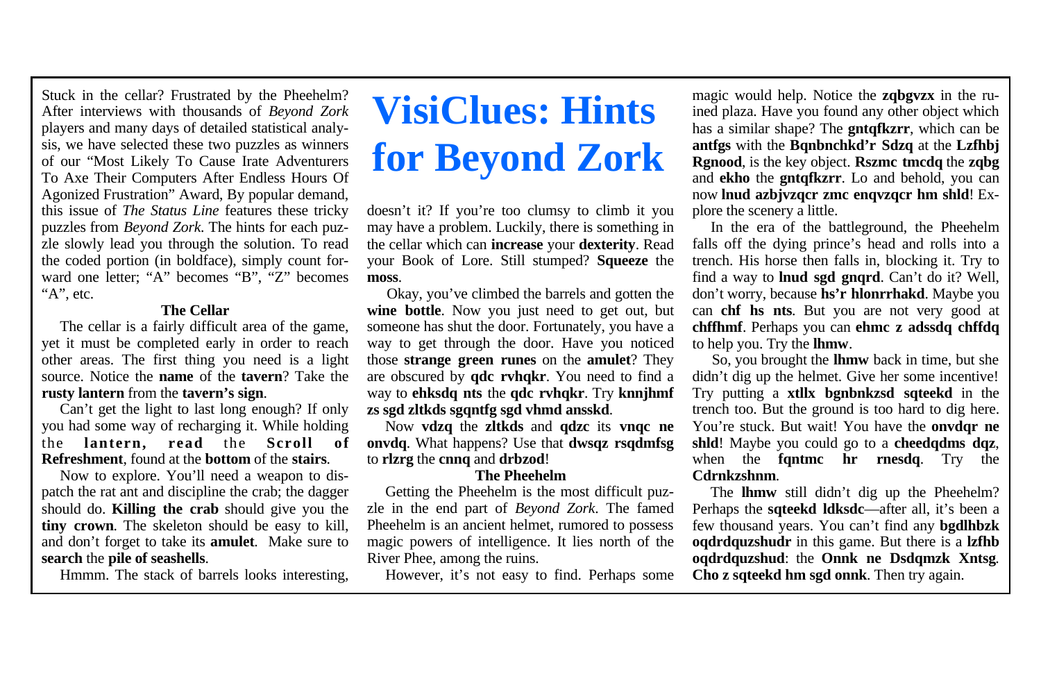# VisiClues: Hints for Beyond Zork

Stuck in the cellar? Frustrated by the Pheehelm? After interviews with thousands of *Beyond Zork* players and many days of detailed statistical analysis, we have selected these two puzzles as winners of our "Most Likely To Cause Irate Adventurers To Axe Their Computers After Endless Hours Of Agonized Frustration" Award, By popular demand, this issue of *The Status Line* features these tricky puzzles from *Beyond Zork*. The hints for each puzzle slowly lead you through the solution. To read the coded portion (in boldface), simply count forward one letter; "A" becomes "B", "Z" becomes "A", etc.

### The Cellar

The cellar is a fairly difficult area of the game, yet it must be completed early in order to reach other areas. The first thing you need is a light source. Notice the **name** of the **tavern**? Take the **rusty lantern** from the **tavern's sign**.

Can't get the light to last long enough? If only you had some way of recharging it. While holding the **lantern, read** the **Scroll of Refreshment**, found at the **bottom** of the **stairs**.

Now to explore. You'll need a weapon to dispatch the rat ant and discipline the crab; the dagger should do. **Killing the crab** should give you the **tiny crown**. The skeleton should be easy to kill, and don't forget to take its **amulet**. Make sure to **search** the **pile of seashells**.

Hmmm. The stack of barrels looks interesting, doesn't it? If you're too clumsy to climb it you may have a problem. Luckily, there is something in the cellar which can **increase** your **dexterity**. Read your Book of Lore. Still stumped? **Squeeze** the **moss**.

Okay, you've climbed the barrels and gotten the **wine bottle**. Now you just need to get out, but someone has shut the door. Fortunately, you have a way to get through the door. Have you noticed those **strange green runes** on the **amulet**? They are obscured by **qdc rvhqkr**. You need to find a way to **ehksdq nts** the **qdc rvhqkr**. Try **knnjhmf zs sgd zltkds sgqntfg sgd vhmd ansskd**.

Now **vdzq** the **zltkds** and **qdzc** its **vnqc ne onvdq**. What happens? Use that **dwsqz rsqdmfsg** to **rlzrg** the **cnnq** and **drbzod**!

### The Pheehelm

Getting the Pheehelm is the most difficult puzzle in the end part of *Beyond Zork*. The famed Pheehelm is an ancient helmet, rumored to possess magic powers of intelligence. It lies north of the River Phee, among the ruins.

However, it's not easy to find. Perhaps some magic would help. Notice the **zqbgvzx** in the ruined plaza. Have you found any other object which has a similar shape? The **gntqfkzrr**, which can be **antfgs** with the **Bqnbnchkd'r Sdzq** at the **Lzfhbj Rgnood**, is the key object. **Rszmc tmcdq** the **zqbg** and **ekho** the **gntqfkzrr**. Lo and behold, you can now **lnud azbjvzqcr zmc enqvzqcr hm shld**! Explore the scenery a little.

In the era of the battleground, the Pheehelm falls off the dying prince's head and rolls into a trench. His horse then falls in, blocking it. Try to find a way to **lnud sgd gnqrd**. Can't do it? Well, don't worry, because **hs'r hlonrrhakd**. Maybe you can **chf hs nts**. But you are not very good at **chffhmf**. Perhaps you can **ehmc z adssdq chffdq** to help you. Try the **lhmw**.

So, you brought the **lhmw** back in time, but she didn't dig up the helmet. Give her some incentive! Try putting a **xtllx bgnbnkzsd sqteekd** in the trench too. But the ground is too hard to dig here. You're stuck. But wait! You have the **onvdqr ne shld**! Maybe you could go to a **cheedqdms dqz**, when the **fqntmc hr rnesdq**. Try the **Cdrnkzshnm**.

The **lhmw** still didn't dig up the Pheehelm? Perhaps the **sqteekd ldksdc**—after all, it's been a few thousand years. You can't find any **bgdlhbzk oqdrdquzshudr** in this game. But there is a **lzfhb oqdrdquzshud**: the **Onnk ne Dsdqmzk Xntsg**. **Cho z sqteekd hm sgd onnk**. Then try again.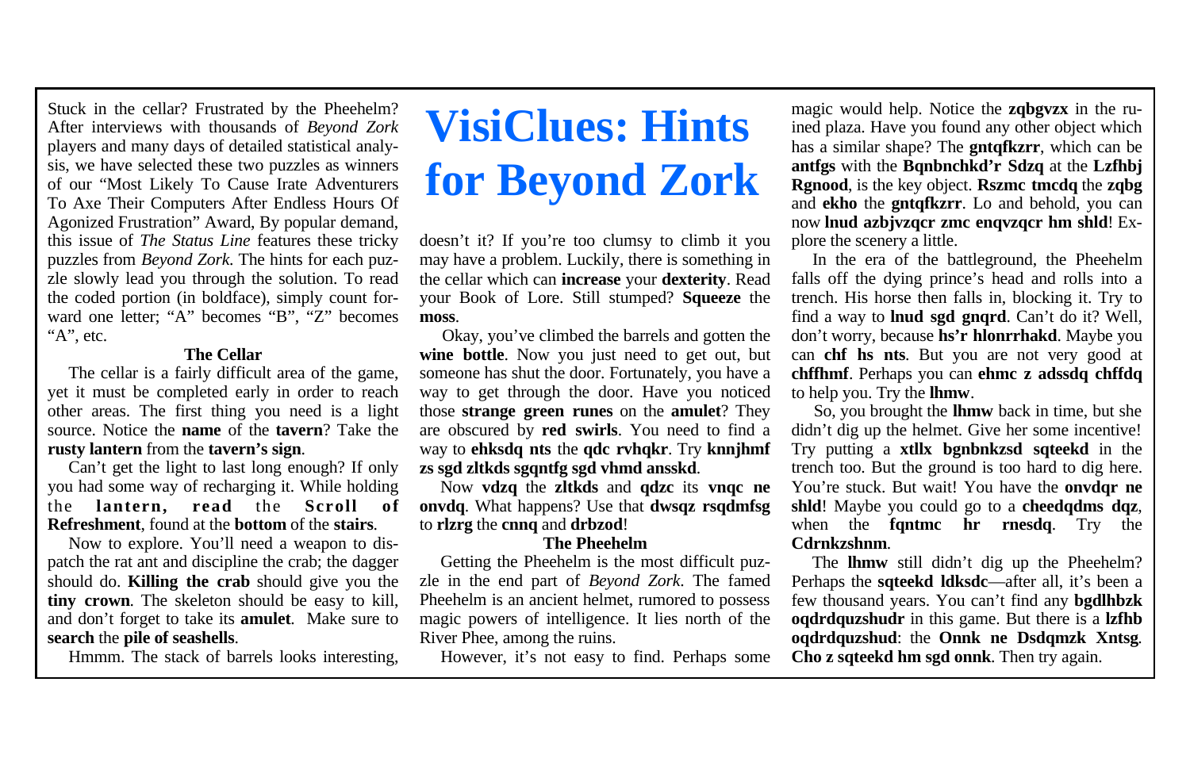# VisiClues: Hints for Beyond Zork

Stuck in the cellar? Frustrated by the Pheehelm? After interviews with thousands of *Beyond Zork* players and many days of detailed statistical analysis, we have selected these two puzzles as winners of our "Most Likely To Cause Irate Adventurers To Axe Their Computers After Endless Hours Of Agonized Frustration" Award, By popular demand, this issue of *The Status Line* features these tricky puzzles from *Beyond Zork*. The hints for each puzzle slowly lead you through the solution. To read the coded portion (in boldface), simply count forward one letter; "A" becomes "B", "Z" becomes "A", etc.

### The Cellar

The cellar is a fairly difficult area of the game, yet it must be completed early in order to reach other areas. The first thing you need is a light source. Notice the **name** of the **tavern**? Take the **rusty lantern** from the **tavern's sign**.

Can't get the light to last long enough? If only you had some way of recharging it. While holding the **lantern, read** the **Scroll of Refreshment**, found at the **bottom** of the **stairs**.

Now to explore. You'll need a weapon to dispatch the rat ant and discipline the crab; the dagger should do. **Killing the crab** should give you the **tiny crown**. The skeleton should be easy to kill, and don't forget to take its **amulet**. Make sure to **search** the **pile of seashells**.

Hmmm. The stack of barrels looks interesting, doesn't it? If you're too clumsy to climb it you may have a problem. Luckily, there is something in the cellar which can **increase** your **dexterity**. Read your Book of Lore. Still stumped? **Squeeze** the **moss**.

Okay, you've climbed the barrels and gotten the **wine bottle**. Now you just need to get out, but someone has shut the door. Fortunately, you have a way to get through the door. Have you noticed those **strange green runes** on the **amulet**? They are obscured by **red swirls**. You need to find a way to **ehksdq nts** the **qdc rvhqkr**. Try **knnjhmf zs sgd zltkds sgqntfg sgd vhmd ansskd**.

Now **vdzq** the **zltkds** and **qdzc** its **vnqc ne onvdq**. What happens? Use that **dwsqz rsqdmfsg** to **rlzrg** the **cnnq** and **drbzod**!

### The Pheehelm

Getting the Pheehelm is the most difficult puzzle in the end part of *Beyond Zork*. The famed Pheehelm is an ancient helmet, rumored to possess magic powers of intelligence. It lies north of the River Phee, among the ruins.

However, it's not easy to find. Perhaps some magic would help. Notice the **zqbgvzx** in the ruined plaza. Have you found any other object which has a similar shape? The **gntqfkzrr**, which can be **antfgs** with the **Bqnbnchkd'r Sdzq** at the **Lzfhbj Rgnood**, is the key object. **Rszmc tmcdq** the **zqbg** and **ekho** the **gntqfkzrr**. Lo and behold, you can now **lnud azbjvzqcr zmc enqvzqcr hm shld**! Explore the scenery a little.

In the era of the battleground, the Pheehelm falls off the dying prince's head and rolls into a trench. His horse then falls in, blocking it. Try to find a way to **lnud sgd gnqrd**. Can't do it? Well, don't worry, because **hs'r hlonrrhakd**. Maybe you can **chf hs nts**. But you are not very good at **chffhmf**. Perhaps you can **ehmc z adssdq chffdq** to help you. Try the **lhmw**.

So, you brought the **lhmw** back in time, but she didn't dig up the helmet. Give her some incentive! Try putting a **xtllx bgnbnkzsd sqteekd** in the trench too. But the ground is too hard to dig here. You're stuck. But wait! You have the **onvdqr ne shld**! Maybe you could go to a **cheedqdms dqz**, when the **fqntmc hr rnesdq**. Try the **Cdrnkzshnm**.

The **lhmw** still didn't dig up the Pheehelm? Perhaps the **sqteekd ldksdc**—after all, it's been a few thousand years. You can't find any **bgdlhbzk oqdrdquzshudr** in this game. But there is a **lzfhb oqdrdquzshud**: the **Onnk ne Dsdqmzk Xntsg**. **Cho z sqteekd hm sgd onnk**. Then try again.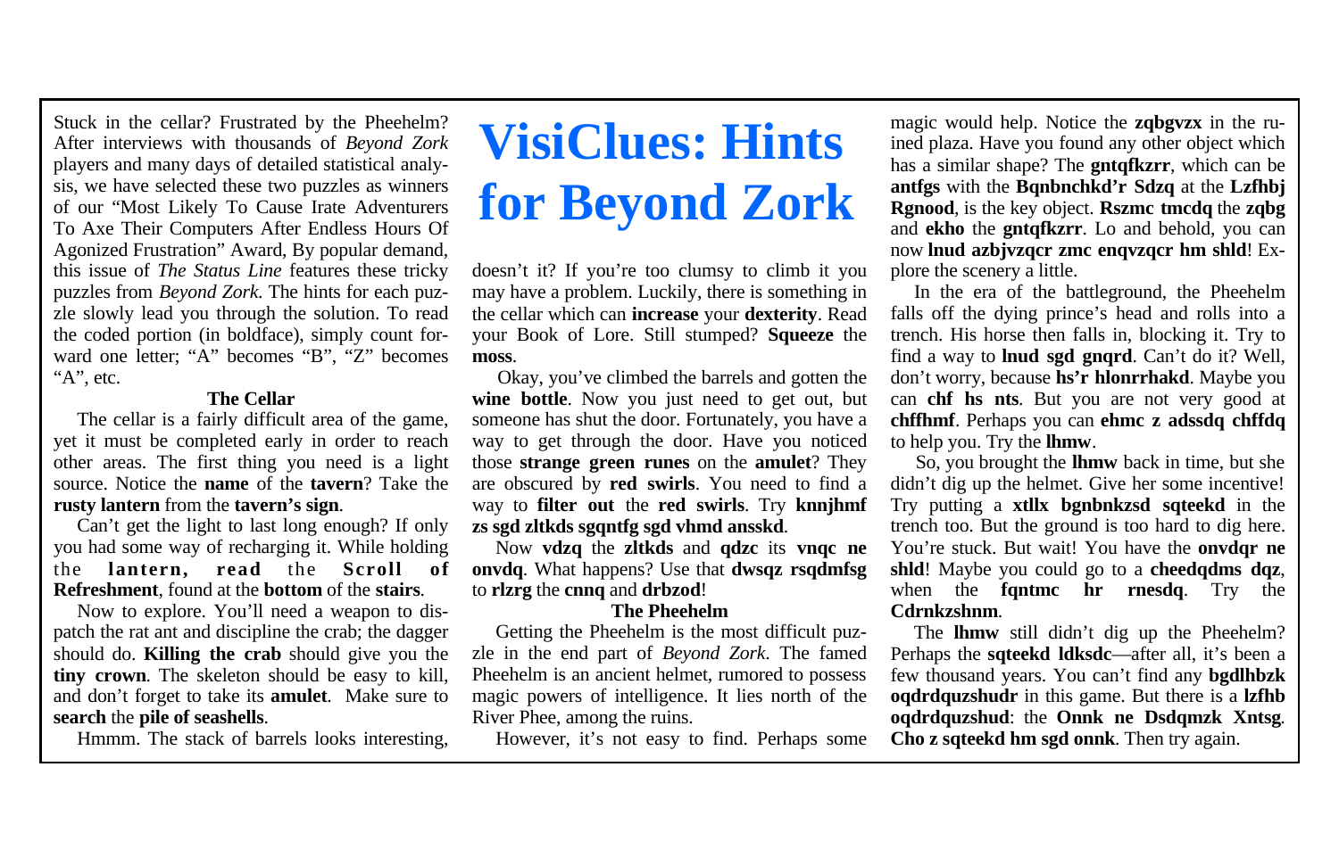# VisiClues: Hints for Beyond Zork

Stuck in the cellar? Frustrated by the Pheehelm? After interviews with thousands of *Beyond Zork* players and many days of detailed statistical analysis, we have selected these two puzzles as winners of our "Most Likely To Cause Irate Adventurers To Axe Their Computers After Endless Hours Of Agonized Frustration" Award, By popular demand, this issue of *The Status Line* features these tricky puzzles from *Beyond Zork*. The hints for each puzzle slowly lead you through the solution. To read the coded portion (in boldface), simply count forward one letter; "A" becomes "B", "Z" becomes "A", etc.

### The Cellar

The cellar is a fairly difficult area of the game, yet it must be completed early in order to reach other areas. The first thing you need is a light source. Notice the **name** of the **tavern**? Take the **rusty lantern** from the **tavern's sign**.

Can't get the light to last long enough? If only you had some way of recharging it. While holding the **lantern, read** the **Scroll of Refreshment**, found at the **bottom** of the **stairs**.

Now to explore. You'll need a weapon to dispatch the rat ant and discipline the crab; the dagger should do. **Killing the crab** should give you the **tiny crown**. The skeleton should be easy to kill, and don't forget to take its **amulet**. Make sure to **search** the **pile of seashells**.

Hmmm. The stack of barrels looks interesting, doesn't it? If you're too clumsy to climb it you may have a problem. Luckily, there is something in the cellar which can **increase** your **dexterity**. Read your Book of Lore. Still stumped? **Squeeze** the **moss**.

Okay, you've climbed the barrels and gotten the **wine bottle**. Now you just need to get out, but someone has shut the door. Fortunately, you have a way to get through the door. Have you noticed those **strange green runes** on the **amulet**? They are obscured by **red swirls**. You need to find a way to **filter out** the **red swirls**. Try **knnjhmf zs sgd zltkds sgqntfg sgd vhmd ansskd**.

Now **vdzq** the **zltkds** and **qdzc** its **vnqc ne onvdq**. What happens? Use that **dwsqz rsqdmfsg** to **rlzrg** the **cnnq** and **drbzod**!

### The Pheehelm

Getting the Pheehelm is the most difficult puzzle in the end part of *Beyond Zork*. The famed Pheehelm is an ancient helmet, rumored to possess magic powers of intelligence. It lies north of the River Phee, among the ruins.

However, it's not easy to find. Perhaps some magic would help. Notice the **zqbgvzx** in the ruined plaza. Have you found any other object which has a similar shape? The **gntqfkzrr**, which can be **antfgs** with the **Bqnbnchkd'r Sdzq** at the **Lzfhbj Rgnood**, is the key object. **Rszmc tmcdq** the **zqbg** and **ekho** the **gntqfkzrr**. Lo and behold, you can now **lnud azbjvzqcr zmc enqvzqcr hm shld**! Explore the scenery a little.

In the era of the battleground, the Pheehelm falls off the dying prince's head and rolls into a trench. His horse then falls in, blocking it. Try to find a way to **lnud sgd gnqrd**. Can't do it? Well, don't worry, because **hs'r hlonrrhakd**. Maybe you can **chf hs nts**. But you are not very good at **chffhmf**. Perhaps you can **ehmc z adssdq chffdq** to help you. Try the **lhmw**.

So, you brought the **lhmw** back in time, but she didn't dig up the helmet. Give her some incentive! Try putting a **xtllx bgnbnkzsd sqteekd** in the trench too. But the ground is too hard to dig here. You're stuck. But wait! You have the **onvdqr ne shld**! Maybe you could go to a **cheedqdms dqz**, when the **fqntmc hr rnesdq**. Try the **Cdrnkzshnm**.

The **lhmw** still didn't dig up the Pheehelm? Perhaps the **sqteekd ldksdc**—after all, it's been a few thousand years. You can't find any **bgdlhbzk oqdrdquzshudr** in this game. But there is a **lzfhb oqdrdquzshud**: the **Onnk ne Dsdqmzk Xntsg**. **Cho z sqteekd hm sgd onnk**. Then try again.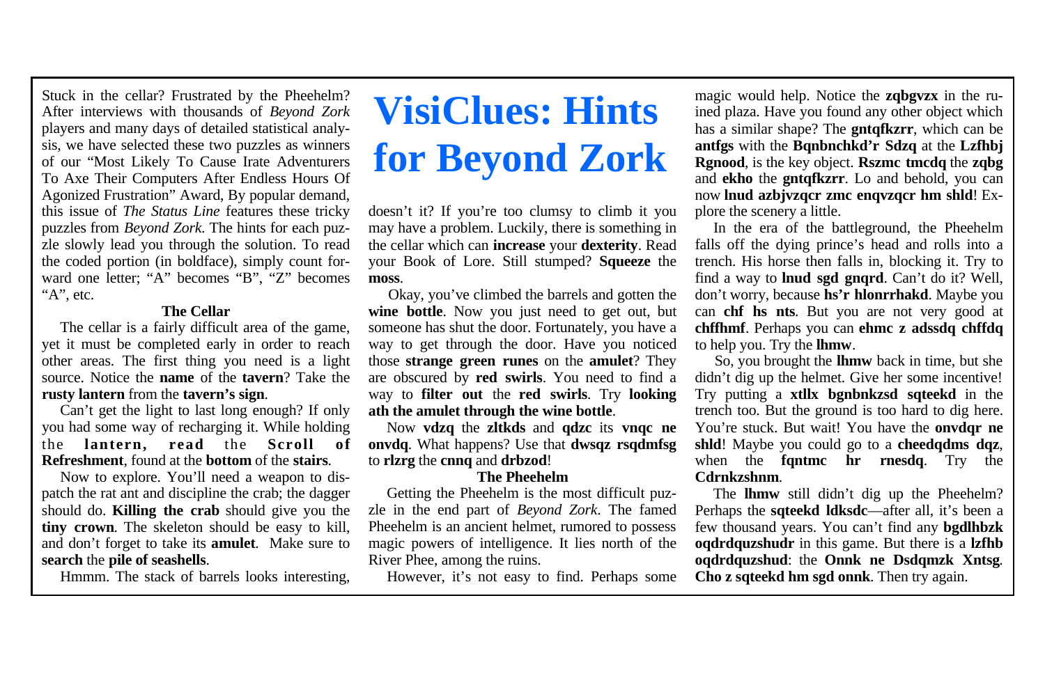# VisiClues: Hints for Beyond Zork

Stuck in the cellar? Frustrated by the Pheehelm? After interviews with thousands of *Beyond Zork* players and many days of detailed statistical analysis, we have selected these two puzzles as winners of our "Most Likely To Cause Irate Adventurers To Axe Their Computers After Endless Hours Of Agonized Frustration" Award, By popular demand, this issue of *The Status Line* features these tricky puzzles from *Beyond Zork*. The hints for each puzzle slowly lead you through the solution. To read the coded portion (in boldface), simply count forward one letter; "A" becomes "B", "Z" becomes "A", etc.

### The Cellar

The cellar is a fairly difficult area of the game, yet it must be completed early in order to reach other areas. The first thing you need is a light source. Notice the **name** of the **tavern**? Take the **rusty lantern** from the **tavern's sign**.

Can't get the light to last long enough? If only you had some way of recharging it. While holding the **lantern, read** the **Scroll of Refreshment**, found at the **bottom** of the **stairs**.

Now to explore. You'll need a weapon to dispatch the rat ant and discipline the crab; the dagger should do. **Killing the crab** should give you the **tiny crown**. The skeleton should be easy to kill, and don't forget to take its **amulet**. Make sure to **search** the **pile of seashells**.

Hmmm. The stack of barrels looks interesting, doesn't it? If you're too clumsy to climb it you may have a problem. Luckily, there is something in the cellar which can **increase** your **dexterity**. Read your Book of Lore. Still stumped? **Squeeze** the **moss**.

Okay, you've climbed the barrels and gotten the **wine bottle**. Now you just need to get out, but someone has shut the door. Fortunately, you have a way to get through the door. Have you noticed those **strange green runes** on the **amulet**? They are obscured by **red swirls**. You need to find a way to **filter out** the **red swirls**. Try **looking ath the amulet through the wine bottle**.

Now **vdzq** the **zltkds** and **qdzc** its **vnqc ne onvdq**. What happens? Use that **dwsqz rsqdmfsg** to **rlzrg** the **cnnq** and **drbzod**!

### The Pheehelm

Getting the Pheehelm is the most difficult puzzle in the end part of *Beyond Zork*. The famed Pheehelm is an ancient helmet, rumored to possess magic powers of intelligence. It lies north of the River Phee, among the ruins.

However, it's not easy to find. Perhaps some magic would help. Notice the **zqbgvzx** in the ruined plaza. Have you found any other object which has a similar shape? The **gntqfkzrr**, which can be **antfgs** with the **Bqnbnchkd'r Sdzq** at the **Lzfhbj Rgnood**, is the key object. **Rszmc tmcdq** the **zqbg** and **ekho** the **gntqfkzrr**. Lo and behold, you can now **lnud azbjvzqcr zmc enqvzqcr hm shld**! Explore the scenery a little.

In the era of the battleground, the Pheehelm falls off the dying prince's head and rolls into a trench. His horse then falls in, blocking it. Try to find a way to **lnud sgd gnqrd**. Can't do it? Well, don't worry, because **hs'r hlonrrhakd**. Maybe you can **chf hs nts**. But you are not very good at **chffhmf**. Perhaps you can **ehmc z adssdq chffdq** to help you. Try the **lhmw**.

So, you brought the **lhmw** back in time, but she didn't dig up the helmet. Give her some incentive! Try putting a **xtllx bgnbnkzsd sqteekd** in the trench too. But the ground is too hard to dig here. You're stuck. But wait! You have the **onvdqr ne shld**! Maybe you could go to a **cheedqdms dqz**, when the **fqntmc hr rnesdq**. Try the **Cdrnkzshnm**.

The **lhmw** still didn't dig up the Pheehelm? Perhaps the **sqteekd ldksdc**—after all, it's been a few thousand years. You can't find any **bgdlhbzk oqdrdquzshudr** in this game. But there is a **lzfhb oqdrdquzshud**: the **Onnk ne Dsdqmzk Xntsg**. **Cho z sqteekd hm sgd onnk**. Then try again.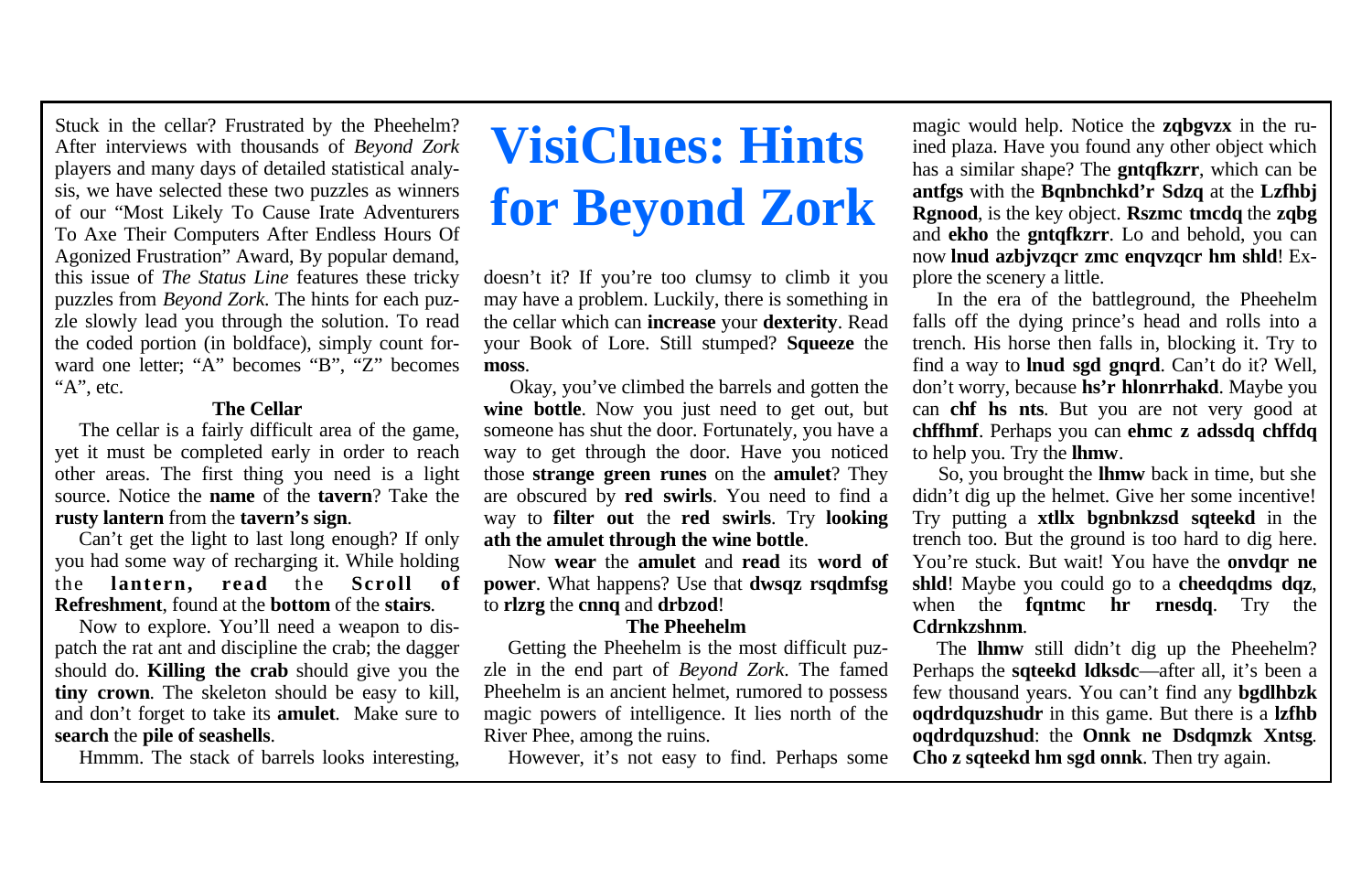# VisiClues: Hints for Beyond Zork

Stuck in the cellar? Frustrated by the Pheehelm? After interviews with thousands of *Beyond Zork* players and many days of detailed statistical analysis, we have selected these two puzzles as winners of our "Most Likely To Cause Irate Adventurers To Axe Their Computers After Endless Hours Of Agonized Frustration" Award, By popular demand, this issue of *The Status Line* features these tricky puzzles from *Beyond Zork*. The hints for each puzzle slowly lead you through the solution. To read the coded portion (in boldface), simply count forward one letter; "A" becomes "B", "Z" becomes "A", etc.

### The Cellar

The cellar is a fairly difficult area of the game, yet it must be completed early in order to reach other areas. The first thing you need is a light source. Notice the **name** of the **tavern**? Take the **rusty lantern** from the **tavern's sign**.

Can't get the light to last long enough? If only you had some way of recharging it. While holding the **lantern, read** the **Scroll of Refreshment**, found at the **bottom** of the **stairs**.

Now to explore. You'll need a weapon to dispatch the rat ant and discipline the crab; the dagger should do. **Killing the crab** should give you the **tiny crown**. The skeleton should be easy to kill, and don't forget to take its **amulet**. Make sure to **search** the **pile of seashells**.

Hmmm. The stack of barrels looks interesting, doesn't it? If you're too clumsy to climb it you may have a problem. Luckily, there is something in the cellar which can **increase** your **dexterity**. Read your Book of Lore. Still stumped? **Squeeze** the **moss**.

Okay, you've climbed the barrels and gotten the **wine bottle**. Now you just need to get out, but someone has shut the door. Fortunately, you have a way to get through the door. Have you noticed those **strange green runes** on the **amulet**? They are obscured by **red swirls**. You need to find a way to **filter out** the **red swirls**. Try **looking ath the amulet through the wine bottle**.

Now **wear** the **amulet** and **read** its **word of power**. What happens? Use that **dwsqz rsqdmfsg** to **rlzrg** the **cnnq** and **drbzod**!

### The Pheehelm

Getting the Pheehelm is the most difficult puzzle in the end part of *Beyond Zork*. The famed Pheehelm is an ancient helmet, rumored to possess magic powers of intelligence. It lies north of the River Phee, among the ruins.

However, it's not easy to find. Perhaps some magic would help. Notice the **zqbgvzx** in the ruined plaza. Have you found any other object which has a similar shape? The **gntqfkzrr**, which can be **antfgs** with the **Bqnbnchkd'r Sdzq** at the **Lzfhbj Rgnood**, is the key object. **Rszmc tmcdq** the **zqbg** and **ekho** the **gntqfkzrr**. Lo and behold, you can now **lnud azbjvzqcr zmc enqvzqcr hm shld**! Explore the scenery a little.

In the era of the battleground, the Pheehelm falls off the dying prince's head and rolls into a trench. His horse then falls in, blocking it. Try to find a way to **lnud sgd gnqrd**. Can't do it? Well, don't worry, because **hs'r hlonrrhakd**. Maybe you can **chf hs nts**. But you are not very good at **chffhmf**. Perhaps you can **ehmc z adssdq chffdq** to help you. Try the **lhmw**.

So, you brought the **lhmw** back in time, but she didn't dig up the helmet. Give her some incentive! Try putting a **xtllx bgnbnkzsd sqteekd** in the trench too. But the ground is too hard to dig here. You're stuck. But wait! You have the **onvdqr ne shld**! Maybe you could go to a **cheedqdms dqz**, when the **fqntmc hr rnesdq**. Try the **Cdrnkzshnm**.

The **lhmw** still didn't dig up the Pheehelm? Perhaps the **sqteekd ldksdc**—after all, it's been a few thousand years. You can't find any **bgdlhbzk oqdrdquzshudr** in this game. But there is a **lzfhb oqdrdquzshud**: the **Onnk ne Dsdqmzk Xntsg**. **Cho z sqteekd hm sgd onnk**. Then try again.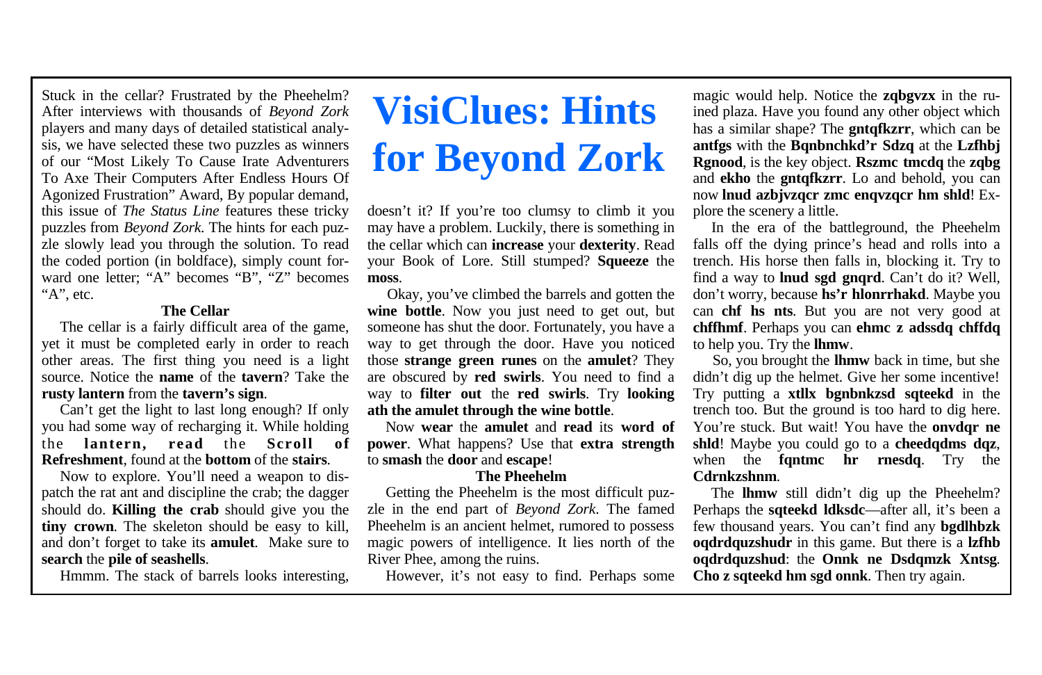# VisiClues: Hints for Beyond Zork

Stuck in the cellar? Frustrated by the Pheehelm? After interviews with thousands of *Beyond Zork* players and many days of detailed statistical analysis, we have selected these two puzzles as winners of our "Most Likely To Cause Irate Adventurers To Axe Their Computers After Endless Hours Of Agonized Frustration" Award, By popular demand, this issue of *The Status Line* features these tricky puzzles from *Beyond Zork*. The hints for each puzzle slowly lead you through the solution. To read the coded portion (in boldface), simply count forward one letter; "A" becomes "B", "Z" becomes "A", etc.

### The Cellar

The cellar is a fairly difficult area of the game, yet it must be completed early in order to reach other areas. The first thing you need is a light source. Notice the **name** of the **tavern**? Take the **rusty lantern** from the **tavern's sign**.

Can't get the light to last long enough? If only you had some way of recharging it. While holding the **lantern, read** the **Scroll of Refreshment**, found at the **bottom** of the **stairs**.

Now to explore. You'll need a weapon to dispatch the rat ant and discipline the crab; the dagger should do. **Killing the crab** should give you the **tiny crown**. The skeleton should be easy to kill, and don't forget to take its **amulet**. Make sure to **search** the **pile of seashells**.

Hmmm. The stack of barrels looks interesting, doesn't it? If you're too clumsy to climb it you may have a problem. Luckily, there is something in the cellar which can **increase** your **dexterity**. Read your Book of Lore. Still stumped? **Squeeze** the **moss**.

Okay, you've climbed the barrels and gotten the **wine bottle**. Now you just need to get out, but someone has shut the door. Fortunately, you have a way to get through the door. Have you noticed those **strange green runes** on the **amulet**? They are obscured by **red swirls**. You need to find a way to **filter out** the **red swirls**. Try **looking ath the amulet through the wine bottle**.

Now **wear** the **amulet** and **read** its **word of power**. What happens? Use that **extra strength** to **smash** the **door** and **escape**!

### The Pheehelm

Getting the Pheehelm is the most difficult puzzle in the end part of *Beyond Zork*. The famed Pheehelm is an ancient helmet, rumored to possess magic powers of intelligence. It lies north of the River Phee, among the ruins.

However, it's not easy to find. Perhaps some magic would help. Notice the **zqbgvzx** in the ruined plaza. Have you found any other object which has a similar shape? The **gntqfkzrr**, which can be **antfgs** with the **Bqnbnchkd'r Sdzq** at the **Lzfhbj Rgnood**, is the key object. **Rszmc tmcdq** the **zqbg** and **ekho** the **gntqfkzrr**. Lo and behold, you can now **lnud azbjvzqcr zmc enqvzqcr hm shld**! Explore the scenery a little.

In the era of the battleground, the Pheehelm falls off the dying prince's head and rolls into a trench. His horse then falls in, blocking it. Try to find a way to **lnud sgd gnqrd**. Can't do it? Well, don't worry, because **hs'r hlonrrhakd**. Maybe you can **chf hs nts**. But you are not very good at **chffhmf**. Perhaps you can **ehmc z adssdq chffdq** to help you. Try the **lhmw**.

So, you brought the **lhmw** back in time, but she didn't dig up the helmet. Give her some incentive! Try putting a **xtllx bgnbnkzsd sqteekd** in the trench too. But the ground is too hard to dig here. You're stuck. But wait! You have the **onvdqr ne shld**! Maybe you could go to a **cheedqdms dqz**, when the **fqntmc hr rnesdq**. Try the **Cdrnkzshnm**.

The **lhmw** still didn't dig up the Pheehelm? Perhaps the **sqteekd ldksdc**—after all, it's been a few thousand years. You can't find any **bgdlhbzk oqdrdquzshudr** in this game. But there is a **lzfhb oqdrdquzshud**: the **Onnk ne Dsdqmzk Xntsg**. **Cho z sqteekd hm sgd onnk**. Then try again.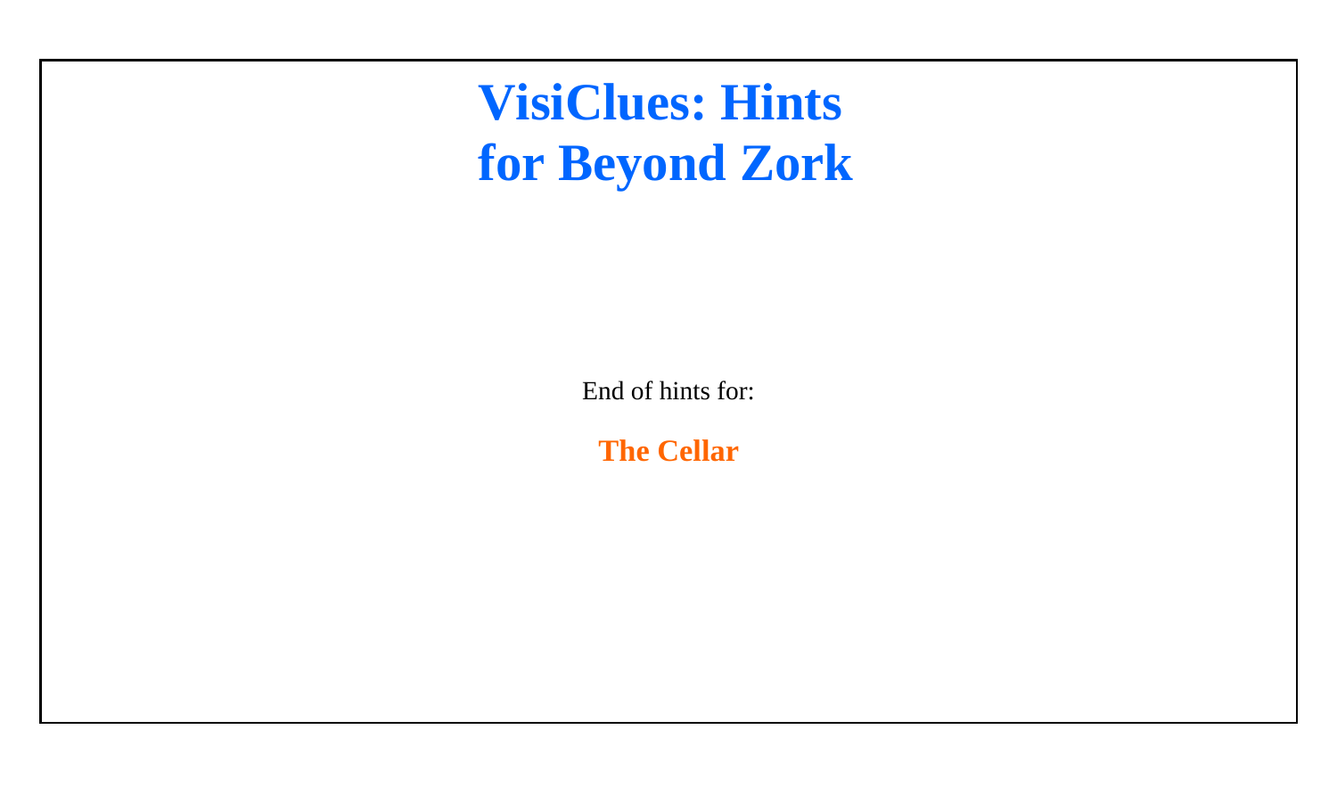# VisiClues: Hints for Beyond Zork

End of hints for:

**The Cellar**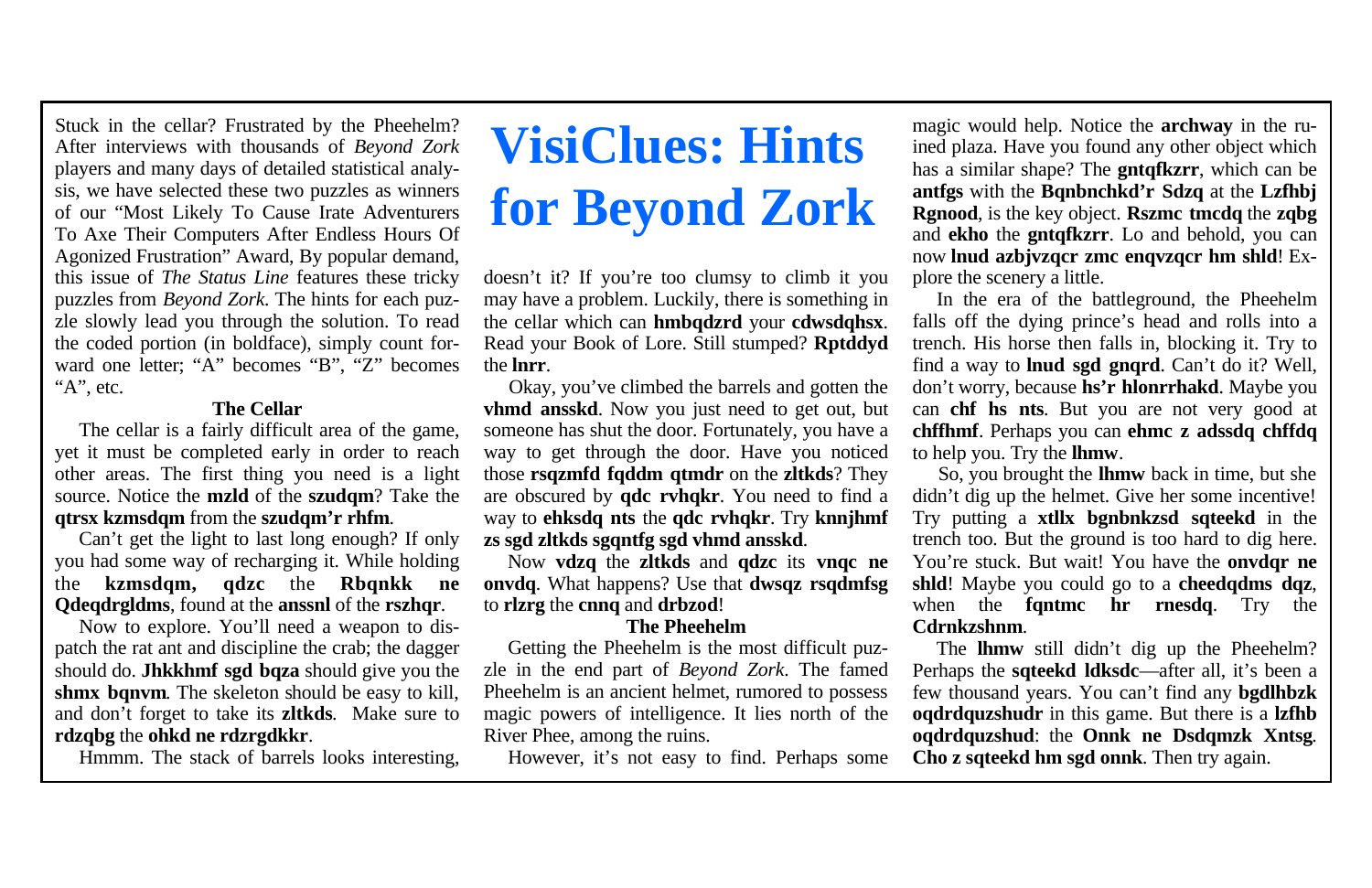# VisiClues: Hints for Beyond Zork

Stuck in the cellar? Frustrated by the Pheehelm? After interviews with thousands of *Beyond Zork* players and many days of detailed statistical analysis, we have selected these two puzzles as winners of our "Most Likely To Cause Irate Adventurers To Axe Their Computers After Endless Hours Of Agonized Frustration" Award, By popular demand, this issue of *The Status Line* features these tricky puzzles from *Beyond Zork*. The hints for each puzzle slowly lead you through the solution. To read the coded portion (in boldface), simply count forward one letter; "A" becomes "B", "Z" becomes "A", etc.

### The Cellar

The cellar is a fairly difficult area of the game, yet it must be completed early in order to reach other areas. The first thing you need is a light source. Notice the **mzld** of the **szudqm**? Take the **qtrsx kzmsdqm** from the **szudqm'r rhfm**.

Can't get the light to last long enough? If only you had some way of recharging it. While holding the **kzmsdqm, qdzc** the **Rbqnkk ne Qdeqdrgldms**, found at the **anssnl** of the **rszhqr**.

Now to explore. You'll need a weapon to dispatch the rat ant and discipline the crab; the dagger should do. **Jhkkhmf sgd bqza** should give you the **shmx bqnvm**. The skeleton should be easy to kill, and don't forget to take its **zltkds**. Make sure to **rdzqbg** the **ohkd ne rdzrgdkkr**.

Hmmm. The stack of barrels looks interesting, doesn't it? If you're too clumsy to climb it you may have a problem. Luckily, there is something in the cellar which can **hmbqdzrd** your **cdwsdqhsx**. Read your Book of Lore. Still stumped? **Rptddyd** the **lnrr**.

Okay, you've climbed the barrels and gotten the **vhmd ansskd**. Now you just need to get out, but someone has shut the door. Fortunately, you have a way to get through the door. Have you noticed those **rsqzmfd fqddm qtmdr** on the **zltkds**? They are obscured by **qdc rvhqkr**. You need to find a way to **ehksdq nts** the **qdc rvhqkr**. Try **knnjhmf zs sgd zltkds sgqntfg sgd vhmd ansskd**.

Now **vdzq** the **zltkds** and **qdzc** its **vnqc ne onvdq**. What happens? Use that **dwsqz rsqdmfsg** to **rlzrg** the **cnnq** and **drbzod**!

### The Pheehelm

Getting the Pheehelm is the most difficult puzzle in the end part of *Beyond Zork*. The famed Pheehelm is an ancient helmet, rumored to possess magic powers of intelligence. It lies north of the River Phee, among the ruins.

However, it's not easy to find. Perhaps some magic would help. Notice the **archway** in the ruined plaza. Have you found any other object which has a similar shape? The **gntqfkzrr**, which can be **antfgs** with the **Bqnbnchkd'r Sdzq** at the **Lzfhbj Rgnood**, is the key object. **Rszmc tmcdq** the **zqbg** and **ekho** the **gntqfkzrr**. Lo and behold, you can now **lnud azbjvzqcr zmc enqvzqcr hm shld**! Explore the scenery a little.

In the era of the battleground, the Pheehelm falls off the dying prince's head and rolls into a trench. His horse then falls in, blocking it. Try to find a way to **lnud sgd gnqrd**. Can't do it? Well, don't worry, because **hs'r hlonrrhakd**. Maybe you can **chf hs nts**. But you are not very good at **chffhmf**. Perhaps you can **ehmc z adssdq chffdq** to help you. Try the **lhmw**.

So, you brought the **lhmw** back in time, but she didn't dig up the helmet. Give her some incentive! Try putting a **xtllx bgnbnkzsd sqteekd** in the trench too. But the ground is too hard to dig here. You're stuck. But wait! You have the **onvdqr ne shld**! Maybe you could go to a **cheedqdms dqz**, when the **fqntmc hr rnesdq**. Try the **Cdrnkzshnm**.

The **lhmw** still didn't dig up the Pheehelm? Perhaps the **sqteekd ldksdc**—after all, it's been a few thousand years. You can't find any **bgdlhbzk oqdrdquzshudr** in this game. But there is a **lzfhb oqdrdquzshud**: the **Onnk ne Dsdqmzk Xntsg**. **Cho z sqteekd hm sgd onnk**. Then try again.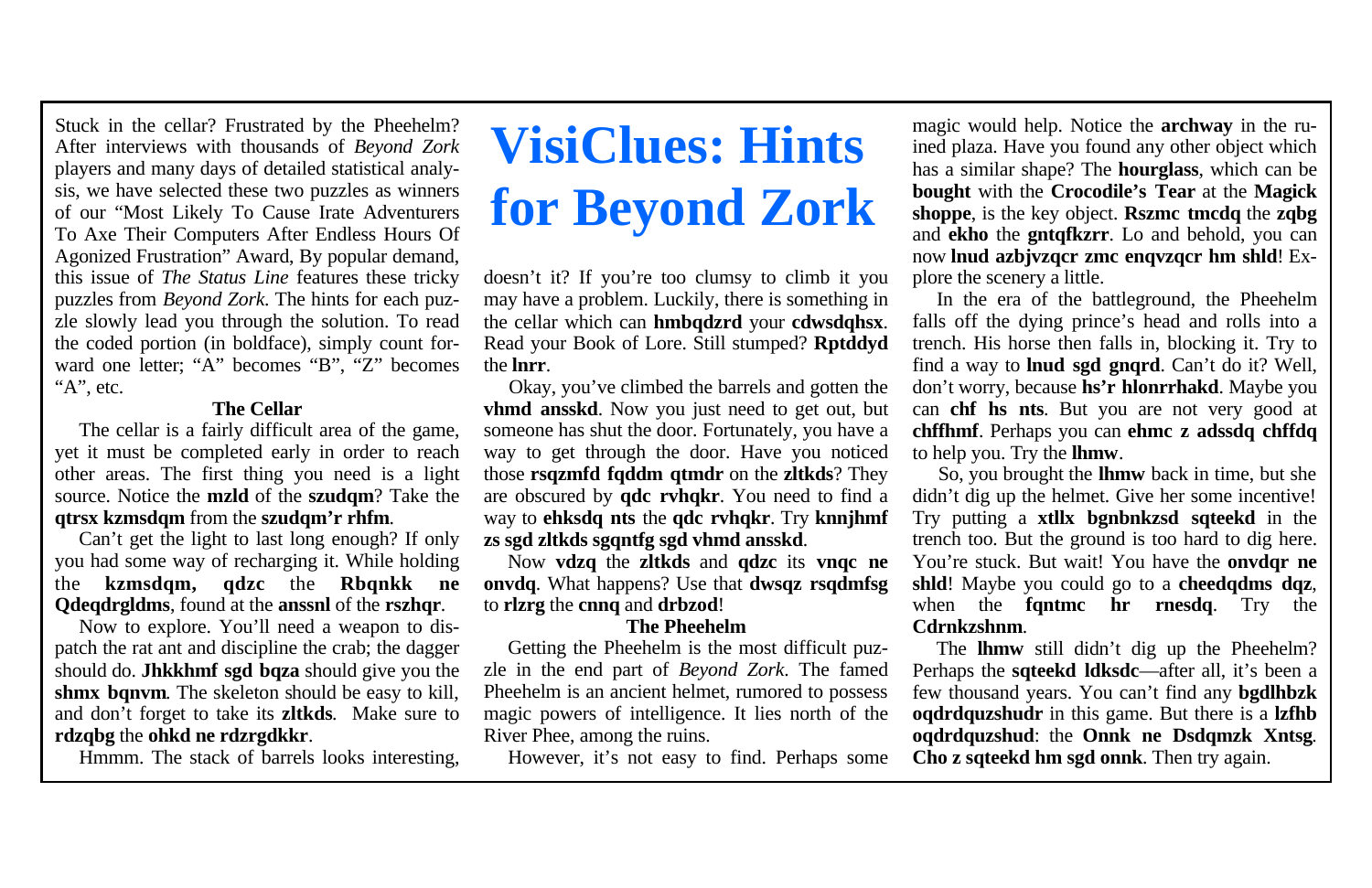# VisiClues: Hints for Beyond Zork

Stuck in the cellar? Frustrated by the Pheehelm? After interviews with thousands of *Beyond Zork* players and many days of detailed statistical analysis, we have selected these two puzzles as winners of our "Most Likely To Cause Irate Adventurers To Axe Their Computers After Endless Hours Of Agonized Frustration" Award, By popular demand, this issue of *The Status Line* features these tricky puzzles from *Beyond Zork*. The hints for each puzzle slowly lead you through the solution. To read the coded portion (in boldface), simply count forward one letter; "A" becomes "B", "Z" becomes "A", etc.

### The Cellar

The cellar is a fairly difficult area of the game, yet it must be completed early in order to reach other areas. The first thing you need is a light source. Notice the **mzld** of the **szudqm**? Take the **qtrsx kzmsdqm** from the **szudqm'r rhfm**.

Can't get the light to last long enough? If only you had some way of recharging it. While holding the **kzmsdqm, qdzc** the **Rbqnkk ne Qdeqdrgldms**, found at the **anssnl** of the **rszhqr**.

Now to explore. You'll need a weapon to dispatch the rat ant and discipline the crab; the dagger should do. **Jhkkhmf sgd bqza** should give you the **shmx bqnvm**. The skeleton should be easy to kill, and don't forget to take its **zltkds**. Make sure to **rdzqbg** the **ohkd ne rdzrgdkkr**.

Hmmm. The stack of barrels looks interesting, doesn't it? If you're too clumsy to climb it you may have a problem. Luckily, there is something in the cellar which can **hmbqdzrd** your **cdwsdqhsx**. Read your Book of Lore. Still stumped? **Rptddyd** the **lnrr**.

Okay, you've climbed the barrels and gotten the **vhmd ansskd**. Now you just need to get out, but someone has shut the door. Fortunately, you have a way to get through the door. Have you noticed those **rsqzmfd fqddm qtmdr** on the **zltkds**? They are obscured by **qdc rvhqkr**. You need to find a way to **ehksdq nts** the **qdc rvhqkr**. Try **knnjhmf zs sgd zltkds sgqntfg sgd vhmd ansskd**.

Now **vdzq** the **zltkds** and **qdzc** its **vnqc ne onvdq**. What happens? Use that **dwsqz rsqdmfsg** to **rlzrg** the **cnnq** and **drbzod**!

### The Pheehelm

Getting the Pheehelm is the most difficult puzzle in the end part of *Beyond Zork*. The famed Pheehelm is an ancient helmet, rumored to possess magic powers of intelligence. It lies north of the River Phee, among the ruins.

However, it's not easy to find. Perhaps some magic would help. Notice the **archway** in the ruined plaza. Have you found any other object which has a similar shape? The **hourglass**, which can be **bought** with the **Crocodile's Tear** at the **Magick shoppe**, is the key object. **Rszmc tmcdq** the **zqbg** and **ekho** the **gntqfkzrr**. Lo and behold, you can now **lnud azbjvzqcr zmc enqvzqcr hm shld**! Explore the scenery a little.

In the era of the battleground, the Pheehelm falls off the dying prince's head and rolls into a trench. His horse then falls in, blocking it. Try to find a way to **lnud sgd gnqrd**. Can't do it? Well, don't worry, because **hs'r hlonrrhakd**. Maybe you can **chf hs nts**. But you are not very good at **chffhmf**. Perhaps you can **ehmc z adssdq chffdq** to help you. Try the **lhmw**.

So, you brought the **lhmw** back in time, but she didn't dig up the helmet. Give her some incentive! Try putting a **xtllx bgnbnkzsd sqteekd** in the trench too. But the ground is too hard to dig here. You're stuck. But wait! You have the **onvdqr ne shld**! Maybe you could go to a **cheedqdms dqz**, when the **fqntmc hr rnesdq**. Try the **Cdrnkzshnm**.

The **lhmw** still didn't dig up the Pheehelm? Perhaps the **sqteekd ldksdc**—after all, it's been a few thousand years. You can't find any **bgdlhbzk oqdrdquzshudr** in this game. But there is a **lzfhb oqdrdquzshud**: the **Onnk ne Dsdqmzk Xntsg**. **Cho z sqteekd hm sgd onnk**. Then try again.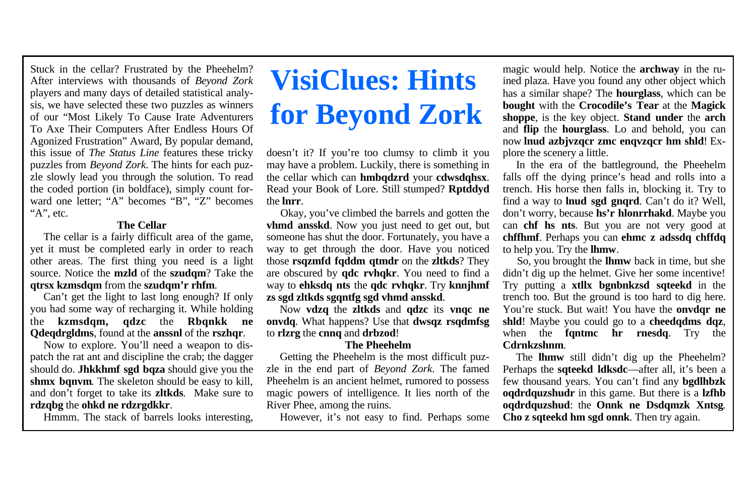# VisiClues: Hints for Beyond Zork

Stuck in the cellar? Frustrated by the Pheehelm? After interviews with thousands of *Beyond Zork* players and many days of detailed statistical analysis, we have selected these two puzzles as winners of our "Most Likely To Cause Irate Adventurers To Axe Their Computers After Endless Hours Of Agonized Frustration" Award, By popular demand, this issue of *The Status Line* features these tricky puzzles from *Beyond Zork*. The hints for each puzzle slowly lead you through the solution. To read the coded portion (in boldface), simply count forward one letter; "A" becomes "B", "Z" becomes "A", etc.

### The Cellar

The cellar is a fairly difficult area of the game, yet it must be completed early in order to reach other areas. The first thing you need is a light source. Notice the **mzld** of the **szudqm**? Take the **qtrsx kzmsdqm** from the **szudqm'r rhfm**.

Can't get the light to last long enough? If only you had some way of recharging it. While holding the **kzmsdqm, qdzc** the **Rbqnkk ne Qdeqdrgldms**, found at the **anssnl** of the **rszhqr**.

Now to explore. You'll need a weapon to dispatch the rat ant and discipline the crab; the dagger should do. **Jhkkhmf sgd bqza** should give you the **shmx bqnvm**. The skeleton should be easy to kill, and don't forget to take its **zltkds**. Make sure to **rdzqbg** the **ohkd ne rdzrgdkkr**.

Hmmm. The stack of barrels looks interesting, doesn't it? If you're too clumsy to climb it you may have a problem. Luckily, there is something in the cellar which can **hmbqdzrd** your **cdwsdqhsx**. Read your Book of Lore. Still stumped? **Rptddyd** the **lnrr**.

Okay, you've climbed the barrels and gotten the **vhmd ansskd**. Now you just need to get out, but someone has shut the door. Fortunately, you have a way to get through the door. Have you noticed those **rsqzmfd fqddm qtmdr** on the **zltkds**? They are obscured by **qdc rvhqkr**. You need to find a way to **ehksdq nts** the **qdc rvhqkr**. Try **knnjhmf zs sgd zltkds sgqntfg sgd vhmd ansskd**.

Now **vdzq** the **zltkds** and **qdzc** its **vnqc ne onvdq**. What happens? Use that **dwsqz rsqdmfsg** to **rlzrg** the **cnnq** and **drbzod**!

### The Pheehelm

Getting the Pheehelm is the most difficult puzzle in the end part of *Beyond Zork*. The famed Pheehelm is an ancient helmet, rumored to possess magic powers of intelligence. It lies north of the River Phee, among the ruins.

However, it's not easy to find. Perhaps some magic would help. Notice the **archway** in the ruined plaza. Have you found any other object which has a similar shape? The **hourglass**, which can be **bought** with the **Crocodile's Tear** at the **Magick shoppe**, is the key object. **Stand under** the **arch** and **flip** the **hourglass**. Lo and behold, you can now **lnud azbjvzqcr zmc enqvzqcr hm shld**! Explore the scenery a little.

In the era of the battleground, the Pheehelm falls off the dying prince's head and rolls into a trench. His horse then falls in, blocking it. Try to find a way to **lnud sgd gnqrd**. Can't do it? Well, don't worry, because **hs'r hlonrrhakd**. Maybe you can **chf hs nts**. But you are not very good at **chffhmf**. Perhaps you can **ehmc z adssdq chffdq** to help you. Try the **lhmw**.

So, you brought the **lhmw** back in time, but she didn't dig up the helmet. Give her some incentive! Try putting a **xtllx bgnbnkzsd sqteekd** in the trench too. But the ground is too hard to dig here. You're stuck. But wait! You have the **onvdqr ne shld**! Maybe you could go to a **cheedqdms dqz**, when the **fqntmc hr rnesdq**. Try the **Cdrnkzshnm**.

The **lhmw** still didn't dig up the Pheehelm? Perhaps the **sqteekd ldksdc**—after all, it's been a few thousand years. You can't find any **bgdlhbzk oqdrdquzshudr** in this game. But there is a **lzfhb oqdrdquzshud**: the **Onnk ne Dsdqmzk Xntsg**. **Cho z sqteekd hm sgd onnk**. Then try again.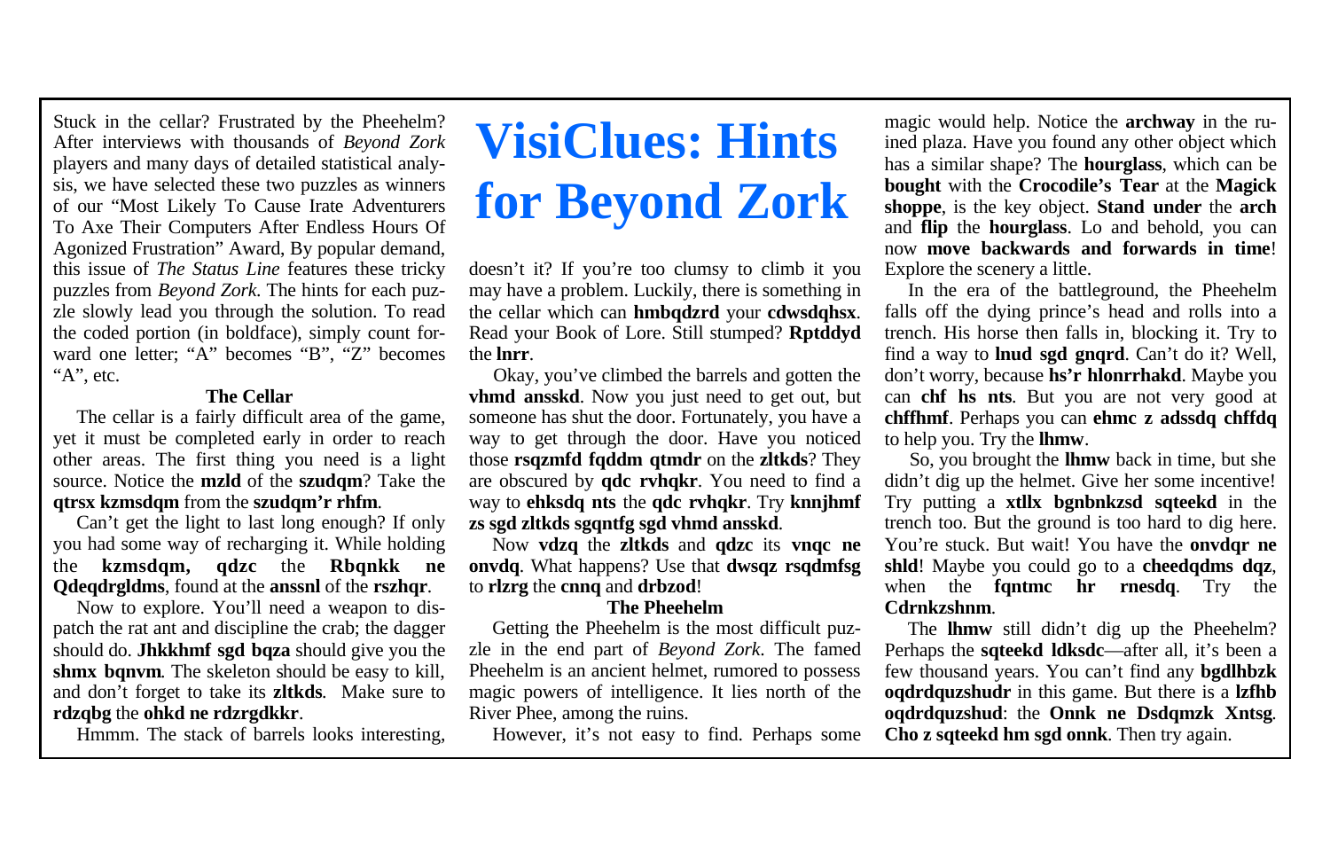# VisiClues: Hints for Beyond Zork

Stuck in the cellar? Frustrated by the Pheehelm? After interviews with thousands of *Beyond Zork* players and many days of detailed statistical analysis, we have selected these two puzzles as winners of our "Most Likely To Cause Irate Adventurers To Axe Their Computers After Endless Hours Of Agonized Frustration" Award, By popular demand, this issue of *The Status Line* features these tricky puzzles from *Beyond Zork*. The hints for each puzzle slowly lead you through the solution. To read the coded portion (in boldface), simply count forward one letter; "A" becomes "B", "Z" becomes "A", etc.

### The Cellar

The cellar is a fairly difficult area of the game, yet it must be completed early in order to reach other areas. The first thing you need is a light source. Notice the **mzld** of the **szudqm**? Take the **qtrsx kzmsdqm** from the **szudqm'r rhfm**.

Can't get the light to last long enough? If only you had some way of recharging it. While holding the **kzmsdqm, qdzc** the **Rbqnkk ne Qdeqdrgldms**, found at the **anssnl** of the **rszhqr**.

Now to explore. You'll need a weapon to dispatch the rat ant and discipline the crab; the dagger should do. **Jhkkhmf sgd bqza** should give you the **shmx bqnvm**. The skeleton should be easy to kill, and don't forget to take its **zltkds**. Make sure to **rdzqbg** the **ohkd ne rdzrgdkkr**.

Hmmm. The stack of barrels looks interesting, doesn't it? If you're too clumsy to climb it you may have a problem. Luckily, there is something in the cellar which can **hmbqdzrd** your **cdwsdqhsx**. Read your Book of Lore. Still stumped? **Rptddyd** the **lnrr**.

Okay, you've climbed the barrels and gotten the **vhmd ansskd**. Now you just need to get out, but someone has shut the door. Fortunately, you have a way to get through the door. Have you noticed those **rsqzmfd fqddm qtmdr** on the **zltkds**? They are obscured by **qdc rvhqkr**. You need to find a way to **ehksdq nts** the **qdc rvhqkr**. Try **knnjhmf zs sgd zltkds sgqntfg sgd vhmd ansskd**.

Now **vdzq** the **zltkds** and **qdzc** its **vnqc ne onvdq**. What happens? Use that **dwsqz rsqdmfsg** to **rlzrg** the **cnnq** and **drbzod**!

### The Pheehelm

Getting the Pheehelm is the most difficult puzzle in the end part of *Beyond Zork*. The famed Pheehelm is an ancient helmet, rumored to possess magic powers of intelligence. It lies north of the River Phee, among the ruins.

However, it's not easy to find. Perhaps some magic would help. Notice the **archway** in the ruined plaza. Have you found any other object which has a similar shape? The **hourglass**, which can be **bought** with the **Crocodile's Tear** at the **Magick shoppe**, is the key object. **Stand under** the **arch** and **flip** the **hourglass**. Lo and behold, you can now **move backwards and forwards in time**! Explore the scenery a little.

In the era of the battleground, the Pheehelm falls off the dying prince's head and rolls into a trench. His horse then falls in, blocking it. Try to find a way to **lnud sgd gnqrd**. Can't do it? Well, don't worry, because **hs'r hlonrrhakd**. Maybe you can **chf hs nts**. But you are not very good at **chffhmf**. Perhaps you can **ehmc z adssdq chffdq** to help you. Try the **lhmw**.

So, you brought the **lhmw** back in time, but she didn't dig up the helmet. Give her some incentive! Try putting a **xtllx bgnbnkzsd sqteekd** in the trench too. But the ground is too hard to dig here. You're stuck. But wait! You have the **onvdqr ne shld**! Maybe you could go to a **cheedqdms dqz**, when the **fqntmc hr rnesdq**. Try the **Cdrnkzshnm**.

The **lhmw** still didn't dig up the Pheehelm? Perhaps the **sqteekd ldksdc**—after all, it's been a few thousand years. You can't find any **bgdlhbzk oqdrdquzshudr** in this game. But there is a **lzfhb oqdrdquzshud**: the **Onnk ne Dsdqmzk Xntsg**. **Cho z sqteekd hm sgd onnk**. Then try again.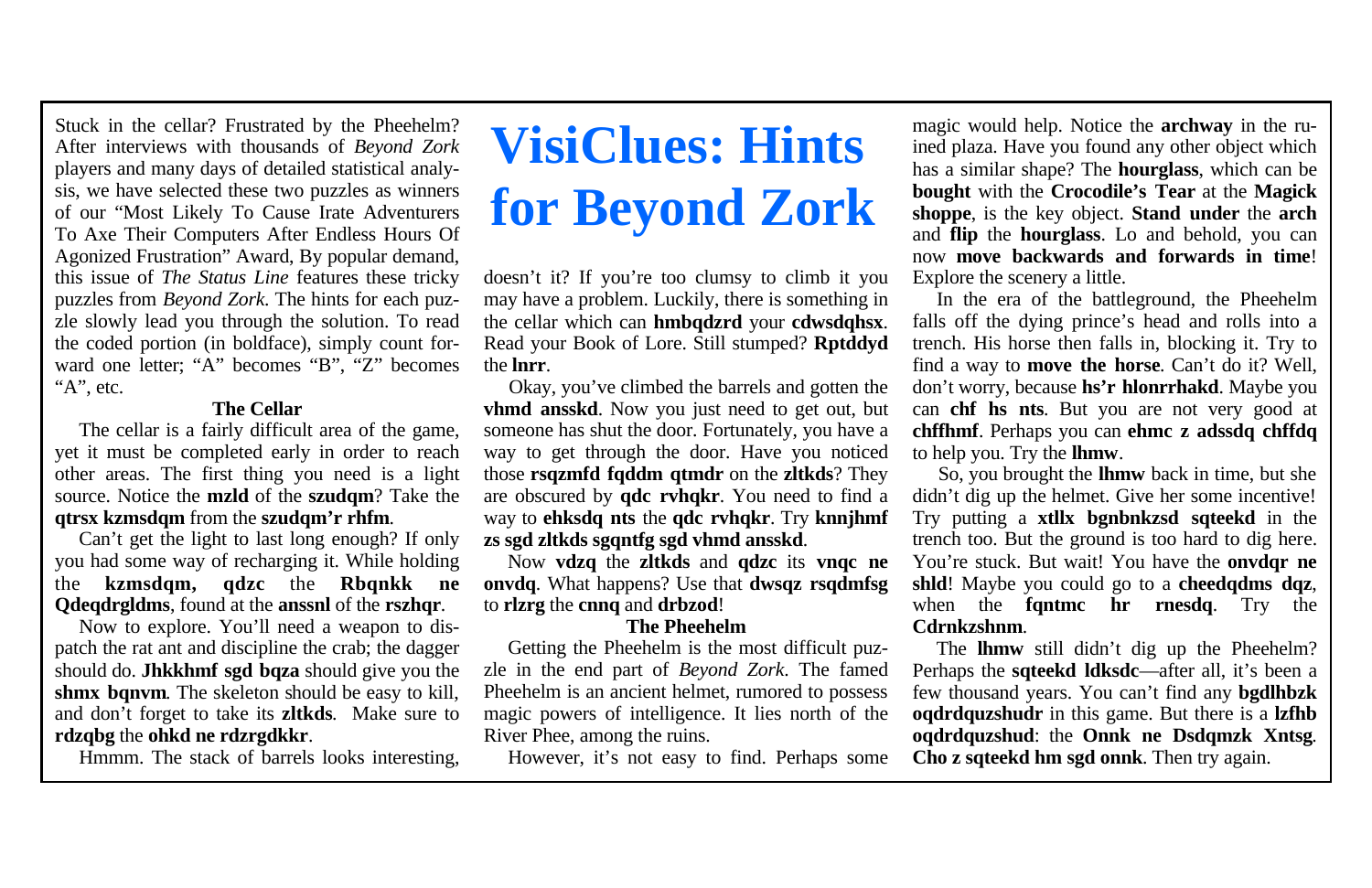# VisiClues: Hints for Beyond Zork

Stuck in the cellar? Frustrated by the Pheehelm? After interviews with thousands of *Beyond Zork* players and many days of detailed statistical analysis, we have selected these two puzzles as winners of our "Most Likely To Cause Irate Adventurers To Axe Their Computers After Endless Hours Of Agonized Frustration" Award, By popular demand, this issue of *The Status Line* features these tricky puzzles from *Beyond Zork*. The hints for each puzzle slowly lead you through the solution. To read the coded portion (in boldface), simply count forward one letter; "A" becomes "B", "Z" becomes "A", etc.

### The Cellar

The cellar is a fairly difficult area of the game, yet it must be completed early in order to reach other areas. The first thing you need is a light source. Notice the **mzld** of the **szudqm**? Take the **qtrsx kzmsdqm** from the **szudqm'r rhfm**.

Can't get the light to last long enough? If only you had some way of recharging it. While holding the **kzmsdqm, qdzc** the **Rbqnkk ne Qdeqdrgldms**, found at the **anssnl** of the **rszhqr**.

Now to explore. You'll need a weapon to dispatch the rat ant and discipline the crab; the dagger should do. **Jhkkhmf sgd bqza** should give you the **shmx bqnvm**. The skeleton should be easy to kill, and don't forget to take its **zltkds**. Make sure to **rdzqbg** the **ohkd ne rdzrgdkkr**.

Hmmm. The stack of barrels looks interesting, doesn't it? If you're too clumsy to climb it you may have a problem. Luckily, there is something in the cellar which can **hmbqdzrd** your **cdwsdqhsx**. Read your Book of Lore. Still stumped? **Rptddyd** the **lnrr**.

Okay, you've climbed the barrels and gotten the **vhmd ansskd**. Now you just need to get out, but someone has shut the door. Fortunately, you have a way to get through the door. Have you noticed those **rsqzmfd fqddm qtmdr** on the **zltkds**? They are obscured by **qdc rvhqkr**. You need to find a way to **ehksdq nts** the **qdc rvhqkr**. Try **knnjhmf zs sgd zltkds sgqntfg sgd vhmd ansskd**.

Now **vdzq** the **zltkds** and **qdzc** its **vnqc ne onvdq**. What happens? Use that **dwsqz rsqdmfsg** to **rlzrg** the **cnnq** and **drbzod**!

### The Pheehelm

Getting the Pheehelm is the most difficult puzzle in the end part of *Beyond Zork*. The famed Pheehelm is an ancient helmet, rumored to possess magic powers of intelligence. It lies north of the River Phee, among the ruins.

However, it's not easy to find. Perhaps some magic would help. Notice the **archway** in the ruined plaza. Have you found any other object which has a similar shape? The **hourglass**, which can be **bought** with the **Crocodile's Tear** at the **Magick shoppe**, is the key object. **Stand under** the **arch** and **flip** the **hourglass**. Lo and behold, you can now **move backwards and forwards in time**! Explore the scenery a little.

In the era of the battleground, the Pheehelm falls off the dying prince's head and rolls into a trench. His horse then falls in, blocking it. Try to find a way to **move the horse**. Can't do it? Well, don't worry, because **hs'r hlonrrhakd**. Maybe you can **chf hs nts**. But you are not very good at **chffhmf**. Perhaps you can **ehmc z adssdq chffdq** to help you. Try the **lhmw**.

So, you brought the **lhmw** back in time, but she didn't dig up the helmet. Give her some incentive! Try putting a **xtllx bgnbnkzsd sqteekd** in the trench too. But the ground is too hard to dig here. You're stuck. But wait! You have the **onvdqr ne shld**! Maybe you could go to a **cheedqdms dqz**, when the **fqntmc hr rnesdq**. Try the **Cdrnkzshnm**.

The **lhmw** still didn't dig up the Pheehelm? Perhaps the **sqteekd ldksdc**—after all, it's been a few thousand years. You can't find any **bgdlhbzk oqdrdquzshudr** in this game. But there is a **lzfhb oqdrdquzshud**: the **Onnk ne Dsdqmzk Xntsg**. **Cho z sqteekd hm sgd onnk**. Then try again.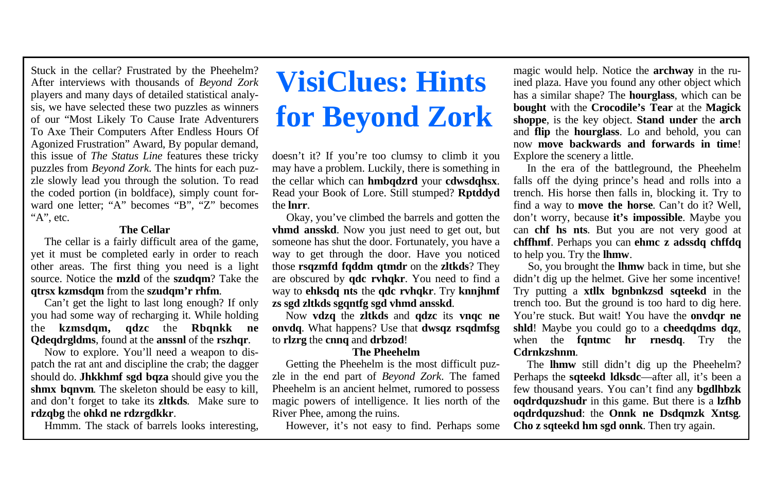# VisiClues: Hints for Beyond Zork

Stuck in the cellar? Frustrated by the Pheehelm? After interviews with thousands of *Beyond Zork* players and many days of detailed statistical analysis, we have selected these two puzzles as winners of our "Most Likely To Cause Irate Adventurers To Axe Their Computers After Endless Hours Of Agonized Frustration" Award, By popular demand, this issue of *The Status Line* features these tricky puzzles from *Beyond Zork*. The hints for each puzzle slowly lead you through the solution. To read the coded portion (in boldface), simply count forward one letter; "A" becomes "B", "Z" becomes "A", etc.

### The Cellar

The cellar is a fairly difficult area of the game, yet it must be completed early in order to reach other areas. The first thing you need is a light source. Notice the **mzld** of the **szudqm**? Take the **qtrsx kzmsdqm** from the **szudqm'r rhfm**.

Can't get the light to last long enough? If only you had some way of recharging it. While holding the **kzmsdqm, qdzc** the **Rbqnkk ne Qdeqdrgldms**, found at the **anssnl** of the **rszhqr**.

Now to explore. You'll need a weapon to dispatch the rat ant and discipline the crab; the dagger should do. **Jhkkhmf sgd bqza** should give you the **shmx bqnvm**. The skeleton should be easy to kill, and don't forget to take its **zltkds**. Make sure to **rdzqbg** the **ohkd ne rdzrgdkkr**.

Hmmm. The stack of barrels looks interesting, doesn't it? If you're too clumsy to climb it you may have a problem. Luckily, there is something in the cellar which can **hmbqdzrd** your **cdwsdqhsx**. Read your Book of Lore. Still stumped? **Rptddyd** the **lnrr**.

Okay, you've climbed the barrels and gotten the **vhmd ansskd**. Now you just need to get out, but someone has shut the door. Fortunately, you have a way to get through the door. Have you noticed those **rsqzmfd fqddm qtmdr** on the **zltkds**? They are obscured by **qdc rvhqkr**. You need to find a way to **ehksdq nts** the **qdc rvhqkr**. Try **knnjhmf zs sgd zltkds sgqntfg sgd vhmd ansskd**.

Now **vdzq** the **zltkds** and **qdzc** its **vnqc ne onvdq**. What happens? Use that **dwsqz rsqdmfsg** to **rlzrg** the **cnnq** and **drbzod**!

### The Pheehelm

Getting the Pheehelm is the most difficult puzzle in the end part of *Beyond Zork*. The famed Pheehelm is an ancient helmet, rumored to possess magic powers of intelligence. It lies north of the River Phee, among the ruins.

However, it's not easy to find. Perhaps some magic would help. Notice the **archway** in the ruined plaza. Have you found any other object which has a similar shape? The **hourglass**, which can be **bought** with the **Crocodile's Tear** at the **Magick shoppe**, is the key object. **Stand under** the **arch** and **flip** the **hourglass**. Lo and behold, you can now **move backwards and forwards in time**! Explore the scenery a little.

In the era of the battleground, the Pheehelm falls off the dying prince's head and rolls into a trench. His horse then falls in, blocking it. Try to find a way to **move the horse**. Can't do it? Well, don't worry, because **it's impossible**. Maybe you can **chf hs nts**. But you are not very good at **chffhmf**. Perhaps you can **ehmc z adssdq chffdq** to help you. Try the **lhmw**.

So, you brought the **lhmw** back in time, but she didn't dig up the helmet. Give her some incentive! Try putting a **xtllx bgnbnkzsd sqteekd** in the trench too. But the ground is too hard to dig here. You're stuck. But wait! You have the **onvdqr ne shld**! Maybe you could go to a **cheedqdms dqz**, when the **fqntmc hr rnesdq**. Try the **Cdrnkzshnm**.

The **lhmw** still didn't dig up the Pheehelm? Perhaps the **sqteekd ldksdc**—after all, it's been a few thousand years. You can't find any **bgdlhbzk oqdrdquzshudr** in this game. But there is a **lzfhb oqdrdquzshud**: the **Onnk ne Dsdqmzk Xntsg**. **Cho z sqteekd hm sgd onnk**. Then try again.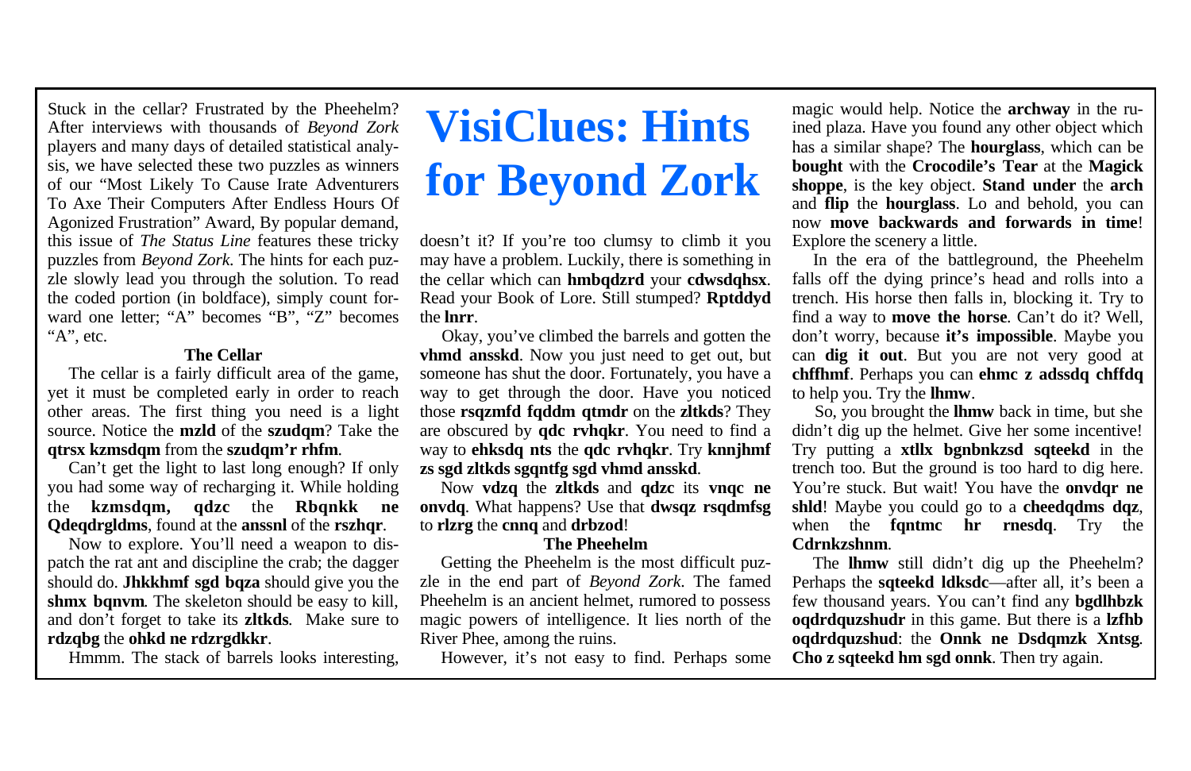# VisiClues: Hints for Beyond Zork

Stuck in the cellar? Frustrated by the Pheehelm? After interviews with thousands of *Beyond Zork* players and many days of detailed statistical analysis, we have selected these two puzzles as winners of our "Most Likely To Cause Irate Adventurers To Axe Their Computers After Endless Hours Of Agonized Frustration" Award, By popular demand, this issue of *The Status Line* features these tricky puzzles from *Beyond Zork*. The hints for each puzzle slowly lead you through the solution. To read the coded portion (in boldface), simply count forward one letter; "A" becomes "B", "Z" becomes "A", etc.

### The Cellar

The cellar is a fairly difficult area of the game, yet it must be completed early in order to reach other areas. The first thing you need is a light source. Notice the **mzld** of the **szudqm**? Take the **qtrsx kzmsdqm** from the **szudqm'r rhfm**.

Can't get the light to last long enough? If only you had some way of recharging it. While holding the **kzmsdqm, qdzc** the **Rbqnkk ne Qdeqdrgldms**, found at the **anssnl** of the **rszhqr**.

Now to explore. You'll need a weapon to dispatch the rat ant and discipline the crab; the dagger should do. **Jhkkhmf sgd bqza** should give you the **shmx bqnvm**. The skeleton should be easy to kill, and don't forget to take its **zltkds**. Make sure to **rdzqbg** the **ohkd ne rdzrgdkkr**.

Hmmm. The stack of barrels looks interesting, doesn't it? If you're too clumsy to climb it you may have a problem. Luckily, there is something in the cellar which can **hmbqdzrd** your **cdwsdqhsx**. Read your Book of Lore. Still stumped? **Rptddyd** the **lnrr**.

Okay, you've climbed the barrels and gotten the **vhmd ansskd**. Now you just need to get out, but someone has shut the door. Fortunately, you have a way to get through the door. Have you noticed those **rsqzmfd fqddm qtmdr** on the **zltkds**? They are obscured by **qdc rvhqkr**. You need to find a way to **ehksdq nts** the **qdc rvhqkr**. Try **knnjhmf zs sgd zltkds sgqntfg sgd vhmd ansskd**.

Now **vdzq** the **zltkds** and **qdzc** its **vnqc ne onvdq**. What happens? Use that **dwsqz rsqdmfsg** to **rlzrg** the **cnnq** and **drbzod**!

### The Pheehelm

Getting the Pheehelm is the most difficult puzzle in the end part of *Beyond Zork*. The famed Pheehelm is an ancient helmet, rumored to possess magic powers of intelligence. It lies north of the River Phee, among the ruins.

However, it's not easy to find. Perhaps some magic would help. Notice the **archway** in the ruined plaza. Have you found any other object which has a similar shape? The **hourglass**, which can be **bought** with the **Crocodile's Tear** at the **Magick shoppe**, is the key object. **Stand under** the **arch** and **flip** the **hourglass**. Lo and behold, you can now **move backwards and forwards in time**! Explore the scenery a little.

In the era of the battleground, the Pheehelm falls off the dying prince's head and rolls into a trench. His horse then falls in, blocking it. Try to find a way to **move the horse**. Can't do it? Well, don't worry, because **it's impossible**. Maybe you can **dig it out**. But you are not very good at **chffhmf**. Perhaps you can **ehmc z adssdq chffdq** to help you. Try the **lhmw**.

So, you brought the **lhmw** back in time, but she didn't dig up the helmet. Give her some incentive! Try putting a **xtllx bgnbnkzsd sqteekd** in the trench too. But the ground is too hard to dig here. You're stuck. But wait! You have the **onvdqr ne shld**! Maybe you could go to a **cheedqdms dqz**, when the **fqntmc hr rnesdq**. Try the **Cdrnkzshnm**.

The **lhmw** still didn't dig up the Pheehelm? Perhaps the **sqteekd ldksdc**—after all, it's been a few thousand years. You can't find any **bgdlhbzk oqdrdquzshudr** in this game. But there is a **lzfhb oqdrdquzshud**: the **Onnk ne Dsdqmzk Xntsg**. **Cho z sqteekd hm sgd onnk**. Then try again.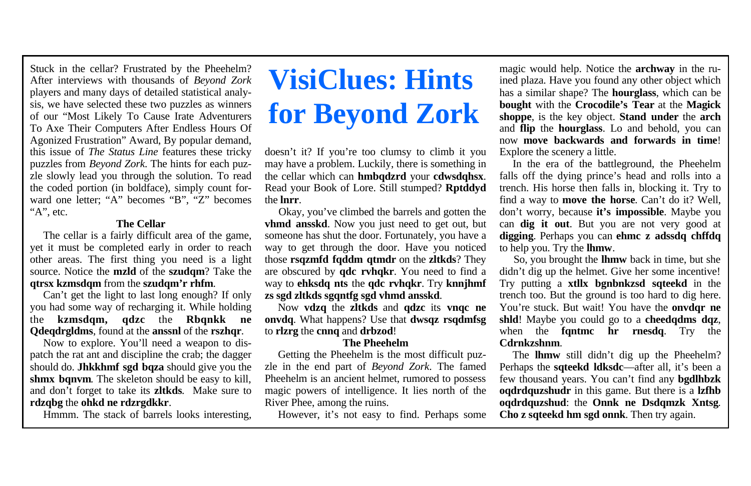# VisiClues: Hints for Beyond Zork

Stuck in the cellar? Frustrated by the Pheehelm? After interviews with thousands of *Beyond Zork* players and many days of detailed statistical analysis, we have selected these two puzzles as winners of our "Most Likely To Cause Irate Adventurers To Axe Their Computers After Endless Hours Of Agonized Frustration" Award, By popular demand, this issue of *The Status Line* features these tricky puzzles from *Beyond Zork*. The hints for each puzzle slowly lead you through the solution. To read the coded portion (in boldface), simply count forward one letter; "A" becomes "B", "Z" becomes "A", etc.

### The Cellar

The cellar is a fairly difficult area of the game, yet it must be completed early in order to reach other areas. The first thing you need is a light source. Notice the **mzld** of the **szudqm**? Take the **qtrsx kzmsdqm** from the **szudqm'r rhfm**.

Can't get the light to last long enough? If only you had some way of recharging it. While holding the **kzmsdqm, qdzc** the **Rbqnkk ne Qdeqdrgldms**, found at the **anssnl** of the **rszhqr**.

Now to explore. You'll need a weapon to dispatch the rat ant and discipline the crab; the dagger should do. **Jhkkhmf sgd bqza** should give you the **shmx bqnvm**. The skeleton should be easy to kill, and don't forget to take its **zltkds**. Make sure to **rdzqbg** the **ohkd ne rdzrgdkkr**.

Hmmm. The stack of barrels looks interesting, doesn't it? If you're too clumsy to climb it you may have a problem. Luckily, there is something in the cellar which can **hmbqdzrd** your **cdwsdqhsx**. Read your Book of Lore. Still stumped? **Rptddyd** the **lnrr**.

Okay, you've climbed the barrels and gotten the **vhmd ansskd**. Now you just need to get out, but someone has shut the door. Fortunately, you have a way to get through the door. Have you noticed those **rsqzmfd fqddm qtmdr** on the **zltkds**? They are obscured by **qdc rvhqkr**. You need to find a way to **ehksdq nts** the **qdc rvhqkr**. Try **knnjhmf zs sgd zltkds sgqntfg sgd vhmd ansskd**.

Now **vdzq** the **zltkds** and **qdzc** its **vnqc ne onvdq**. What happens? Use that **dwsqz rsqdmfsg** to **rlzrg** the **cnnq** and **drbzod**!

### The Pheehelm

Getting the Pheehelm is the most difficult puzzle in the end part of *Beyond Zork*. The famed Pheehelm is an ancient helmet, rumored to possess magic powers of intelligence. It lies north of the River Phee, among the ruins.

However, it's not easy to find. Perhaps some magic would help. Notice the **archway** in the ruined plaza. Have you found any other object which has a similar shape? The **hourglass**, which can be **bought** with the **Crocodile's Tear** at the **Magick shoppe**, is the key object. **Stand under** the **arch** and **flip** the **hourglass**. Lo and behold, you can now **move backwards and forwards in time**! Explore the scenery a little.

In the era of the battleground, the Pheehelm falls off the dying prince's head and rolls into a trench. His horse then falls in, blocking it. Try to find a way to **move the horse**. Can't do it? Well, don't worry, because **it's impossible**. Maybe you can **dig it out**. But you are not very good at **digging**. Perhaps you can **ehmc z adssdq chffdq** to help you. Try the **lhmw**.

So, you brought the **lhmw** back in time, but she didn't dig up the helmet. Give her some incentive! Try putting a **xtllx bgnbnkzsd sqteekd** in the trench too. But the ground is too hard to dig here. You're stuck. But wait! You have the **onvdqr ne shld**! Maybe you could go to a **cheedqdms dqz**, when the **fqntmc hr rnesdq**. Try the **Cdrnkzshnm**.

The **lhmw** still didn't dig up the Pheehelm? Perhaps the **sqteekd ldksdc**—after all, it's been a few thousand years. You can't find any **bgdlhbzk oqdrdquzshudr** in this game. But there is a **lzfhb oqdrdquzshud**: the **Onnk ne Dsdqmzk Xntsg**. **Cho z sqteekd hm sgd onnk**. Then try again.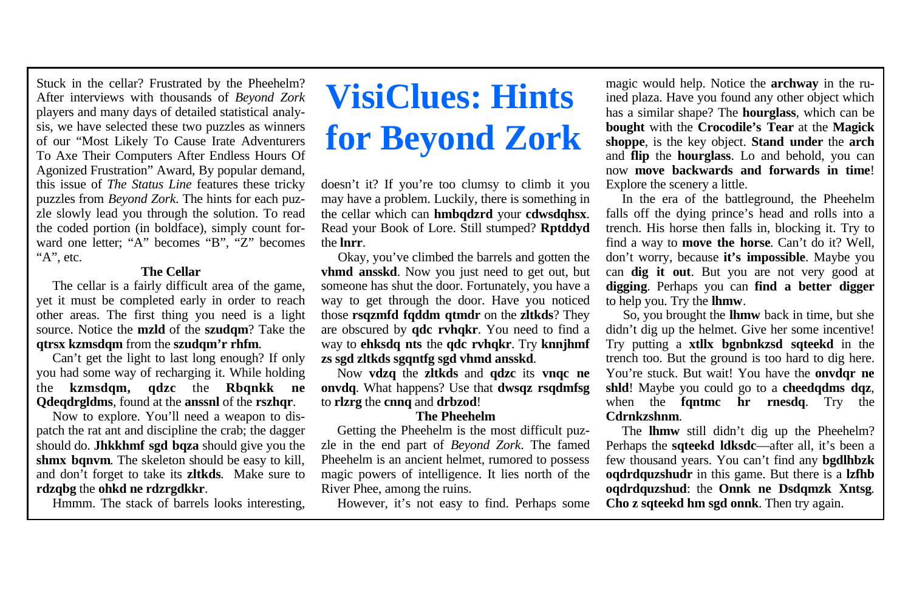# VisiClues: Hints for Beyond Zork

Stuck in the cellar? Frustrated by the Pheehelm? After interviews with thousands of *Beyond Zork* players and many days of detailed statistical analysis, we have selected these two puzzles as winners of our "Most Likely To Cause Irate Adventurers To Axe Their Computers After Endless Hours Of Agonized Frustration" Award, By popular demand, this issue of *The Status Line* features these tricky puzzles from *Beyond Zork*. The hints for each puzzle slowly lead you through the solution. To read the coded portion (in boldface), simply count forward one letter; "A" becomes "B", "Z" becomes "A", etc.

### The Cellar

The cellar is a fairly difficult area of the game, yet it must be completed early in order to reach other areas. The first thing you need is a light source. Notice the **mzld** of the **szudqm**? Take the **qtrsx kzmsdqm** from the **szudqm'r rhfm**.

Can't get the light to last long enough? If only you had some way of recharging it. While holding the **kzmsdqm, qdzc** the **Rbqnkk ne Qdeqdrgldms**, found at the **anssnl** of the **rszhqr**.

Now to explore. You'll need a weapon to dispatch the rat ant and discipline the crab; the dagger should do. **Jhkkhmf sgd bqza** should give you the **shmx bqnvm**. The skeleton should be easy to kill, and don't forget to take its **zltkds**. Make sure to **rdzqbg** the **ohkd ne rdzrgdkkr**.

Hmmm. The stack of barrels looks interesting, doesn't it? If you're too clumsy to climb it you may have a problem. Luckily, there is something in the cellar which can **hmbqdzrd** your **cdwsdqhsx**. Read your Book of Lore. Still stumped? **Rptddyd** the **lnrr**.

Okay, you've climbed the barrels and gotten the **vhmd ansskd**. Now you just need to get out, but someone has shut the door. Fortunately, you have a way to get through the door. Have you noticed those **rsqzmfd fqddm qtmdr** on the **zltkds**? They are obscured by **qdc rvhqkr**. You need to find a way to **ehksdq nts** the **qdc rvhqkr**. Try **knnjhmf zs sgd zltkds sgqntfg sgd vhmd ansskd**.

Now **vdzq** the **zltkds** and **qdzc** its **vnqc ne onvdq**. What happens? Use that **dwsqz rsqdmfsg** to **rlzrg** the **cnnq** and **drbzod**!

### The Pheehelm

Getting the Pheehelm is the most difficult puzzle in the end part of *Beyond Zork*. The famed Pheehelm is an ancient helmet, rumored to possess magic powers of intelligence. It lies north of the River Phee, among the ruins.

However, it's not easy to find. Perhaps some magic would help. Notice the **archway** in the ruined plaza. Have you found any other object which has a similar shape? The **hourglass**, which can be **bought** with the **Crocodile's Tear** at the **Magick shoppe**, is the key object. **Stand under** the **arch** and **flip** the **hourglass**. Lo and behold, you can now **move backwards and forwards in time**! Explore the scenery a little.

In the era of the battleground, the Pheehelm falls off the dying prince's head and rolls into a trench. His horse then falls in, blocking it. Try to find a way to **move the horse**. Can't do it? Well, don't worry, because **it's impossible**. Maybe you can **dig it out**. But you are not very good at **digging**. Perhaps you can **find a better digger** to help you. Try the **lhmw**.

So, you brought the **lhmw** back in time, but she didn't dig up the helmet. Give her some incentive! Try putting a **xtllx bgnbnkzsd sqteekd** in the trench too. But the ground is too hard to dig here. You're stuck. But wait! You have the **onvdqr ne shld**! Maybe you could go to a **cheedqdms dqz**, when the **fqntmc hr rnesdq**. Try the **Cdrnkzshnm**.

The **lhmw** still didn't dig up the Pheehelm? Perhaps the **sqteekd ldksdc**—after all, it's been a few thousand years. You can't find any **bgdlhbzk oqdrdquzshudr** in this game. But there is a **lzfhb oqdrdquzshud**: the **Onnk ne Dsdqmzk Xntsg**. **Cho z sqteekd hm sgd onnk**. Then try again.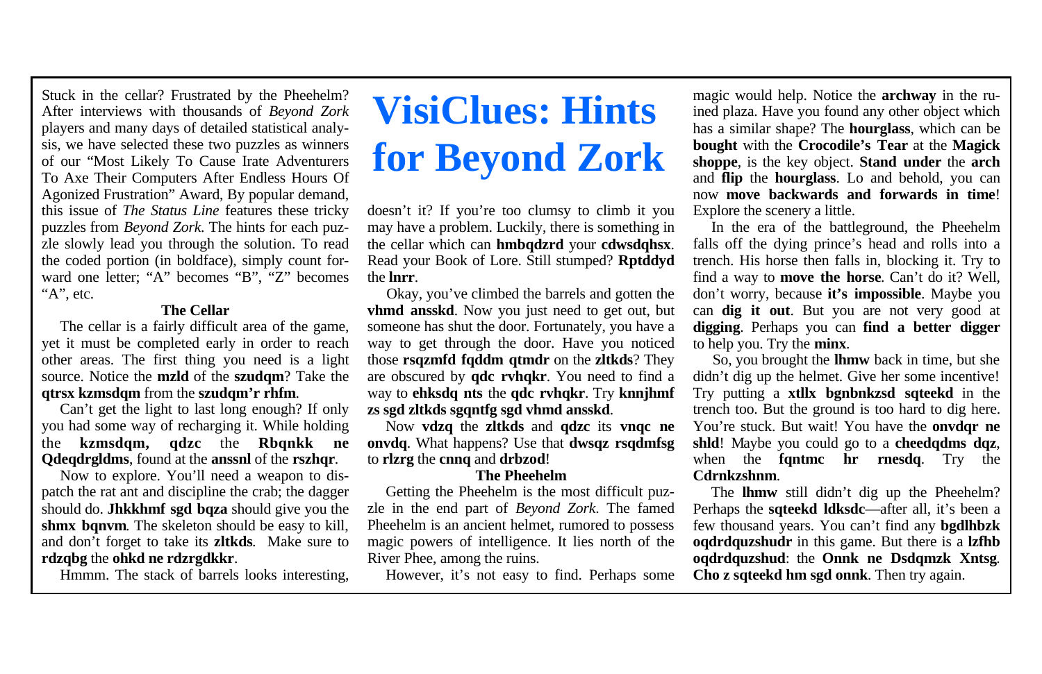# VisiClues: Hints for Beyond Zork

Stuck in the cellar? Frustrated by the Pheehelm? After interviews with thousands of *Beyond Zork* players and many days of detailed statistical analysis, we have selected these two puzzles as winners of our "Most Likely To Cause Irate Adventurers To Axe Their Computers After Endless Hours Of Agonized Frustration" Award, By popular demand, this issue of *The Status Line* features these tricky puzzles from *Beyond Zork*. The hints for each puzzle slowly lead you through the solution. To read the coded portion (in boldface), simply count forward one letter; "A" becomes "B", "Z" becomes "A", etc.

### The Cellar

The cellar is a fairly difficult area of the game, yet it must be completed early in order to reach other areas. The first thing you need is a light source. Notice the **mzld** of the **szudqm**? Take the **qtrsx kzmsdqm** from the **szudqm'r rhfm**.

Can't get the light to last long enough? If only you had some way of recharging it. While holding the **kzmsdqm, qdzc** the **Rbqnkk ne Qdeqdrgldms**, found at the **anssnl** of the **rszhqr**.

Now to explore. You'll need a weapon to dispatch the rat ant and discipline the crab; the dagger should do. **Jhkkhmf sgd bqza** should give you the **shmx bqnvm**. The skeleton should be easy to kill, and don't forget to take its **zltkds**. Make sure to **rdzqbg** the **ohkd ne rdzrgdkkr**.

Hmmm. The stack of barrels looks interesting, doesn't it? If you're too clumsy to climb it you may have a problem. Luckily, there is something in the cellar which can **hmbqdzrd** your **cdwsdqhsx**. Read your Book of Lore. Still stumped? **Rptddyd** the **lnrr**.

Okay, you've climbed the barrels and gotten the **vhmd ansskd**. Now you just need to get out, but someone has shut the door. Fortunately, you have a way to get through the door. Have you noticed those **rsqzmfd fqddm qtmdr** on the **zltkds**? They are obscured by **qdc rvhqkr**. You need to find a way to **ehksdq nts** the **qdc rvhqkr**. Try **knnjhmf zs sgd zltkds sgqntfg sgd vhmd ansskd**.

Now **vdzq** the **zltkds** and **qdzc** its **vnqc ne onvdq**. What happens? Use that **dwsqz rsqdmfsg** to **rlzrg** the **cnnq** and **drbzod**!

### The Pheehelm

Getting the Pheehelm is the most difficult puzzle in the end part of *Beyond Zork*. The famed Pheehelm is an ancient helmet, rumored to possess magic powers of intelligence. It lies north of the River Phee, among the ruins.

However, it's not easy to find. Perhaps some magic would help. Notice the **archway** in the ruined plaza. Have you found any other object which has a similar shape? The **hourglass**, which can be **bought** with the **Crocodile's Tear** at the **Magick shoppe**, is the key object. **Stand under** the **arch** and **flip** the **hourglass**. Lo and behold, you can now **move backwards and forwards in time**! Explore the scenery a little.

In the era of the battleground, the Pheehelm falls off the dying prince's head and rolls into a trench. His horse then falls in, blocking it. Try to find a way to **move the horse**. Can't do it? Well, don't worry, because **it's impossible**. Maybe you can **dig it out**. But you are not very good at **digging**. Perhaps you can **find a better digger** to help you. Try the **minx**.

So, you brought the **lhmw** back in time, but she didn't dig up the helmet. Give her some incentive! Try putting a **xtllx bgnbnkzsd sqteekd** in the trench too. But the ground is too hard to dig here. You're stuck. But wait! You have the **onvdqr ne shld**! Maybe you could go to a **cheedqdms dqz**, when the **fqntmc hr rnesdq**. Try the **Cdrnkzshnm**.

The **lhmw** still didn't dig up the Pheehelm? Perhaps the **sqteekd ldksdc**—after all, it's been a few thousand years. You can't find any **bgdlhbzk oqdrdquzshudr** in this game. But there is a **lzfhb oqdrdquzshud**: the **Onnk ne Dsdqmzk Xntsg**. **Cho z sqteekd hm sgd onnk**. Then try again.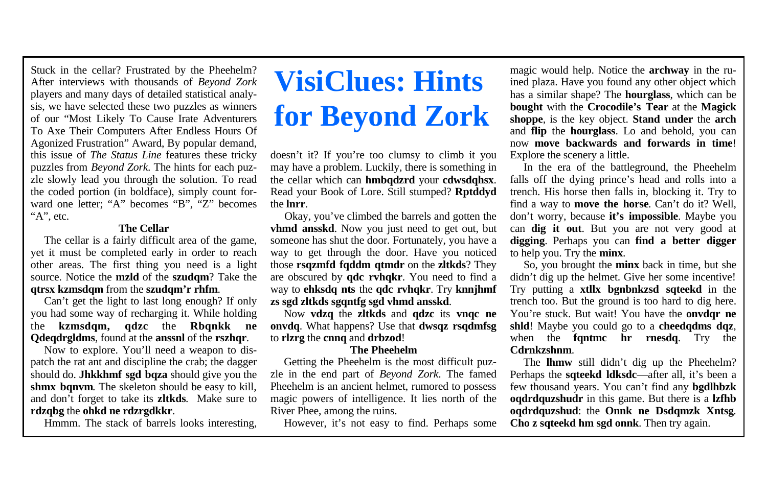# VisiClues: Hints for Beyond Zork

Stuck in the cellar? Frustrated by the Pheehelm? After interviews with thousands of *Beyond Zork* players and many days of detailed statistical analysis, we have selected these two puzzles as winners of our "Most Likely To Cause Irate Adventurers To Axe Their Computers After Endless Hours Of Agonized Frustration" Award, By popular demand, this issue of *The Status Line* features these tricky puzzles from *Beyond Zork*. The hints for each puzzle slowly lead you through the solution. To read the coded portion (in boldface), simply count forward one letter; "A" becomes "B", "Z" becomes "A", etc.

### The Cellar

The cellar is a fairly difficult area of the game, yet it must be completed early in order to reach other areas. The first thing you need is a light source. Notice the **mzld** of the **szudqm**? Take the **qtrsx kzmsdqm** from the **szudqm'r rhfm**.

Can't get the light to last long enough? If only you had some way of recharging it. While holding the **kzmsdqm, qdzc** the **Rbqnkk ne Qdeqdrgldms**, found at the **anssnl** of the **rszhqr**.

Now to explore. You'll need a weapon to dispatch the rat ant and discipline the crab; the dagger should do. **Jhkkhmf sgd bqza** should give you the **shmx bqnvm**. The skeleton should be easy to kill, and don't forget to take its **zltkds**. Make sure to **rdzqbg** the **ohkd ne rdzrgdkkr**.

Hmmm. The stack of barrels looks interesting, doesn't it? If you're too clumsy to climb it you may have a problem. Luckily, there is something in the cellar which can **hmbqdzrd** your **cdwsdqhsx**. Read your Book of Lore. Still stumped? **Rptddyd** the **lnrr**.

Okay, you've climbed the barrels and gotten the **vhmd ansskd**. Now you just need to get out, but someone has shut the door. Fortunately, you have a way to get through the door. Have you noticed those **rsqzmfd fqddm qtmdr** on the **zltkds**? They are obscured by **qdc rvhqkr**. You need to find a way to **ehksdq nts** the **qdc rvhqkr**. Try **knnjhmf zs sgd zltkds sgqntfg sgd vhmd ansskd**.

Now **vdzq** the **zltkds** and **qdzc** its **vnqc ne onvdq**. What happens? Use that **dwsqz rsqdmfsg** to **rlzrg** the **cnnq** and **drbzod**!

### The Pheehelm

Getting the Pheehelm is the most difficult puzzle in the end part of *Beyond Zork*. The famed Pheehelm is an ancient helmet, rumored to possess magic powers of intelligence. It lies north of the River Phee, among the ruins.

However, it's not easy to find. Perhaps some magic would help. Notice the **archway** in the ruined plaza. Have you found any other object which has a similar shape? The **hourglass**, which can be **bought** with the **Crocodile's Tear** at the **Magick shoppe**, is the key object. **Stand under** the **arch** and **flip** the **hourglass**. Lo and behold, you can now **move backwards and forwards in time**! Explore the scenery a little.

In the era of the battleground, the Pheehelm falls off the dying prince's head and rolls into a trench. His horse then falls in, blocking it. Try to find a way to **move the horse**. Can't do it? Well, don't worry, because **it's impossible**. Maybe you can **dig it out**. But you are not very good at **digging**. Perhaps you can **find a better digger** to help you. Try the **minx**.

So, you brought the **minx** back in time, but she didn't dig up the helmet. Give her some incentive! Try putting a **xtllx bgnbnkzsd sqteekd** in the trench too. But the ground is too hard to dig here. You're stuck. But wait! You have the **onvdqr ne shld**! Maybe you could go to a **cheedqdms dqz**, when the **fqntmc hr rnesdq**. Try the **Cdrnkzshnm**.

The **lhmw** still didn't dig up the Pheehelm? Perhaps the **sqteekd ldksdc**—after all, it's been a few thousand years. You can't find any **bgdlhbzk oqdrdquzshudr** in this game. But there is a **lzfhb oqdrdquzshud**: the **Onnk ne Dsdqmzk Xntsg**. **Cho z sqteekd hm sgd onnk**. Then try again.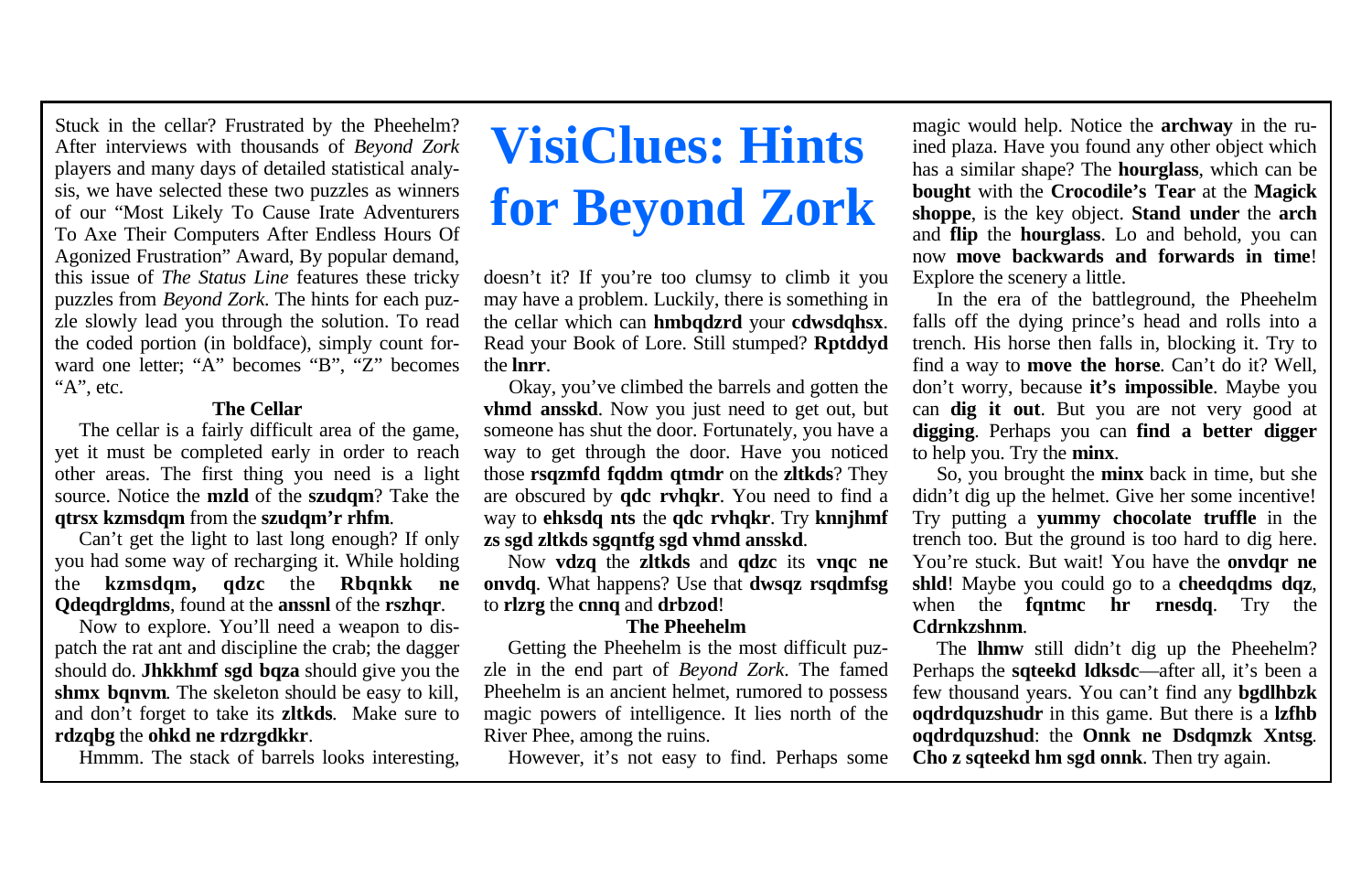# VisiClues: Hints for Beyond Zork

Stuck in the cellar? Frustrated by the Pheehelm? After interviews with thousands of *Beyond Zork* players and many days of detailed statistical analysis, we have selected these two puzzles as winners of our "Most Likely To Cause Irate Adventurers To Axe Their Computers After Endless Hours Of Agonized Frustration" Award, By popular demand, this issue of *The Status Line* features these tricky puzzles from *Beyond Zork*. The hints for each puzzle slowly lead you through the solution. To read the coded portion (in boldface), simply count forward one letter; "A" becomes "B", "Z" becomes "A", etc.

### The Cellar

The cellar is a fairly difficult area of the game, yet it must be completed early in order to reach other areas. The first thing you need is a light source. Notice the **mzld** of the **szudqm**? Take the **qtrsx kzmsdqm** from the **szudqm'r rhfm**.

Can't get the light to last long enough? If only you had some way of recharging it. While holding the **kzmsdqm, qdzc** the **Rbqnkk ne Qdeqdrgldms**, found at the **anssnl** of the **rszhqr**.

Now to explore. You'll need a weapon to dispatch the rat ant and discipline the crab; the dagger should do. **Jhkkhmf sgd bqza** should give you the **shmx bqnvm**. The skeleton should be easy to kill, and don't forget to take its **zltkds**. Make sure to **rdzqbg** the **ohkd ne rdzrgdkkr**.

Hmmm. The stack of barrels looks interesting, doesn't it? If you're too clumsy to climb it you may have a problem. Luckily, there is something in the cellar which can **hmbqdzrd** your **cdwsdqhsx**. Read your Book of Lore. Still stumped? **Rptddyd** the **lnrr**.

Okay, you've climbed the barrels and gotten the **vhmd ansskd**. Now you just need to get out, but someone has shut the door. Fortunately, you have a way to get through the door. Have you noticed those **rsqzmfd fqddm qtmdr** on the **zltkds**? They are obscured by **qdc rvhqkr**. You need to find a way to **ehksdq nts** the **qdc rvhqkr**. Try **knnjhmf zs sgd zltkds sgqntfg sgd vhmd ansskd**.

Now **vdzq** the **zltkds** and **qdzc** its **vnqc ne onvdq**. What happens? Use that **dwsqz rsqdmfsg** to **rlzrg** the **cnnq** and **drbzod**!

### The Pheehelm

Getting the Pheehelm is the most difficult puzzle in the end part of *Beyond Zork*. The famed Pheehelm is an ancient helmet, rumored to possess magic powers of intelligence. It lies north of the River Phee, among the ruins.

However, it's not easy to find. Perhaps some magic would help. Notice the **archway** in the ruined plaza. Have you found any other object which has a similar shape? The **hourglass**, which can be **bought** with the **Crocodile's Tear** at the **Magick shoppe**, is the key object. **Stand under** the **arch** and **flip** the **hourglass**. Lo and behold, you can now **move backwards and forwards in time**! Explore the scenery a little.

In the era of the battleground, the Pheehelm falls off the dying prince's head and rolls into a trench. His horse then falls in, blocking it. Try to find a way to **move the horse**. Can't do it? Well, don't worry, because **it's impossible**. Maybe you can **dig it out**. But you are not very good at **digging**. Perhaps you can **find a better digger** to help you. Try the **minx**.

So, you brought the **minx** back in time, but she didn't dig up the helmet. Give her some incentive! Try putting a **yummy chocolate truffle** in the trench too. But the ground is too hard to dig here. You're stuck. But wait! You have the **onvdqr ne shld**! Maybe you could go to a **cheedqdms dqz**, when the **fqntmc hr rnesdq**. Try the **Cdrnkzshnm**.

The **lhmw** still didn't dig up the Pheehelm? Perhaps the **sqteekd ldksdc**—after all, it's been a few thousand years. You can't find any **bgdlhbzk oqdrdquzshudr** in this game. But there is a **lzfhb oqdrdquzshud**: the **Onnk ne Dsdqmzk Xntsg**. **Cho z sqteekd hm sgd onnk**. Then try again.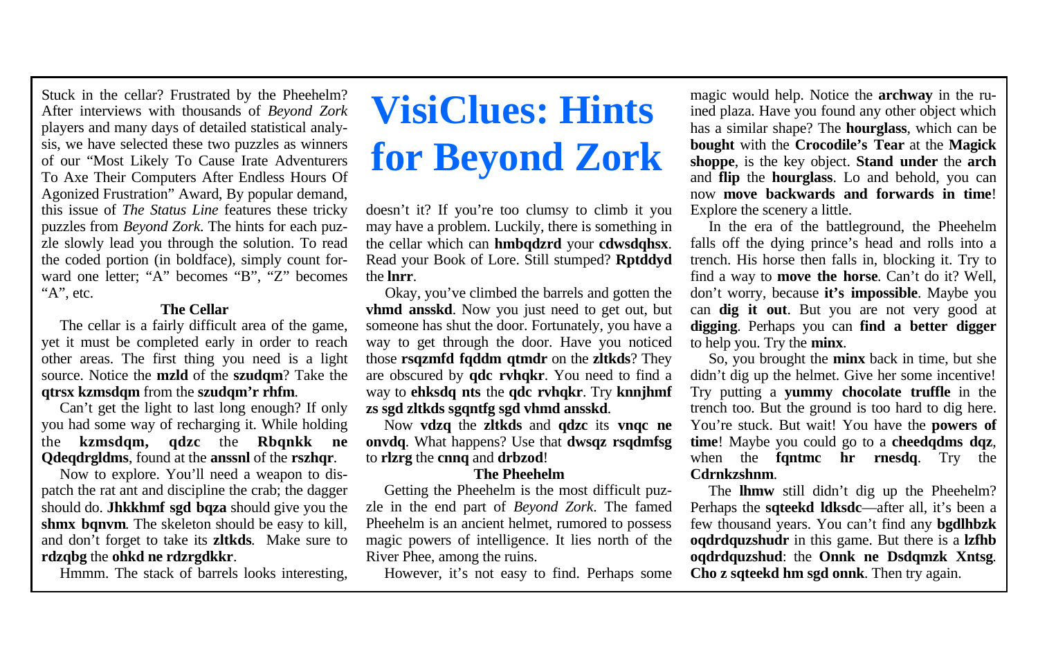# VisiClues: Hints for Beyond Zork

Stuck in the cellar? Frustrated by the Pheehelm? After interviews with thousands of *Beyond Zork* players and many days of detailed statistical analysis, we have selected these two puzzles as winners of our "Most Likely To Cause Irate Adventurers To Axe Their Computers After Endless Hours Of Agonized Frustration" Award, By popular demand, this issue of *The Status Line* features these tricky puzzles from *Beyond Zork*. The hints for each puzzle slowly lead you through the solution. To read the coded portion (in boldface), simply count forward one letter; "A" becomes "B", "Z" becomes "A", etc.

### The Cellar

The cellar is a fairly difficult area of the game, yet it must be completed early in order to reach other areas. The first thing you need is a light source. Notice the **mzld** of the **szudqm**? Take the **qtrsx kzmsdqm** from the **szudqm'r rhfm**.

Can't get the light to last long enough? If only you had some way of recharging it. While holding the **kzmsdqm, qdzc** the **Rbqnkk ne Qdeqdrgldms**, found at the **anssnl** of the **rszhqr**.

Now to explore. You'll need a weapon to dispatch the rat ant and discipline the crab; the dagger should do. **Jhkkhmf sgd bqza** should give you the **shmx bqnvm**. The skeleton should be easy to kill, and don't forget to take its **zltkds**. Make sure to **rdzqbg** the **ohkd ne rdzrgdkkr**.

Hmmm. The stack of barrels looks interesting, doesn't it? If you're too clumsy to climb it you may have a problem. Luckily, there is something in the cellar which can **hmbqdzrd** your **cdwsdqhsx**. Read your Book of Lore. Still stumped? **Rptddyd** the **lnrr**.

Okay, you've climbed the barrels and gotten the **vhmd ansskd**. Now you just need to get out, but someone has shut the door. Fortunately, you have a way to get through the door. Have you noticed those **rsqzmfd fqddm qtmdr** on the **zltkds**? They are obscured by **qdc rvhqkr**. You need to find a way to **ehksdq nts** the **qdc rvhqkr**. Try **knnjhmf zs sgd zltkds sgqntfg sgd vhmd ansskd**.

Now **vdzq** the **zltkds** and **qdzc** its **vnqc ne onvdq**. What happens? Use that **dwsqz rsqdmfsg** to **rlzrg** the **cnnq** and **drbzod**!

### The Pheehelm

Getting the Pheehelm is the most difficult puzzle in the end part of *Beyond Zork*. The famed Pheehelm is an ancient helmet, rumored to possess magic powers of intelligence. It lies north of the River Phee, among the ruins.

However, it's not easy to find. Perhaps some magic would help. Notice the **archway** in the ruined plaza. Have you found any other object which has a similar shape? The **hourglass**, which can be **bought** with the **Crocodile's Tear** at the **Magick shoppe**, is the key object. **Stand under** the **arch** and **flip** the **hourglass**. Lo and behold, you can now **move backwards and forwards in time**! Explore the scenery a little.

In the era of the battleground, the Pheehelm falls off the dying prince's head and rolls into a trench. His horse then falls in, blocking it. Try to find a way to **move the horse**. Can't do it? Well, don't worry, because **it's impossible**. Maybe you can **dig it out**. But you are not very good at **digging**. Perhaps you can **find a better digger** to help you. Try the **minx**.

So, you brought the **minx** back in time, but she didn't dig up the helmet. Give her some incentive! Try putting a **yummy chocolate truffle** in the trench too. But the ground is too hard to dig here. You're stuck. But wait! You have the **powers of time**! Maybe you could go to a **cheedqdms dqz**, when the **fqntmc hr rnesdq**. Try the **Cdrnkzshnm**.

The **lhmw** still didn't dig up the Pheehelm? Perhaps the **sqteekd ldksdc**—after all, it's been a few thousand years. You can't find any **bgdlhbzk oqdrdquzshudr** in this game. But there is a **lzfhb oqdrdquzshud**: the **Onnk ne Dsdqmzk Xntsg**. **Cho z sqteekd hm sgd onnk**. Then try again.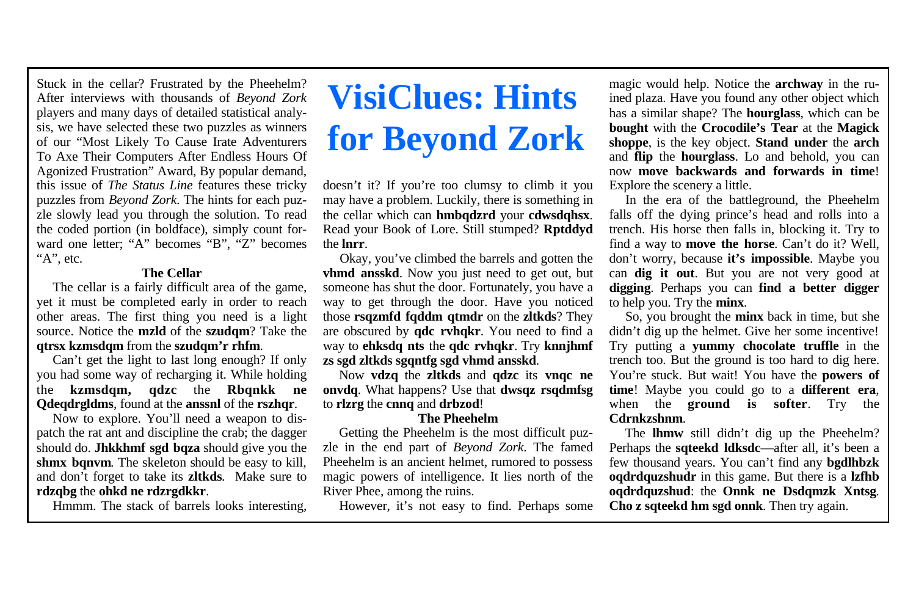# VisiClues: Hints for Beyond Zork

Stuck in the cellar? Frustrated by the Pheehelm? After interviews with thousands of *Beyond Zork* players and many days of detailed statistical analysis, we have selected these two puzzles as winners of our "Most Likely To Cause Irate Adventurers To Axe Their Computers After Endless Hours Of Agonized Frustration" Award, By popular demand, this issue of *The Status Line* features these tricky puzzles from *Beyond Zork*. The hints for each puzzle slowly lead you through the solution. To read the coded portion (in boldface), simply count forward one letter; "A" becomes "B", "Z" becomes "A", etc.

### The Cellar

The cellar is a fairly difficult area of the game, yet it must be completed early in order to reach other areas. The first thing you need is a light source. Notice the **mzld** of the **szudqm**? Take the **qtrsx kzmsdqm** from the **szudqm'r rhfm**.

Can't get the light to last long enough? If only you had some way of recharging it. While holding the **kzmsdqm, qdzc** the **Rbqnkk ne Qdeqdrgldms**, found at the **anssnl** of the **rszhqr**.

Now to explore. You'll need a weapon to dispatch the rat ant and discipline the crab; the dagger should do. **Jhkkhmf sgd bqza** should give you the **shmx bqnvm**. The skeleton should be easy to kill, and don't forget to take its **zltkds**. Make sure to **rdzqbg** the **ohkd ne rdzrgdkkr**.

Hmmm. The stack of barrels looks interesting, doesn't it? If you're too clumsy to climb it you may have a problem. Luckily, there is something in the cellar which can **hmbqdzrd** your **cdwsdqhsx**. Read your Book of Lore. Still stumped? **Rptddyd** the **lnrr**.

Okay, you've climbed the barrels and gotten the **vhmd ansskd**. Now you just need to get out, but someone has shut the door. Fortunately, you have a way to get through the door. Have you noticed those **rsqzmfd fqddm qtmdr** on the **zltkds**? They are obscured by **qdc rvhqkr**. You need to find a way to **ehksdq nts** the **qdc rvhqkr**. Try **knnjhmf zs sgd zltkds sgqntfg sgd vhmd ansskd**.

Now **vdzq** the **zltkds** and **qdzc** its **vnqc ne onvdq**. What happens? Use that **dwsqz rsqdmfsg** to **rlzrg** the **cnnq** and **drbzod**!

### The Pheehelm

Getting the Pheehelm is the most difficult puzzle in the end part of *Beyond Zork*. The famed Pheehelm is an ancient helmet, rumored to possess magic powers of intelligence. It lies north of the River Phee, among the ruins.

However, it's not easy to find. Perhaps some magic would help. Notice the **archway** in the ruined plaza. Have you found any other object which has a similar shape? The **hourglass**, which can be **bought** with the **Crocodile's Tear** at the **Magick shoppe**, is the key object. **Stand under** the **arch** and **flip** the **hourglass**. Lo and behold, you can now **move backwards and forwards in time**! Explore the scenery a little.

In the era of the battleground, the Pheehelm falls off the dying prince's head and rolls into a trench. His horse then falls in, blocking it. Try to find a way to **move the horse**. Can't do it? Well, don't worry, because **it's impossible**. Maybe you can **dig it out**. But you are not very good at **digging**. Perhaps you can **find a better digger** to help you. Try the **minx**.

So, you brought the **minx** back in time, but she didn't dig up the helmet. Give her some incentive! Try putting a **yummy chocolate truffle** in the trench too. But the ground is too hard to dig here. You're stuck. But wait! You have the **powers of time**! Maybe you could go to a **different era**, when the **ground is softer**. Try the **Cdrnkzshnm**.

The **lhmw** still didn't dig up the Pheehelm? Perhaps the **sqteekd ldksdc**—after all, it's been a few thousand years. You can't find any **bgdlhbzk oqdrdquzshudr** in this game. But there is a **lzfhb oqdrdquzshud**: the **Onnk ne Dsdqmzk Xntsg**. **Cho z sqteekd hm sgd onnk**. Then try again.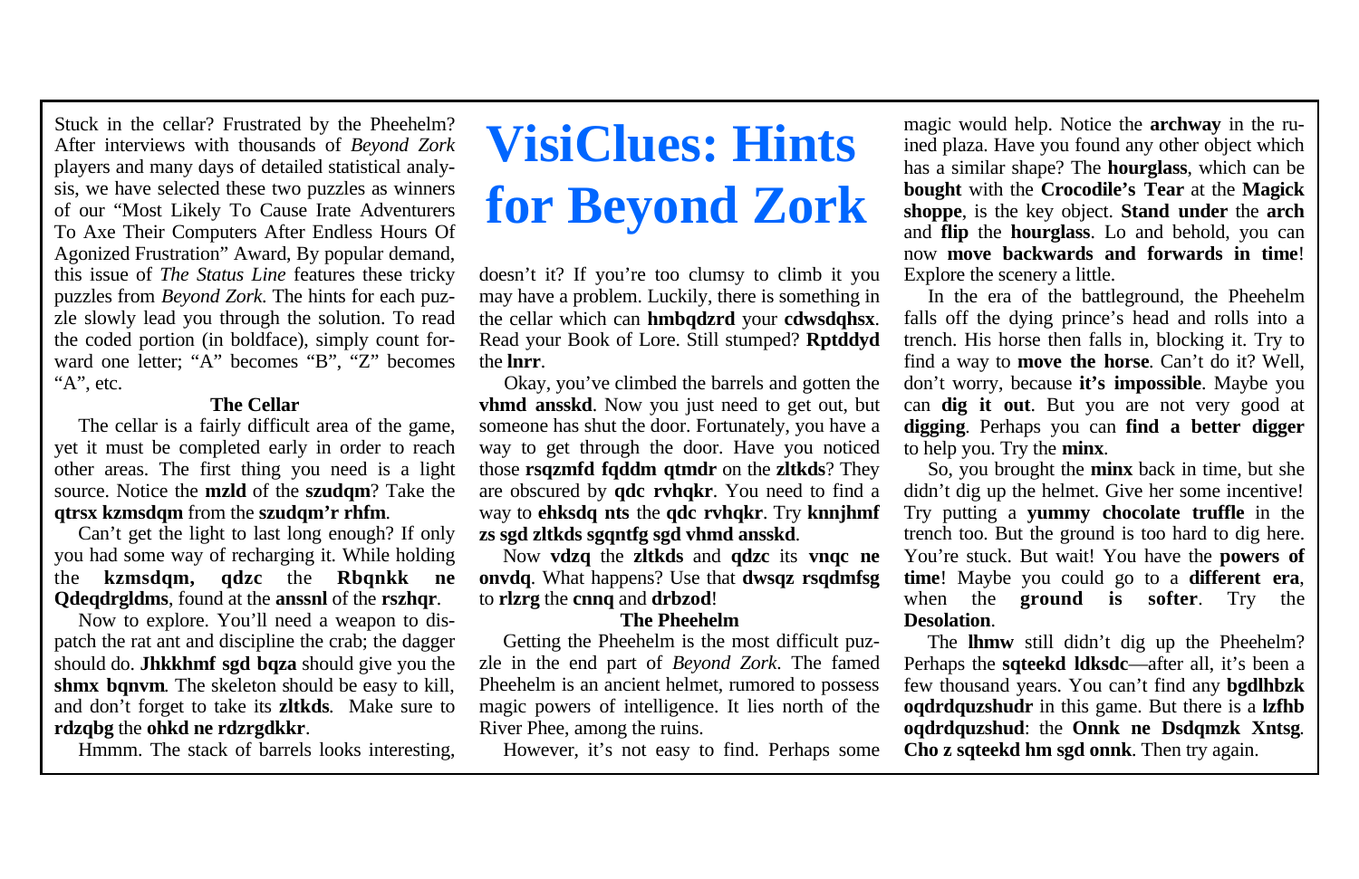# VisiClues: Hints for Beyond Zork

Stuck in the cellar? Frustrated by the Pheehelm? After interviews with thousands of *Beyond Zork* players and many days of detailed statistical analysis, we have selected these two puzzles as winners of our "Most Likely To Cause Irate Adventurers To Axe Their Computers After Endless Hours Of Agonized Frustration" Award, By popular demand, this issue of *The Status Line* features these tricky puzzles from *Beyond Zork*. The hints for each puzzle slowly lead you through the solution. To read the coded portion (in boldface), simply count forward one letter; "A" becomes "B", "Z" becomes "A", etc.

### The Cellar

The cellar is a fairly difficult area of the game, yet it must be completed early in order to reach other areas. The first thing you need is a light source. Notice the **mzld** of the **szudqm**? Take the **qtrsx kzmsdqm** from the **szudqm'r rhfm**.

Can't get the light to last long enough? If only you had some way of recharging it. While holding the **kzmsdqm, qdzc** the **Rbqnkk ne Qdeqdrgldms**, found at the **anssnl** of the **rszhqr**.

Now to explore. You'll need a weapon to dispatch the rat ant and discipline the crab; the dagger should do. **Jhkkhmf sgd bqza** should give you the **shmx bqnvm**. The skeleton should be easy to kill, and don't forget to take its **zltkds**. Make sure to **rdzqbg** the **ohkd ne rdzrgdkkr**.

Hmmm. The stack of barrels looks interesting, doesn't it? If you're too clumsy to climb it you may have a problem. Luckily, there is something in the cellar which can **hmbqdzrd** your **cdwsdqhsx**. Read your Book of Lore. Still stumped? **Rptddyd** the **lnrr**.

Okay, you've climbed the barrels and gotten the **vhmd ansskd**. Now you just need to get out, but someone has shut the door. Fortunately, you have a way to get through the door. Have you noticed those **rsqzmfd fqddm qtmdr** on the **zltkds**? They are obscured by **qdc rvhqkr**. You need to find a way to **ehksdq nts** the **qdc rvhqkr**. Try **knnjhmf zs sgd zltkds sgqntfg sgd vhmd ansskd**.

Now **vdzq** the **zltkds** and **qdzc** its **vnqc ne onvdq**. What happens? Use that **dwsqz rsqdmfsg** to **rlzrg** the **cnnq** and **drbzod**!

### The Pheehelm

Getting the Pheehelm is the most difficult puzzle in the end part of *Beyond Zork*. The famed Pheehelm is an ancient helmet, rumored to possess magic powers of intelligence. It lies north of the River Phee, among the ruins.

However, it's not easy to find. Perhaps some magic would help. Notice the **archway** in the ruined plaza. Have you found any other object which has a similar shape? The **hourglass**, which can be **bought** with the **Crocodile's Tear** at the **Magick shoppe**, is the key object. **Stand under** the **arch** and **flip** the **hourglass**. Lo and behold, you can now **move backwards and forwards in time**! Explore the scenery a little.

In the era of the battleground, the Pheehelm falls off the dying prince's head and rolls into a trench. His horse then falls in, blocking it. Try to find a way to **move the horse**. Can't do it? Well, don't worry, because **it's impossible**. Maybe you can **dig it out**. But you are not very good at **digging**. Perhaps you can **find a better digger** to help you. Try the **minx**.

So, you brought the **minx** back in time, but she didn't dig up the helmet. Give her some incentive! Try putting a **yummy chocolate truffle** in the trench too. But the ground is too hard to dig here. You're stuck. But wait! You have the **powers of time**! Maybe you could go to a **different era**, when the **ground is softer**. Try the **Desolation**.

The **lhmw** still didn't dig up the Pheehelm? Perhaps the **sqteekd ldksdc**—after all, it's been a few thousand years. You can't find any **bgdlhbzk oqdrdquzshudr** in this game. But there is a **lzfhb oqdrdquzshud**: the **Onnk ne Dsdqmzk Xntsg**. **Cho z sqteekd hm sgd onnk**. Then try again.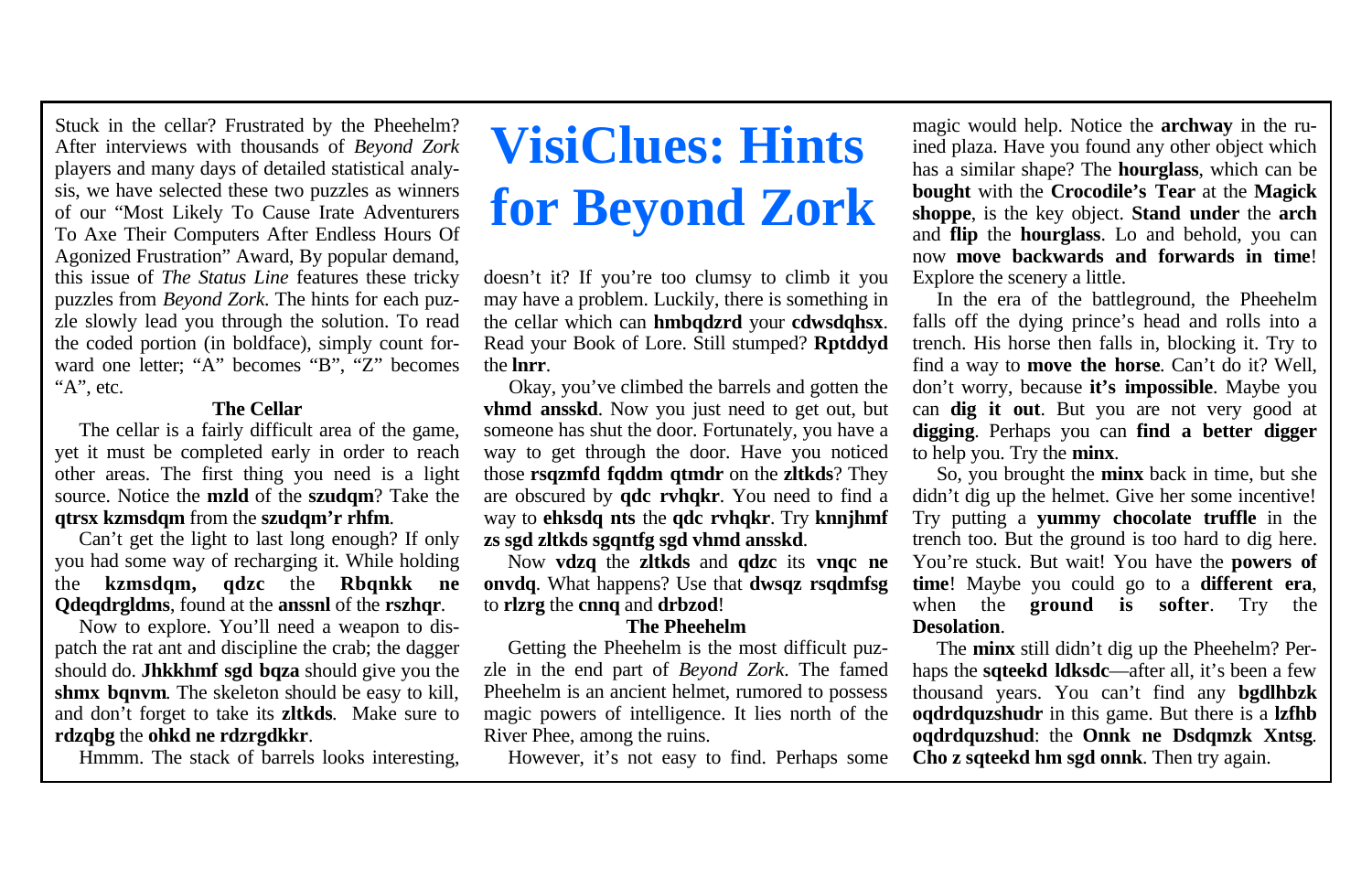# VisiClues: Hints for Beyond Zork

Stuck in the cellar? Frustrated by the Pheehelm? After interviews with thousands of *Beyond Zork* players and many days of detailed statistical analysis, we have selected these two puzzles as winners of our "Most Likely To Cause Irate Adventurers To Axe Their Computers After Endless Hours Of Agonized Frustration" Award, By popular demand, this issue of *The Status Line* features these tricky puzzles from *Beyond Zork*. The hints for each puzzle slowly lead you through the solution. To read the coded portion (in boldface), simply count forward one letter; "A" becomes "B", "Z" becomes "A", etc.

### The Cellar

The cellar is a fairly difficult area of the game, yet it must be completed early in order to reach other areas. The first thing you need is a light source. Notice the **mzld** of the **szudqm**? Take the **qtrsx kzmsdqm** from the **szudqm'r rhfm**.

Can't get the light to last long enough? If only you had some way of recharging it. While holding the **kzmsdqm, qdzc** the **Rbqnkk ne Qdeqdrgldms**, found at the **anssnl** of the **rszhqr**.

Now to explore. You'll need a weapon to dispatch the rat ant and discipline the crab; the dagger should do. **Jhkkhmf sgd bqza** should give you the **shmx bqnvm**. The skeleton should be easy to kill, and don't forget to take its **zltkds**. Make sure to **rdzqbg** the **ohkd ne rdzrgdkkr**.

Hmmm. The stack of barrels looks interesting, doesn't it? If you're too clumsy to climb it you may have a problem. Luckily, there is something in the cellar which can **hmbqdzrd** your **cdwsdqhsx**. Read your Book of Lore. Still stumped? **Rptddyd** the **lnrr**.

Okay, you've climbed the barrels and gotten the **vhmd ansskd**. Now you just need to get out, but someone has shut the door. Fortunately, you have a way to get through the door. Have you noticed those **rsqzmfd fqddm qtmdr** on the **zltkds**? They are obscured by **qdc rvhqkr**. You need to find a way to **ehksdq nts** the **qdc rvhqkr**. Try **knnjhmf zs sgd zltkds sgqntfg sgd vhmd ansskd**.

Now **vdzq** the **zltkds** and **qdzc** its **vnqc ne onvdq**. What happens? Use that **dwsqz rsqdmfsg** to **rlzrg** the **cnnq** and **drbzod**!

### The Pheehelm

Getting the Pheehelm is the most difficult puzzle in the end part of *Beyond Zork*. The famed Pheehelm is an ancient helmet, rumored to possess magic powers of intelligence. It lies north of the River Phee, among the ruins.

However, it's not easy to find. Perhaps some magic would help. Notice the **archway** in the ruined plaza. Have you found any other object which has a similar shape? The **hourglass**, which can be **bought** with the **Crocodile's Tear** at the **Magick shoppe**, is the key object. **Stand under** the **arch** and **flip** the **hourglass**. Lo and behold, you can now **move backwards and forwards in time**! Explore the scenery a little.

In the era of the battleground, the Pheehelm falls off the dying prince's head and rolls into a trench. His horse then falls in, blocking it. Try to find a way to **move the horse**. Can't do it? Well, don't worry, because **it's impossible**. Maybe you can **dig it out**. But you are not very good at **digging**. Perhaps you can **find a better digger** to help you. Try the **minx**.

So, you brought the **minx** back in time, but she didn't dig up the helmet. Give her some incentive! Try putting a **yummy chocolate truffle** in the trench too. But the ground is too hard to dig here. You're stuck. But wait! You have the **powers of time**! Maybe you could go to a **different era**, when the **ground is softer**. Try the **Desolation**.

The **minx** still didn't dig up the Pheehelm? Perhaps the **sqteekd ldksdc**—after all, it's been a few thousand years. You can't find any **bgdlhbzk oqdrdquzshudr** in this game. But there is a **lzfhb oqdrdquzshud**: the **Onnk ne Dsdqmzk Xntsg**. **Cho z sqteekd hm sgd onnk**. Then try again.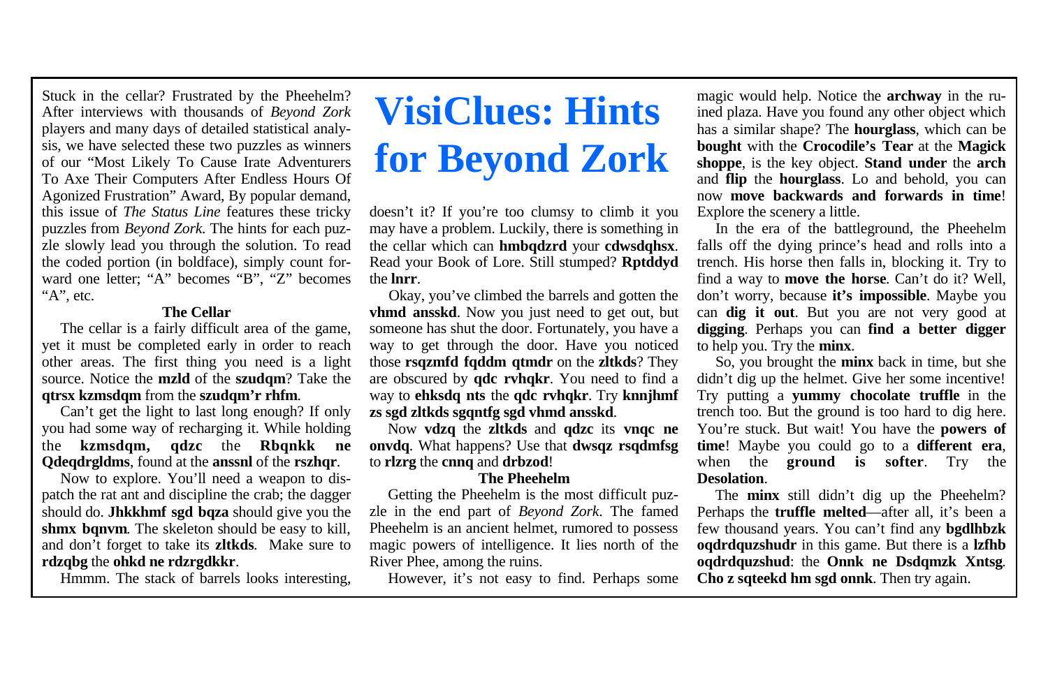Stuck in the cellar? Frustrated by the Pheehelm? After interviews with thousands of *Beyond Zork* players and many days of detailed statistical analysis, we have selected these two puzzles as winners of our "Most Likely To Cause Irate Adventurers To Axe Their Computers After Endless Hours Of Agonized Frustration" Award, By popular demand, this issue of *The Status Line* features these tricky puzzles from *Beyond Zork*. The hints for each puzzle slowly lead you through the solution. To read the coded portion (in boldface), simply count forward one letter; "A" becomes "B", "Z" becomes "A", etc.

# VisiClues: Hints for Beyond Zork

### The Cellar

The cellar is a fairly difficult area of the game, yet it must be completed early in order to reach other areas. The first thing you need is a light source. Notice the **mzld** of the **szudqm**? Take the **qtrsx kzmsdqm** from the **szudqm'r rhfm**.

Can't get the light to last long enough? If only you had some way of recharging it. While holding the **kzmsdqm, qdzc** the **Rbqnkk ne Qdeqdrgldms**, found at the **anssnl** of the **rszhqr**.

Now to explore. You'll need a weapon to dispatch the rat ant and discipline the crab; the dagger should do. **Jhkkhmf sgd bqza** should give you the **shmx bqnvm**. The skeleton should be easy to kill, and don't forget to take its **zltkds**. Make sure to **rdzqbg** the **ohkd ne rdzrgdkkr**.

Hmmm. The stack of barrels looks interesting, doesn't it? If you're too clumsy to climb it you may have a problem. Luckily, there is something in the cellar which can **hmbqdzrd** your **cdwsdqhsx**. Read your Book of Lore. Still stumped? **Rptddyd** the **lnrr**.

Okay, you've climbed the barrels and gotten the **vhmd ansskd**. Now you just need to get out, but someone has shut the door. Fortunately, you have a way to get through the door. Have you noticed those **rsqzmfd fqddm qtmdr** on the **zltkds**? They are obscured by **qdc rvhqkr**. You need to find a way to **ehksdq nts** the **qdc rvhqkr**. Try **knnjhmf zs sgd zltkds sgqntfg sgd vhmd ansskd**.

Now **vdzq** the **zltkds** and **qdzc** its **vnqc ne onvdq**. What happens? Use that **dwsqz rsqdmfsg** to **rlzrg** the **cnnq** and **drbzod**!

### The Pheehelm

Getting the Pheehelm is the most difficult puzzle in the end part of *Beyond Zork*. The famed Pheehelm is an ancient helmet, rumored to possess magic powers of intelligence. It lies north of the River Phee, among the ruins.

However, it's not easy to find. Perhaps some magic would help. Notice the **archway** in the ruined plaza. Have you found any other object which has a similar shape? The **hourglass**, which can be **bought** with the **Crocodile's Tear** at the **Magick shoppe**, is the key object. **Stand under** the **arch** and **flip** the **hourglass**. Lo and behold, you can now **move backwards and forwards in time**! Explore the scenery a little.

In the era of the battleground, the Pheehelm falls off the dying prince's head and rolls into a trench. His horse then falls in, blocking it. Try to find a way to **move the horse**. Can't do it? Well, don't worry, because **it's impossible**. Maybe you can **dig it out**. But you are not very good at **digging**. Perhaps you can **find a better digger** to help you. Try the **minx**.

So, you brought the **minx** back in time, but she didn't dig up the helmet. Give her some incentive! Try putting a **yummy chocolate truffle** in the trench too. But the ground is too hard to dig here. You're stuck. But wait! You have the **powers of time**! Maybe you could go to a **different era**, when the **ground is softer**. Try the **Desolation**.

The **minx** still didn't dig up the Pheehelm? Perhaps the **truffle melted**—after all, it's been a few thousand years. You can't find any **bgdlhbzk oqdrdquzshudr** in this game. But there is a **lzfhb oqdrdquzshud**: the **Onnk ne Dsdqmzk Xntsg**. **Cho z sqteekd hm sgd onnk**. Then try again.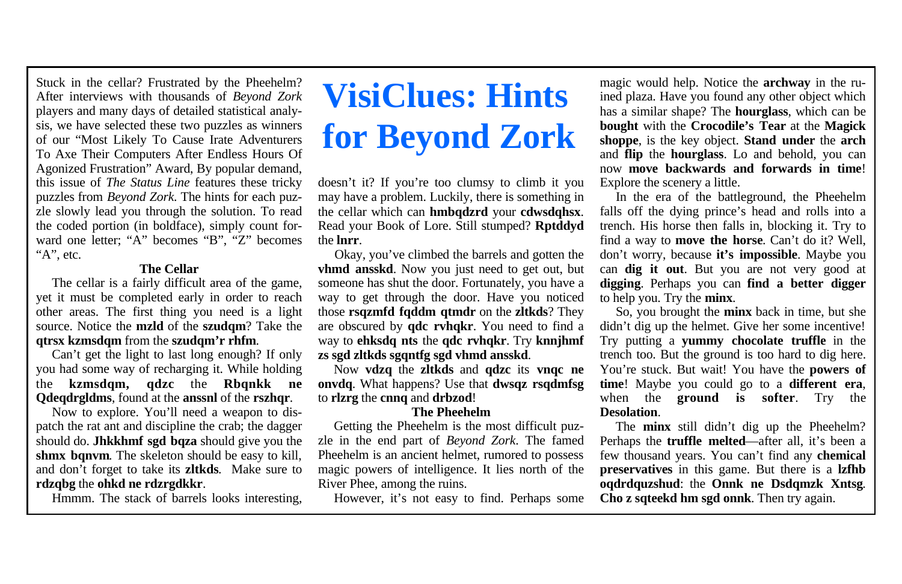# VisiClues: Hints for Beyond Zork

Stuck in the cellar? Frustrated by the Pheehelm? After interviews with thousands of *Beyond Zork* players and many days of detailed statistical analysis, we have selected these two puzzles as winners of our "Most Likely To Cause Irate Adventurers To Axe Their Computers After Endless Hours Of Agonized Frustration" Award, By popular demand, this issue of *The Status Line* features these tricky puzzles from *Beyond Zork*. The hints for each puzzle slowly lead you through the solution. To read the coded portion (in boldface), simply count forward one letter; "A" becomes "B", "Z" becomes "A", etc.

### The Cellar

The cellar is a fairly difficult area of the game, yet it must be completed early in order to reach other areas. The first thing you need is a light source. Notice the **mzld** of the **szudqm**? Take the **qtrsx kzmsdqm** from the **szudqm'r rhfm**.

Can't get the light to last long enough? If only you had some way of recharging it. While holding the **kzmsdqm, qdzc** the **Rbqnkk ne Qdeqdrgldms**, found at the **anssnl** of the **rszhqr**.

Now to explore. You'll need a weapon to dispatch the rat ant and discipline the crab; the dagger should do. **Jhkkhmf sgd bqza** should give you the **shmx bqnvm**. The skeleton should be easy to kill, and don't forget to take its **zltkds**. Make sure to **rdzqbg** the **ohkd ne rdzrgdkkr**.

Hmmm. The stack of barrels looks interesting, doesn't it? If you're too clumsy to climb it you may have a problem. Luckily, there is something in the cellar which can **hmbqdzrd** your **cdwsdqhsx**. Read your Book of Lore. Still stumped? **Rptddyd** the **lnrr**.

Okay, you've climbed the barrels and gotten the **vhmd ansskd**. Now you just need to get out, but someone has shut the door. Fortunately, you have a way to get through the door. Have you noticed those **rsqzmfd fqddm qtmdr** on the **zltkds**? They are obscured by **qdc rvhqkr**. You need to find a way to **ehksdq nts** the **qdc rvhqkr**. Try **knnjhmf zs sgd zltkds sgqntfg sgd vhmd ansskd**.

Now **vdzq** the **zltkds** and **qdzc** its **vnqc ne onvdq**. What happens? Use that **dwsqz rsqdmfsg** to **rlzrg** the **cnnq** and **drbzod**!

### The Pheehelm

Getting the Pheehelm is the most difficult puzzle in the end part of *Beyond Zork*. The famed Pheehelm is an ancient helmet, rumored to possess magic powers of intelligence. It lies north of the River Phee, among the ruins.

However, it's not easy to find. Perhaps some magic would help. Notice the **archway** in the ruined plaza. Have you found any other object which has a similar shape? The **hourglass**, which can be **bought** with the **Crocodile's Tear** at the **Magick shoppe**, is the key object. **Stand under** the **arch** and **flip** the **hourglass**. Lo and behold, you can now **move backwards and forwards in time**! Explore the scenery a little.

In the era of the battleground, the Pheehelm falls off the dying prince's head and rolls into a trench. His horse then falls in, blocking it. Try to find a way to **move the horse**. Can't do it? Well, don't worry, because **it's impossible**. Maybe you can **dig it out**. But you are not very good at **digging**. Perhaps you can **find a better digger** to help you. Try the **minx**.

So, you brought the **minx** back in time, but she didn't dig up the helmet. Give her some incentive! Try putting a **yummy chocolate truffle** in the trench too. But the ground is too hard to dig here. You're stuck. But wait! You have the **powers of time**! Maybe you could go to a **different era**, when the **ground is softer**. Try the **Desolation**.

The **minx** still didn't dig up the Pheehelm? Perhaps the **truffle melted**—after all, it's been a few thousand years. You can't find any **chemical preservatives** in this game. But there is a **lzfhb oqdrdquzshud**: the **Onnk ne Dsdqmzk Xntsg**. **Cho z sqteekd hm sgd onnk**. Then try again.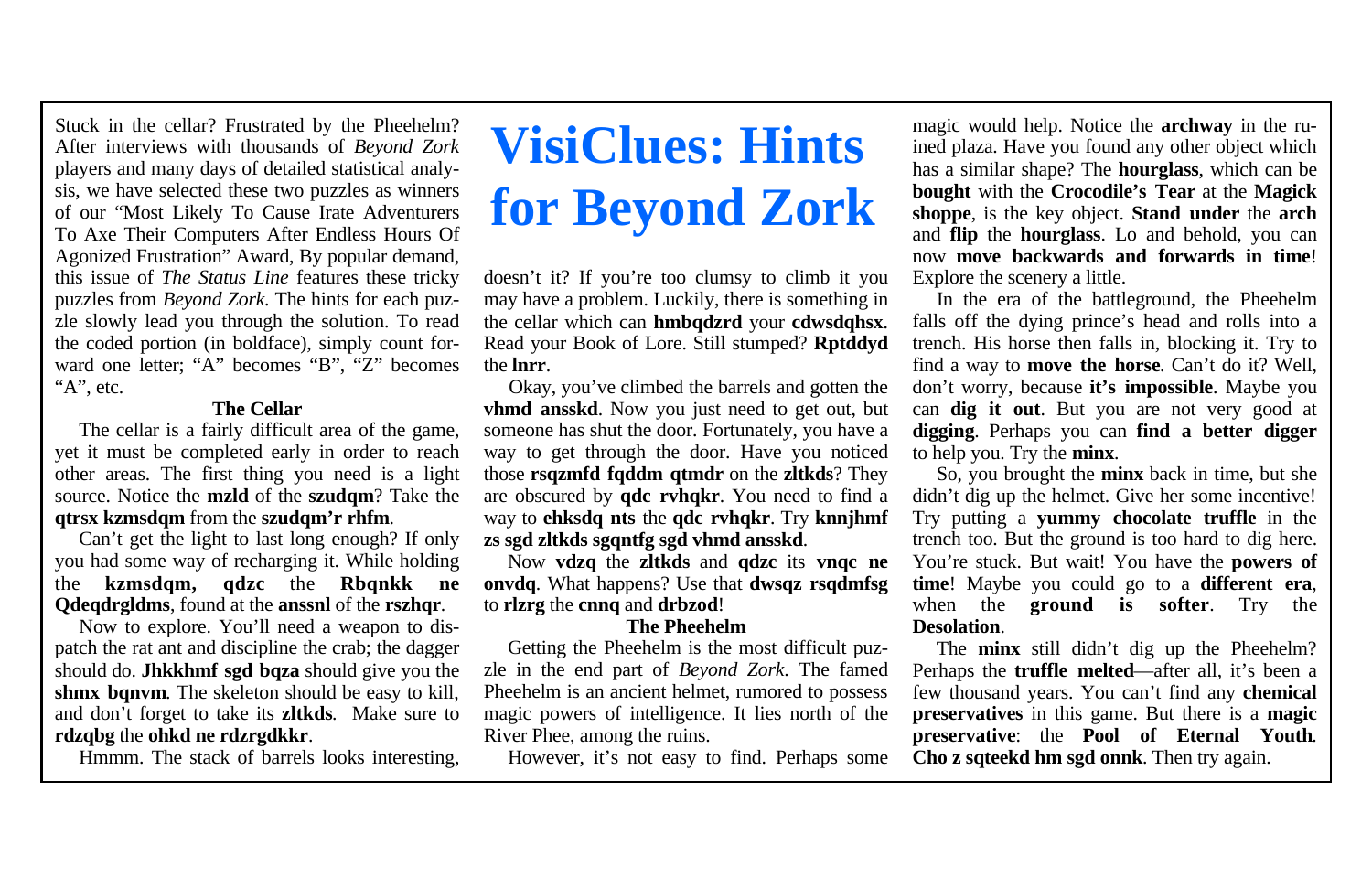# VisiClues: Hints for Beyond Zork

Stuck in the cellar? Frustrated by the Pheehelm? After interviews with thousands of *Beyond Zork* players and many days of detailed statistical analysis, we have selected these two puzzles as winners of our "Most Likely To Cause Irate Adventurers To Axe Their Computers After Endless Hours Of Agonized Frustration" Award, By popular demand, this issue of *The Status Line* features these tricky puzzles from *Beyond Zork*. The hints for each puzzle slowly lead you through the solution. To read the coded portion (in boldface), simply count forward one letter; "A" becomes "B", "Z" becomes "A", etc.

### The Cellar

The cellar is a fairly difficult area of the game, yet it must be completed early in order to reach other areas. The first thing you need is a light source. Notice the **mzld** of the **szudqm**? Take the **qtrsx kzmsdqm** from the **szudqm'r rhfm**.

Can't get the light to last long enough? If only you had some way of recharging it. While holding the **kzmsdqm, qdzc** the **Rbqnkk ne Qdeqdrgldms**, found at the **anssnl** of the **rszhqr**.

Now to explore. You'll need a weapon to dispatch the rat ant and discipline the crab; the dagger should do. **Jhkkhmf sgd bqza** should give you the **shmx bqnvm**. The skeleton should be easy to kill, and don't forget to take its **zltkds**. Make sure to **rdzqbg** the **ohkd ne rdzrgdkkr**.

Hmmm. The stack of barrels looks interesting, doesn't it? If you're too clumsy to climb it you may have a problem. Luckily, there is something in the cellar which can **hmbqdzrd** your **cdwsdqhsx**. Read your Book of Lore. Still stumped? **Rptddyd** the **lnrr**.

Okay, you've climbed the barrels and gotten the **vhmd ansskd**. Now you just need to get out, but someone has shut the door. Fortunately, you have a way to get through the door. Have you noticed those **rsqzmfd fqddm qtmdr** on the **zltkds**? They are obscured by **qdc rvhqkr**. You need to find a way to **ehksdq nts** the **qdc rvhqkr**. Try **knnjhmf zs sgd zltkds sgqntfg sgd vhmd ansskd**.

Now **vdzq** the **zltkds** and **qdzc** its **vnqc ne onvdq**. What happens? Use that **dwsqz rsqdmfsg** to **rlzrg** the **cnnq** and **drbzod**!

### The Pheehelm

Getting the Pheehelm is the most difficult puzzle in the end part of *Beyond Zork*. The famed Pheehelm is an ancient helmet, rumored to possess magic powers of intelligence. It lies north of the River Phee, among the ruins.

However, it's not easy to find. Perhaps some magic would help. Notice the **archway** in the ruined plaza. Have you found any other object which has a similar shape? The **hourglass**, which can be **bought** with the **Crocodile's Tear** at the **Magick shoppe**, is the key object. **Stand under** the **arch** and **flip** the **hourglass**. Lo and behold, you can now **move backwards and forwards in time**! Explore the scenery a little.

In the era of the battleground, the Pheehelm falls off the dying prince's head and rolls into a trench. His horse then falls in, blocking it. Try to find a way to **move the horse**. Can't do it? Well, don't worry, because **it's impossible**. Maybe you can **dig it out**. But you are not very good at **digging**. Perhaps you can **find a better digger** to help you. Try the **minx**.

So, you brought the **minx** back in time, but she didn't dig up the helmet. Give her some incentive! Try putting a **yummy chocolate truffle** in the trench too. But the ground is too hard to dig here. You're stuck. But wait! You have the **powers of time**! Maybe you could go to a **different era**, when the **ground is softer**. Try the **Desolation**.

The **minx** still didn't dig up the Pheehelm? Perhaps the **truffle melted**—after all, it's been a few thousand years. You can't find any **chemical preservatives** in this game. But there is a **magic preservative**: the **Pool of Eternal Youth**. **Cho z sqteekd hm sgd onnk**. Then try again.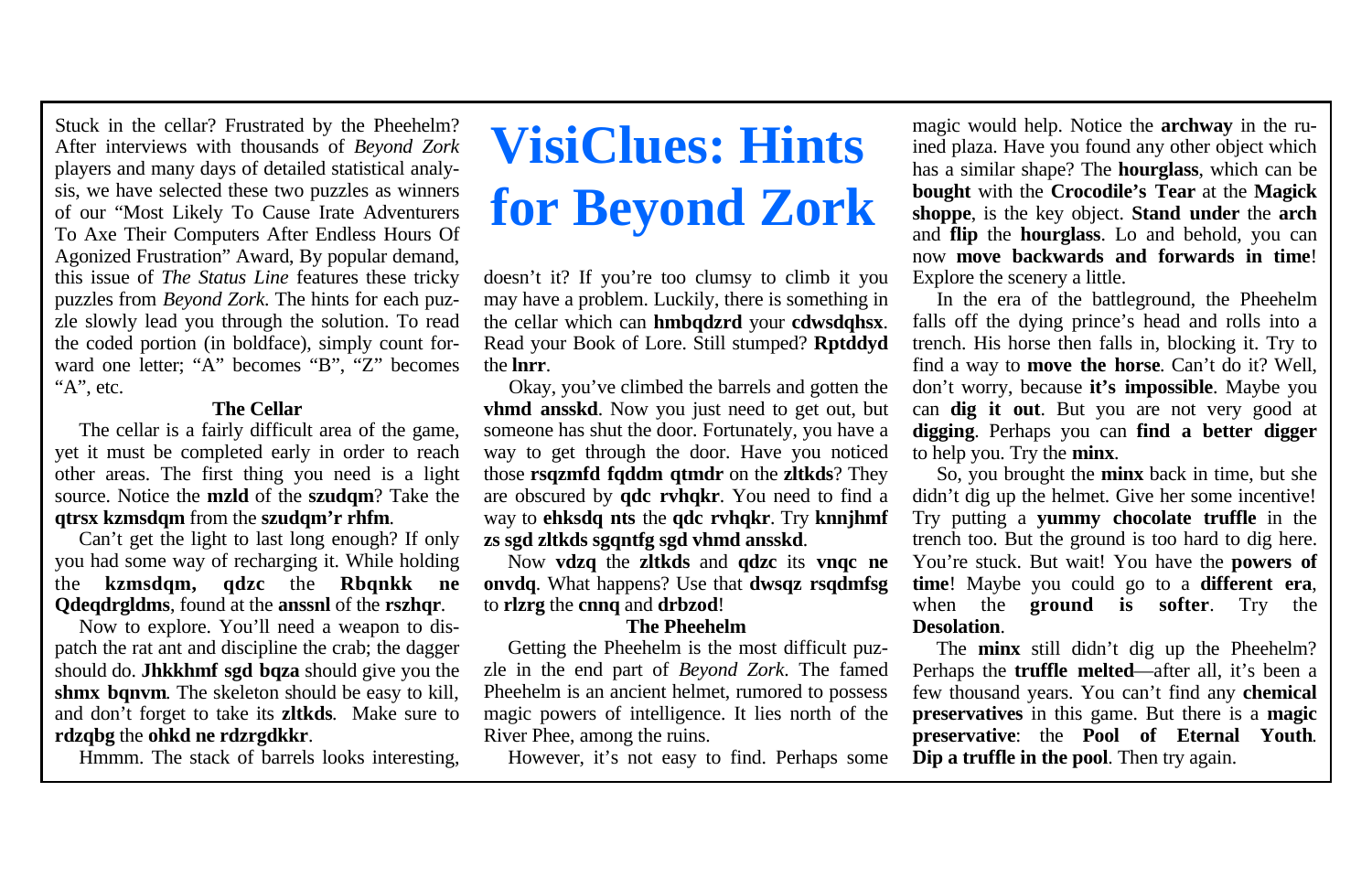# VisiClues: Hints for Beyond Zork

Stuck in the cellar? Frustrated by the Pheehelm? After interviews with thousands of *Beyond Zork* players and many days of detailed statistical analysis, we have selected these two puzzles as winners of our "Most Likely To Cause Irate Adventurers To Axe Their Computers After Endless Hours Of Agonized Frustration" Award, By popular demand, this issue of *The Status Line* features these tricky puzzles from *Beyond Zork*. The hints for each puzzle slowly lead you through the solution. To read the coded portion (in boldface), simply count forward one letter; "A" becomes "B", "Z" becomes "A", etc.

### The Cellar

The cellar is a fairly difficult area of the game, yet it must be completed early in order to reach other areas. The first thing you need is a light source. Notice the **mzld** of the **szudqm**? Take the **qtrsx kzmsdqm** from the **szudqm'r rhfm**.

Can't get the light to last long enough? If only you had some way of recharging it. While holding the **kzmsdqm, qdzc** the **Rbqnkk ne Qdeqdrgldms**, found at the **anssnl** of the **rszhqr**.

Now to explore. You'll need a weapon to dispatch the rat ant and discipline the crab; the dagger should do. **Jhkkhmf sgd bqza** should give you the **shmx bqnvm**. The skeleton should be easy to kill, and don't forget to take its **zltkds**. Make sure to **rdzqbg** the **ohkd ne rdzrgdkkr**.

Hmmm. The stack of barrels looks interesting, doesn't it? If you're too clumsy to climb it you may have a problem. Luckily, there is something in the cellar which can **hmbqdzrd** your **cdwsdqhsx**. Read your Book of Lore. Still stumped? **Rptddyd** the **lnrr**.

Okay, you've climbed the barrels and gotten the **vhmd ansskd**. Now you just need to get out, but someone has shut the door. Fortunately, you have a way to get through the door. Have you noticed those **rsqzmfd fqddm qtmdr** on the **zltkds**? They are obscured by **qdc rvhqkr**. You need to find a way to **ehksdq nts** the **qdc rvhqkr**. Try **knnjhmf zs sgd zltkds sgqntfg sgd vhmd ansskd**.

Now **vdzq** the **zltkds** and **qdzc** its **vnqc ne onvdq**. What happens? Use that **dwsqz rsqdmfsg** to **rlzrg** the **cnnq** and **drbzod**!

### The Pheehelm

Getting the Pheehelm is the most difficult puzzle in the end part of *Beyond Zork*. The famed Pheehelm is an ancient helmet, rumored to possess magic powers of intelligence. It lies north of the River Phee, among the ruins.

However, it's not easy to find. Perhaps some magic would help. Notice the **archway** in the ruined plaza. Have you found any other object which has a similar shape? The **hourglass**, which can be **bought** with the **Crocodile's Tear** at the **Magick shoppe**, is the key object. **Stand under** the **arch** and **flip** the **hourglass**. Lo and behold, you can now **move backwards and forwards in time**! Explore the scenery a little.

In the era of the battleground, the Pheehelm falls off the dying prince's head and rolls into a trench. His horse then falls in, blocking it. Try to find a way to **move the horse**. Can't do it? Well, don't worry, because **it's impossible**. Maybe you can **dig it out**. But you are not very good at **digging**. Perhaps you can **find a better digger** to help you. Try the **minx**.

So, you brought the **minx** back in time, but she didn't dig up the helmet. Give her some incentive! Try putting a **yummy chocolate truffle** in the trench too. But the ground is too hard to dig here. You're stuck. But wait! You have the **powers of time**! Maybe you could go to a **different era**, when the **ground is softer**. Try the **Desolation**.

The **minx** still didn't dig up the Pheehelm? Perhaps the **truffle melted**—after all, it's been a few thousand years. You can't find any **chemical preservatives** in this game. But there is a **magic preservative**: the **Pool of Eternal Youth**. **Dip a truffle in the pool**. Then try again.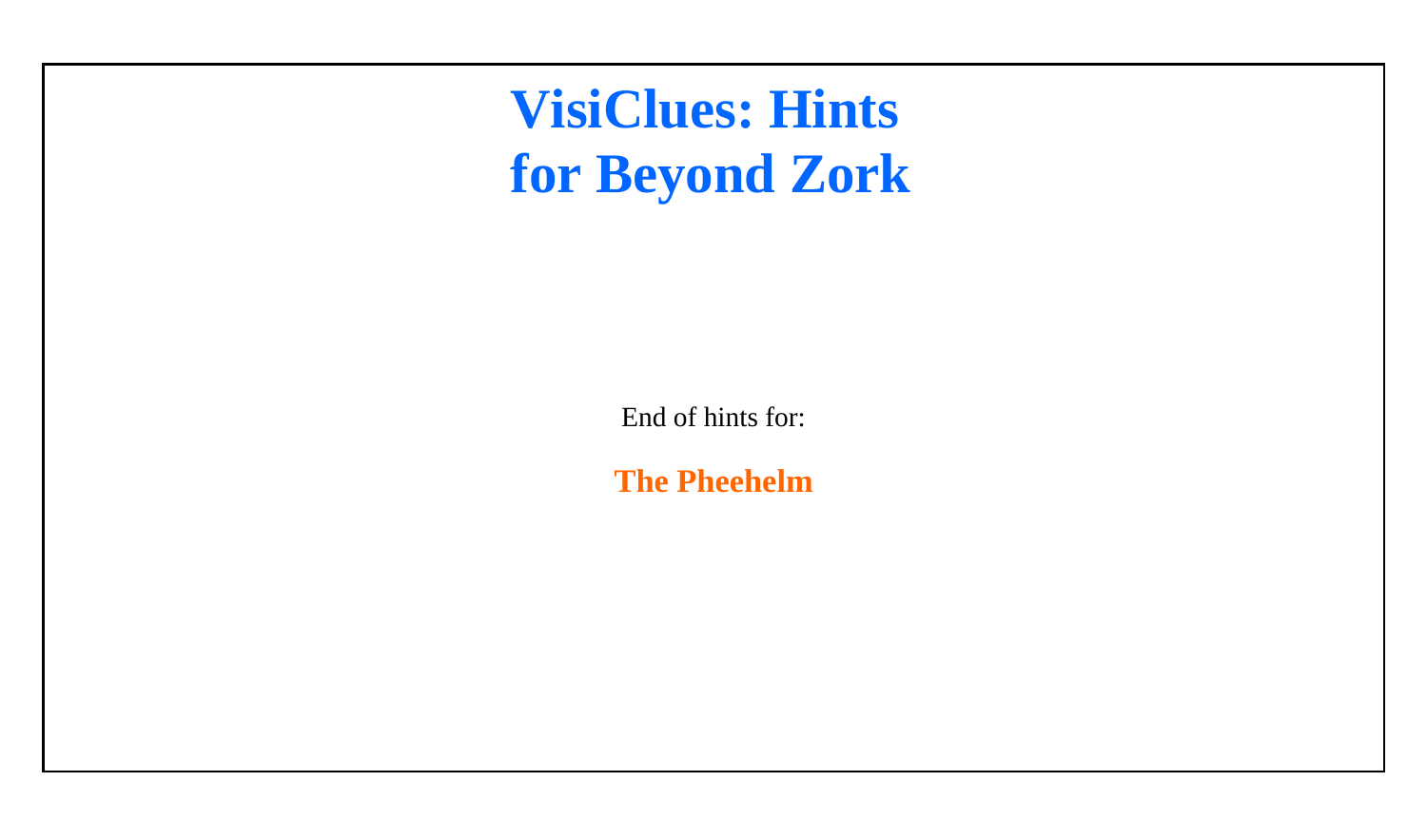# VisiClues: Hints for Beyond Zork

End of hints for:

**The Pheehelm**